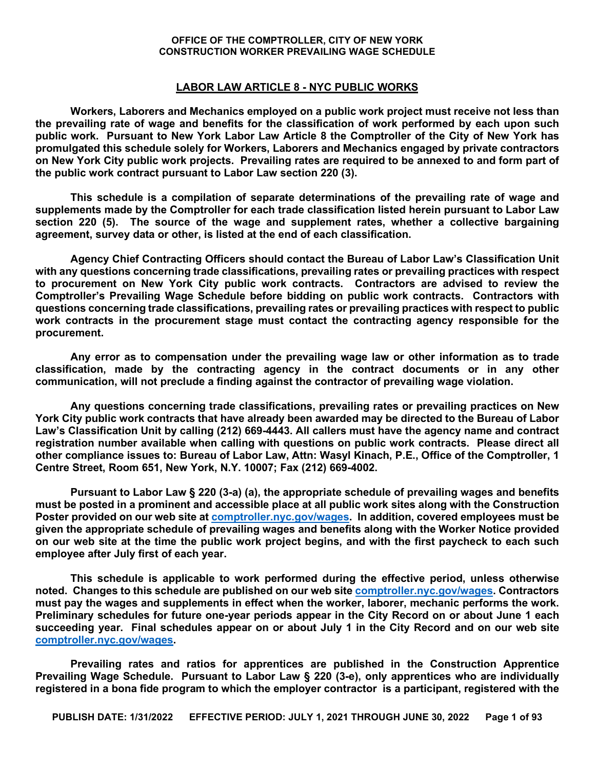**OFFICE OF THE COMPTROLLER, CITY OF NEW YORK**
**CONSTRUCTION WORKER PREVAILING WAGE SCHEDULE**

## LABOR LAW ARTICLE 8 - NYC PUBLIC WORKS

**Workers, Laborers and Mechanics employed on a public work project must receive not less than the prevailing rate of wage and benefits for the classification of work performed by each upon such public work. Pursuant to New York Labor Law Article 8 the Comptroller of the City of New York has promulgated this schedule solely for Workers, Laborers and Mechanics engaged by private contractors on New York City public work projects. Prevailing rates are required to be annexed to and form part of the public work contract pursuant to Labor Law section 220 (3).**

**This schedule is a compilation of separate determinations of the prevailing rate of wage and supplements made by the Comptroller for each trade classification listed herein pursuant to Labor Law section 220 (5). The source of the wage and supplement rates, whether a collective bargaining agreement, survey data or other, is listed at the end of each classification.**

**Agency Chief Contracting Officers should contact the Bureau of Labor Law's Classification Unit with any questions concerning trade classifications, prevailing rates or prevailing practices with respect to procurement on New York City public work contracts. Contractors are advised to review the Comptroller's Prevailing Wage Schedule before bidding on public work contracts. Contractors with questions concerning trade classifications, prevailing rates or prevailing practices with respect to public work contracts in the procurement stage must contact the contracting agency responsible for the procurement.**

**Any error as to compensation under the prevailing wage law or other information as to trade classification, made by the contracting agency in the contract documents or in any other communication, will not preclude a finding against the contractor of prevailing wage violation.**

**Any questions concerning trade classifications, prevailing rates or prevailing practices on New York City public work contracts that have already been awarded may be directed to the Bureau of Labor Law's Classification Unit by calling (212) 669-4443. All callers must have the agency name and contract registration number available when calling with questions on public work contracts. Please direct all other compliance issues to: Bureau of Labor Law, Attn: Wasyl Kinach, P.E., Office of the Comptroller, 1 Centre Street, Room 651, New York, N.Y. 10007; Fax (212) 669-4002.**

**Pursuant to Labor Law § 220 (3-a) (a), the appropriate schedule of prevailing wages and benefits must be posted in a prominent and accessible place at all public work sites along with the Construction Poster provided on our web site at [comptroller.nyc.gov/wages](comptroller.nyc.gov/wages). In addition, covered employees must be given the appropriate schedule of prevailing wages and benefits along with the Worker Notice provided on our web site at the time the public work project begins, and with the first paycheck to each such employee after July first of each year.**

**This schedule is applicable to work performed during the effective period, unless otherwise noted. Changes to this schedule are published on our web site [comptroller.nyc.gov/wages](comptroller.nyc.gov/wages). Contractors must pay the wages and supplements in effect when the worker, laborer, mechanic performs the work. Preliminary schedules for future one-year periods appear in the City Record on or about June 1 each succeeding year. Final schedules appear on or about July 1 in the City Record and on our web site [comptroller.nyc.gov/wages](comptroller.nyc.gov/wages).**

**Prevailing rates and ratios for apprentices are published in the Construction Apprentice Prevailing Wage Schedule. Pursuant to Labor Law § 220 (3-e), only apprentices who are individually registered in a bona fide program to which the employer contractor is a participant, registered with the**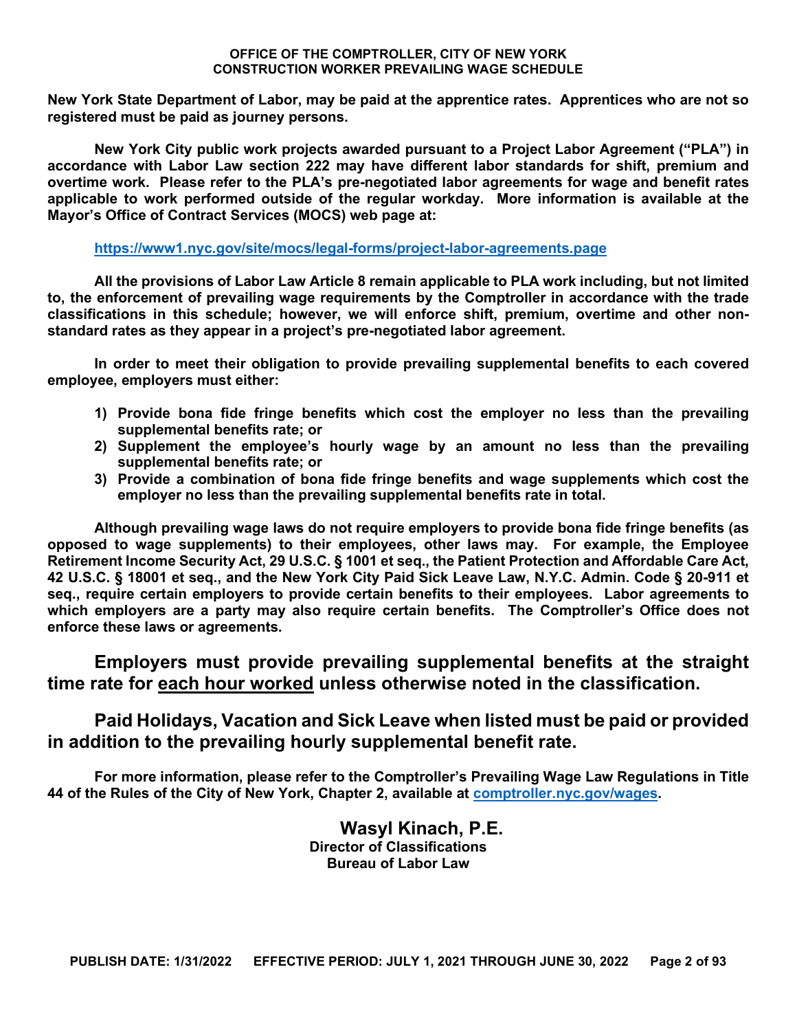**New York State Department of Labor, may be paid at the apprentice rates. Apprentices who are not so registered must be paid as journey persons.**

**New York City public work projects awarded pursuant to a Project Labor Agreement ("PLA") in accordance with Labor Law section 222 may have different labor standards for shift, premium and overtime work. Please refer to the PLA's pre-negotiated labor agreements for wage and benefit rates applicable to work performed outside of the regular workday. More information is available at the Mayor's Office of Contract Services (MOCS) web page at:**

**https://www1.nyc.gov/site/mocs/legal-forms/project-labor-agreements.page**

**All the provisions of Labor Law Article 8 remain applicable to PLA work including, but not limited to, the enforcement of prevailing wage requirements by the Comptroller in accordance with the trade classifications in this schedule; however, we will enforce shift, premium, overtime and other non-standard rates as they appear in a project's pre-negotiated labor agreement.**

**In order to meet their obligation to provide prevailing supplemental benefits to each covered employee, employers must either:**

1) **Provide bona fide fringe benefits which cost the employer no less than the prevailing supplemental benefits rate; or**
2) **Supplement the employee's hourly wage by an amount no less than the prevailing supplemental benefits rate; or**
3) **Provide a combination of bona fide fringe benefits and wage supplements which cost the employer no less than the prevailing supplemental benefits rate in total.**

**Although prevailing wage laws do not require employers to provide bona fide fringe benefits (as opposed to wage supplements) to their employees, other laws may. For example, the Employee Retirement Income Security Act, 29 U.S.C. § 1001 et seq., the Patient Protection and Affordable Care Act, 42 U.S.C. § 18001 et seq., and the New York City Paid Sick Leave Law, N.Y.C. Admin. Code § 20-911 et seq., require certain employers to provide certain benefits to their employees. Labor agreements to which employers are a party may also require certain benefits. The Comptroller's Office does not enforce these laws or agreements.**

## Employers must provide prevailing supplemental benefits at the straight time rate for each hour worked unless otherwise noted in the classification.

## Paid Holidays, Vacation and Sick Leave when listed must be paid or provided in addition to the prevailing hourly supplemental benefit rate.

**For more information, please refer to the Comptroller's Prevailing Wage Law Regulations in Title 44 of the Rules of the City of New York, Chapter 2, available at comptroller.nyc.gov/wages.**

**Wasyl Kinach, P.E.**
**Director of Classifications**
**Bureau of Labor Law**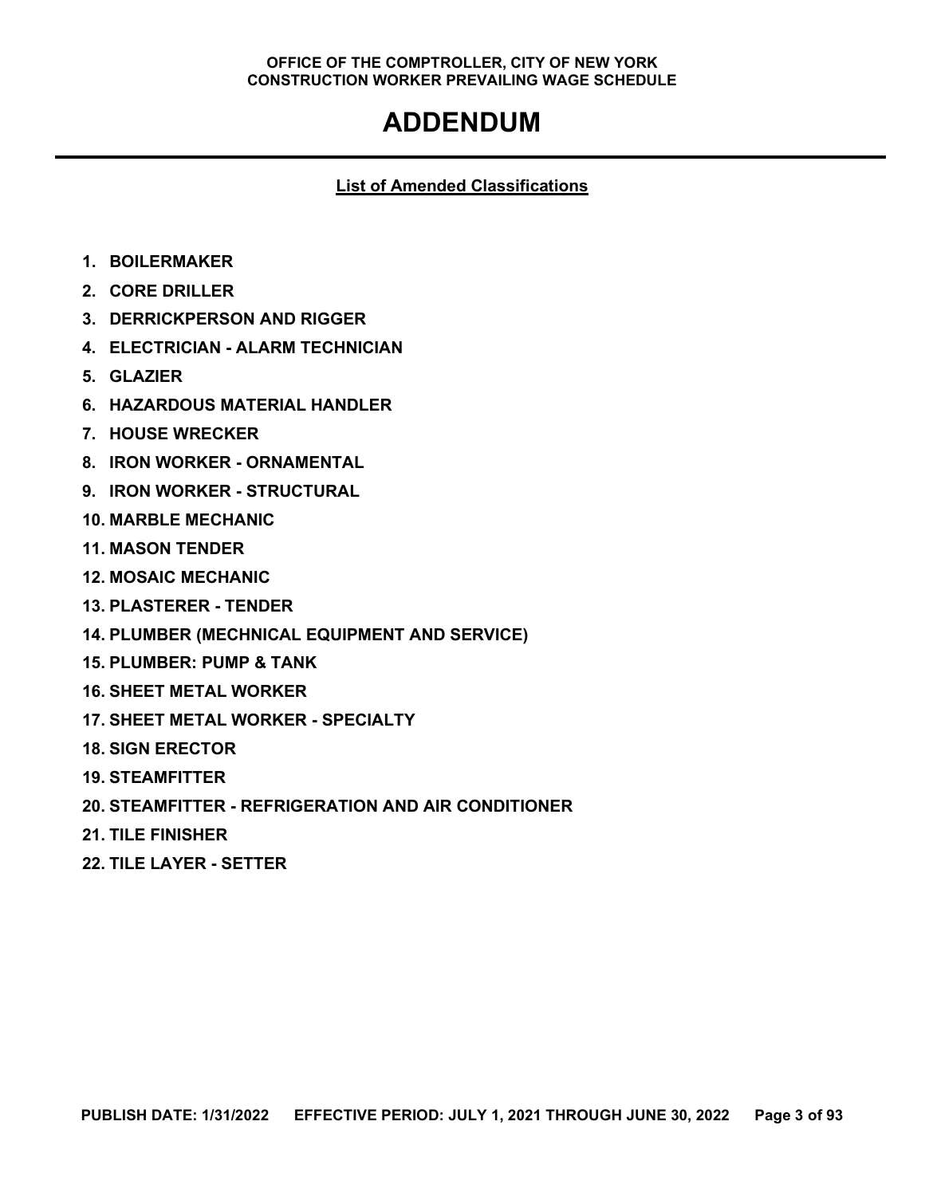# ADDENDUM

**List of Amended Classifications**

1. **BOILERMAKER**
2. **CORE DRILLER**
3. **DERRICKPERSON AND RIGGER**
4. **ELECTRICIAN - ALARM TECHNICIAN**
5. **GLAZIER**
6. **HAZARDOUS MATERIAL HANDLER**
7. **HOUSE WRECKER**
8. **IRON WORKER - ORNAMENTAL**
9. **IRON WORKER - STRUCTURAL**
10. **MARBLE MECHANIC**
11. **MASON TENDER**
12. **MOSAIC MECHANIC**
13. **PLASTERER - TENDER**
14. **PLUMBER (MECHNICAL EQUIPMENT AND SERVICE)**
15. **PLUMBER: PUMP & TANK**
16. **SHEET METAL WORKER**
17. **SHEET METAL WORKER - SPECIALTY**
18. **SIGN ERECTOR**
19. **STEAMFITTER**
20. **STEAMFITTER - REFRIGERATION AND AIR CONDITIONER**
21. **TILE FINISHER**
22. **TILE LAYER - SETTER**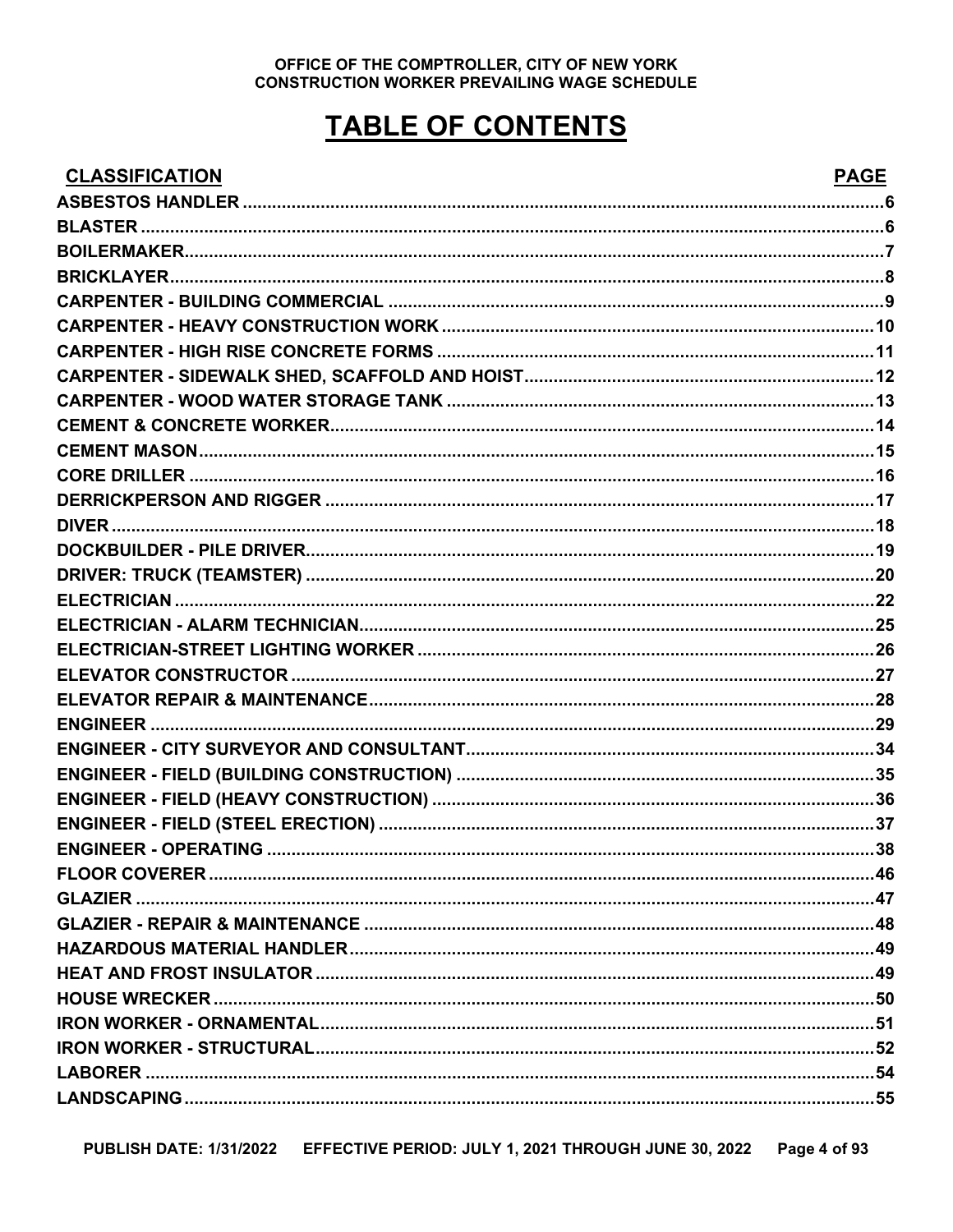# TABLE OF CONTENTS

| CLASSIFICATION | PAGE |
| --- | --- |
| ASBESTOS HANDLER | 6 |
| BLASTER | 6 |
| BOILERMAKER | 7 |
| BRICKLAYER | 8 |
| CARPENTER - BUILDING COMMERCIAL | 9 |
| CARPENTER - HEAVY CONSTRUCTION WORK | 10 |
| CARPENTER - HIGH RISE CONCRETE FORMS | 11 |
| CARPENTER - SIDEWALK SHED, SCAFFOLD AND HOIST | 12 |
| CARPENTER - WOOD WATER STORAGE TANK | 13 |
| CEMENT & CONCRETE WORKER | 14 |
| CEMENT MASON | 15 |
| CORE DRILLER | 16 |
| DERRICKPERSON AND RIGGER | 17 |
| DIVER | 18 |
| DOCKBUILDER - PILE DRIVER | 19 |
| DRIVER: TRUCK (TEAMSTER) | 20 |
| ELECTRICIAN | 22 |
| ELECTRICIAN - ALARM TECHNICIAN | 25 |
| ELECTRICIAN-STREET LIGHTING WORKER | 26 |
| ELEVATOR CONSTRUCTOR | 27 |
| ELEVATOR REPAIR & MAINTENANCE | 28 |
| ENGINEER | 29 |
| ENGINEER - CITY SURVEYOR AND CONSULTANT | 34 |
| ENGINEER - FIELD (BUILDING CONSTRUCTION) | 35 |
| ENGINEER - FIELD (HEAVY CONSTRUCTION) | 36 |
| ENGINEER - FIELD (STEEL ERECTION) | 37 |
| ENGINEER - OPERATING | 38 |
| FLOOR COVERER | 46 |
| GLAZIER | 47 |
| GLAZIER - REPAIR & MAINTENANCE | 48 |
| HAZARDOUS MATERIAL HANDLER | 49 |
| HEAT AND FROST INSULATOR | 49 |
| HOUSE WRECKER | 50 |
| IRON WORKER - ORNAMENTAL | 51 |
| IRON WORKER - STRUCTURAL | 52 |
| LABORER | 54 |
| LANDSCAPING | 55 |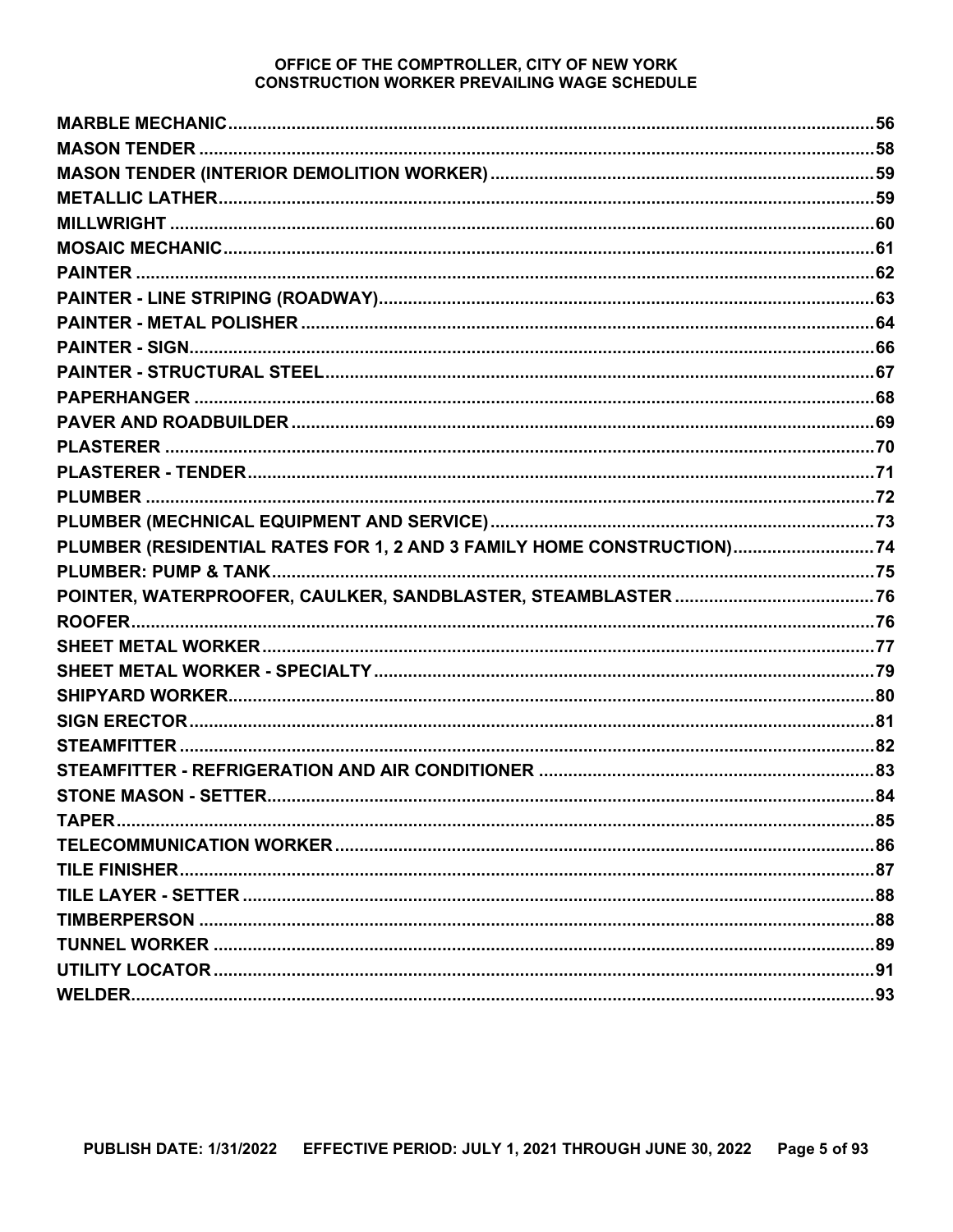**MARBLE MECHANIC** .......... 56
**MASON TENDER** .......... 58
**MASON TENDER (INTERIOR DEMOLITION WORKER)** .......... 59
**METALLIC LATHER** .......... 59
**MILLWRIGHT** .......... 60
**MOSAIC MECHANIC** .......... 61
**PAINTER** .......... 62
**PAINTER - LINE STRIPING (ROADWAY)** .......... 63
**PAINTER - METAL POLISHER** .......... 64
**PAINTER - SIGN** .......... 66
**PAINTER - STRUCTURAL STEEL** .......... 67
**PAPERHANGER** .......... 68
**PAVER AND ROADBUILDER** .......... 69
**PLASTERER** .......... 70
**PLASTERER - TENDER** .......... 71
**PLUMBER** .......... 72
**PLUMBER (MECHNICAL EQUIPMENT AND SERVICE)** .......... 73
**PLUMBER (RESIDENTIAL RATES FOR 1, 2 AND 3 FAMILY HOME CONSTRUCTION)** .......... 74
**PLUMBER: PUMP & TANK** .......... 75
**POINTER, WATERPROOFER, CAULKER, SANDBLASTER, STEAMBLASTER** .......... 76
**ROOFER** .......... 76
**SHEET METAL WORKER** .......... 77
**SHEET METAL WORKER - SPECIALTY** .......... 79
**SHIPYARD WORKER** .......... 80
**SIGN ERECTOR** .......... 81
**STEAMFITTER** .......... 82
**STEAMFITTER - REFRIGERATION AND AIR CONDITIONER** .......... 83
**STONE MASON - SETTER** .......... 84
**TAPER** .......... 85
**TELECOMMUNICATION WORKER** .......... 86
**TILE FINISHER** .......... 87
**TILE LAYER - SETTER** .......... 88
**TIMBERPERSON** .......... 88
**TUNNEL WORKER** .......... 89
**UTILITY LOCATOR** .......... 91
**WELDER** .......... 93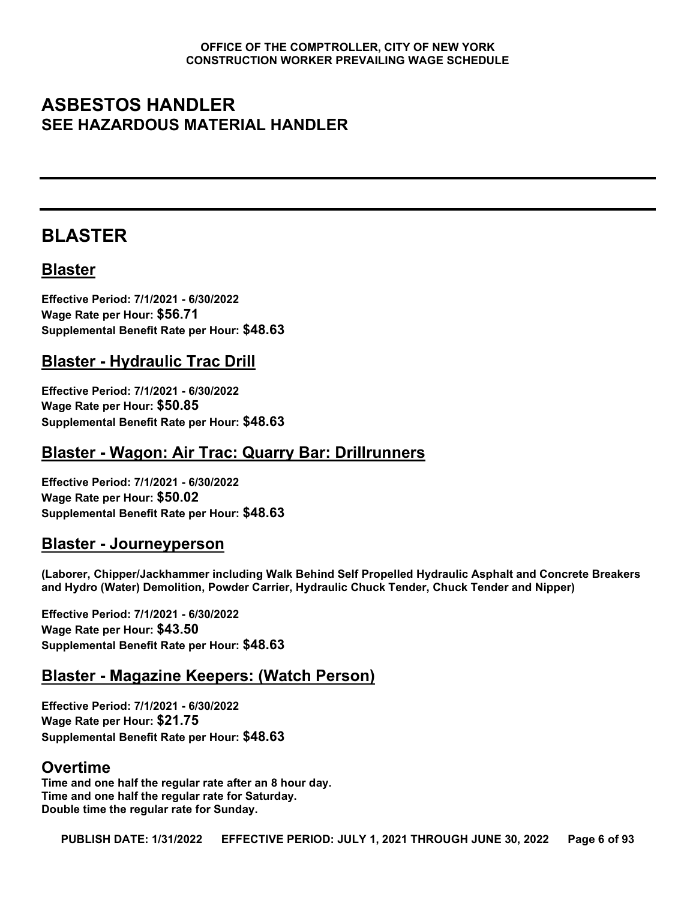# ASBESTOS HANDLER
## SEE HAZARDOUS MATERIAL HANDLER

---

---

# BLASTER

## Blaster

**Effective Period: 7/1/2021 - 6/30/2022**
**Wage Rate per Hour: $56.71**
**Supplemental Benefit Rate per Hour: $48.63**

## Blaster - Hydraulic Trac Drill

**Effective Period: 7/1/2021 - 6/30/2022**
**Wage Rate per Hour: $50.85**
**Supplemental Benefit Rate per Hour: $48.63**

## Blaster - Wagon: Air Trac: Quarry Bar: Drillrunners

**Effective Period: 7/1/2021 - 6/30/2022**
**Wage Rate per Hour: $50.02**
**Supplemental Benefit Rate per Hour: $48.63**

## Blaster - Journeyperson

**(Laborer, Chipper/Jackhammer including Walk Behind Self Propelled Hydraulic Asphalt and Concrete Breakers and Hydro (Water) Demolition, Powder Carrier, Hydraulic Chuck Tender, Chuck Tender and Nipper)**

**Effective Period: 7/1/2021 - 6/30/2022**
**Wage Rate per Hour: $43.50**
**Supplemental Benefit Rate per Hour: $48.63**

## Blaster - Magazine Keepers: (Watch Person)

**Effective Period: 7/1/2021 - 6/30/2022**
**Wage Rate per Hour: $21.75**
**Supplemental Benefit Rate per Hour: $48.63**

## Overtime

**Time and one half the regular rate after an 8 hour day.**
**Time and one half the regular rate for Saturday.**
**Double time the regular rate for Sunday.**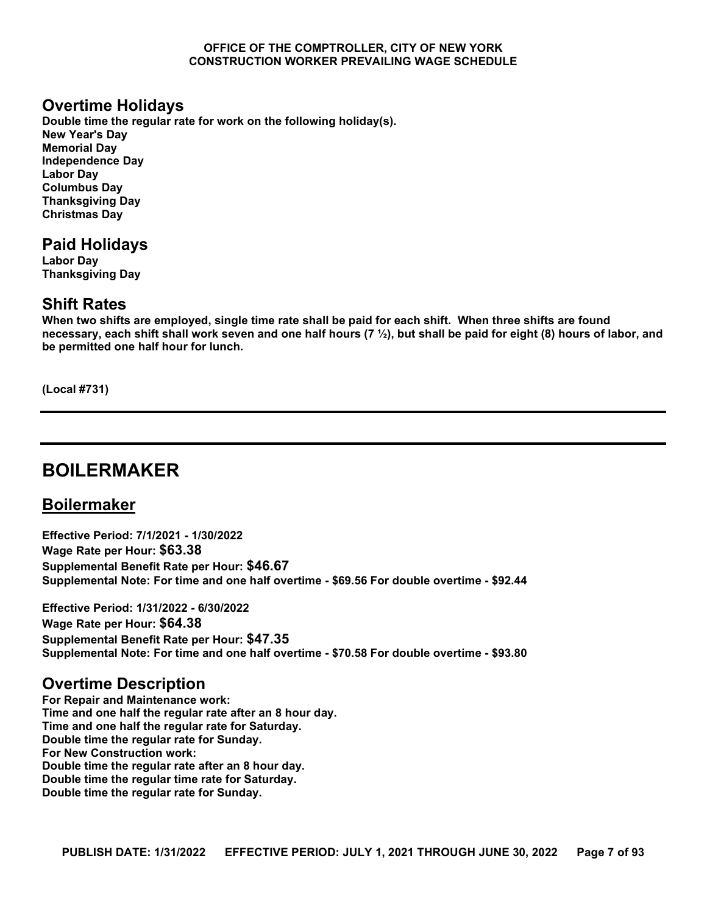## Overtime Holidays

**Double time the regular rate for work on the following holiday(s).**
**New Year's Day**
**Memorial Day**
**Independence Day**
**Labor Day**
**Columbus Day**
**Thanksgiving Day**
**Christmas Day**

## Paid Holidays

**Labor Day**
**Thanksgiving Day**

## Shift Rates

**When two shifts are employed, single time rate shall be paid for each shift. When three shifts are found necessary, each shift shall work seven and one half hours (7 ½), but shall be paid for eight (8) hours of labor, and be permitted one half hour for lunch.**

**(Local #731)**

---

# BOILERMAKER

## Boilermaker

**Effective Period: 7/1/2021 - 1/30/2022**
**Wage Rate per Hour: $63.38**
**Supplemental Benefit Rate per Hour: $46.67**
**Supplemental Note: For time and one half overtime - $69.56 For double overtime - $92.44**

**Effective Period: 1/31/2022 - 6/30/2022**
**Wage Rate per Hour: $64.38**
**Supplemental Benefit Rate per Hour: $47.35**
**Supplemental Note: For time and one half overtime - $70.58 For double overtime - $93.80**

## Overtime Description

**For Repair and Maintenance work:**
**Time and one half the regular rate after an 8 hour day.**
**Time and one half the regular rate for Saturday.**
**Double time the regular rate for Sunday.**
**For New Construction work:**
**Double time the regular rate after an 8 hour day.**
**Double time the regular time rate for Saturday.**
**Double time the regular rate for Sunday.**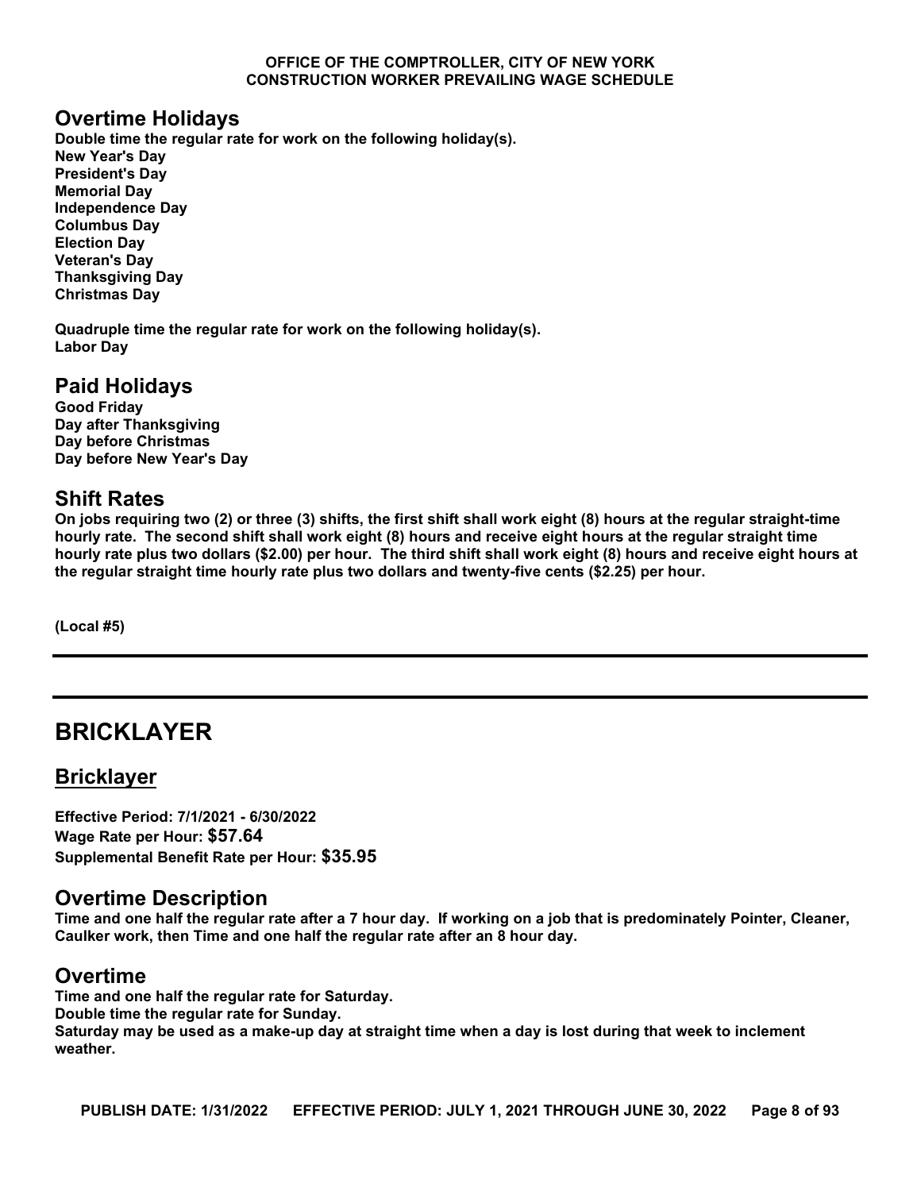## Overtime Holidays

**Double time the regular rate for work on the following holiday(s).**
**New Year's Day**
**President's Day**
**Memorial Day**
**Independence Day**
**Columbus Day**
**Election Day**
**Veteran's Day**
**Thanksgiving Day**
**Christmas Day**

**Quadruple time the regular rate for work on the following holiday(s).**
**Labor Day**

## Paid Holidays

**Good Friday**
**Day after Thanksgiving**
**Day before Christmas**
**Day before New Year's Day**

## Shift Rates

**On jobs requiring two (2) or three (3) shifts, the first shift shall work eight (8) hours at the regular straight-time hourly rate. The second shift shall work eight (8) hours and receive eight hours at the regular straight time hourly rate plus two dollars ($2.00) per hour. The third shift shall work eight (8) hours and receive eight hours at the regular straight time hourly rate plus two dollars and twenty-five cents ($2.25) per hour.**

**(Local #5)**

---

# BRICKLAYER

## Bricklayer

**Effective Period: 7/1/2021 - 6/30/2022**
**Wage Rate per Hour: $57.64**
**Supplemental Benefit Rate per Hour: $35.95**

## Overtime Description

**Time and one half the regular rate after a 7 hour day. If working on a job that is predominately Pointer, Cleaner, Caulker work, then Time and one half the regular rate after an 8 hour day.**

## Overtime

**Time and one half the regular rate for Saturday.**
**Double time the regular rate for Sunday.**
**Saturday may be used as a make-up day at straight time when a day is lost during that week to inclement weather.**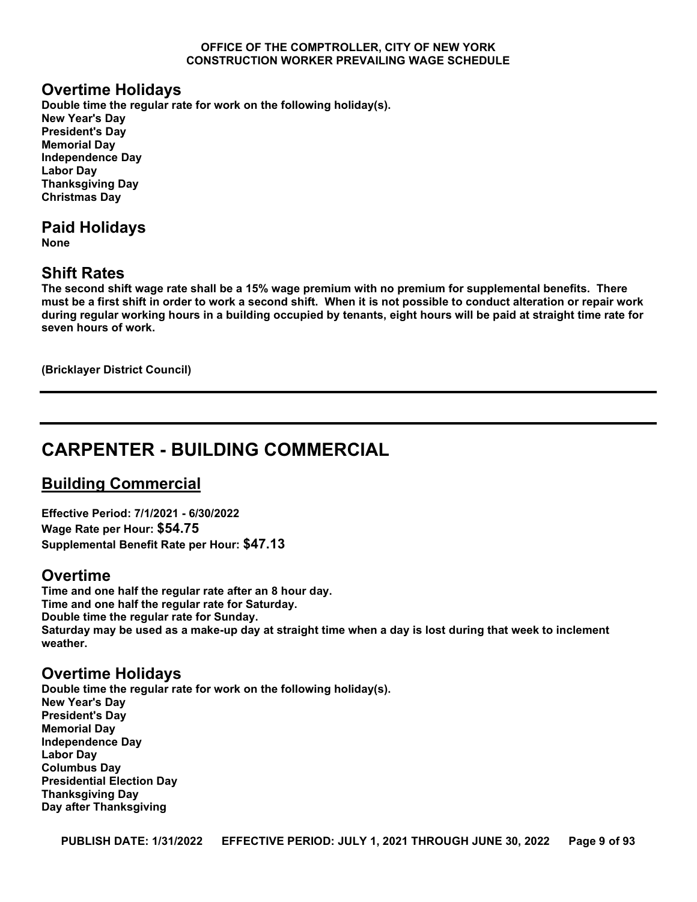## Overtime Holidays

**Double time the regular rate for work on the following holiday(s).**
**New Year's Day**
**President's Day**
**Memorial Day**
**Independence Day**
**Labor Day**
**Thanksgiving Day**
**Christmas Day**

## Paid Holidays

**None**

## Shift Rates

**The second shift wage rate shall be a 15% wage premium with no premium for supplemental benefits. There must be a first shift in order to work a second shift. When it is not possible to conduct alteration or repair work during regular working hours in a building occupied by tenants, eight hours will be paid at straight time rate for seven hours of work.**

**(Bricklayer District Council)**

---

# CARPENTER - BUILDING COMMERCIAL

## Building Commercial

**Effective Period: 7/1/2021 - 6/30/2022**
**Wage Rate per Hour: $54.75**
**Supplemental Benefit Rate per Hour: $47.13**

## Overtime

**Time and one half the regular rate after an 8 hour day.**
**Time and one half the regular rate for Saturday.**
**Double time the regular rate for Sunday.**
**Saturday may be used as a make-up day at straight time when a day is lost during that week to inclement weather.**

## Overtime Holidays

**Double time the regular rate for work on the following holiday(s).**
**New Year's Day**
**President's Day**
**Memorial Day**
**Independence Day**
**Labor Day**
**Columbus Day**
**Presidential Election Day**
**Thanksgiving Day**
**Day after Thanksgiving**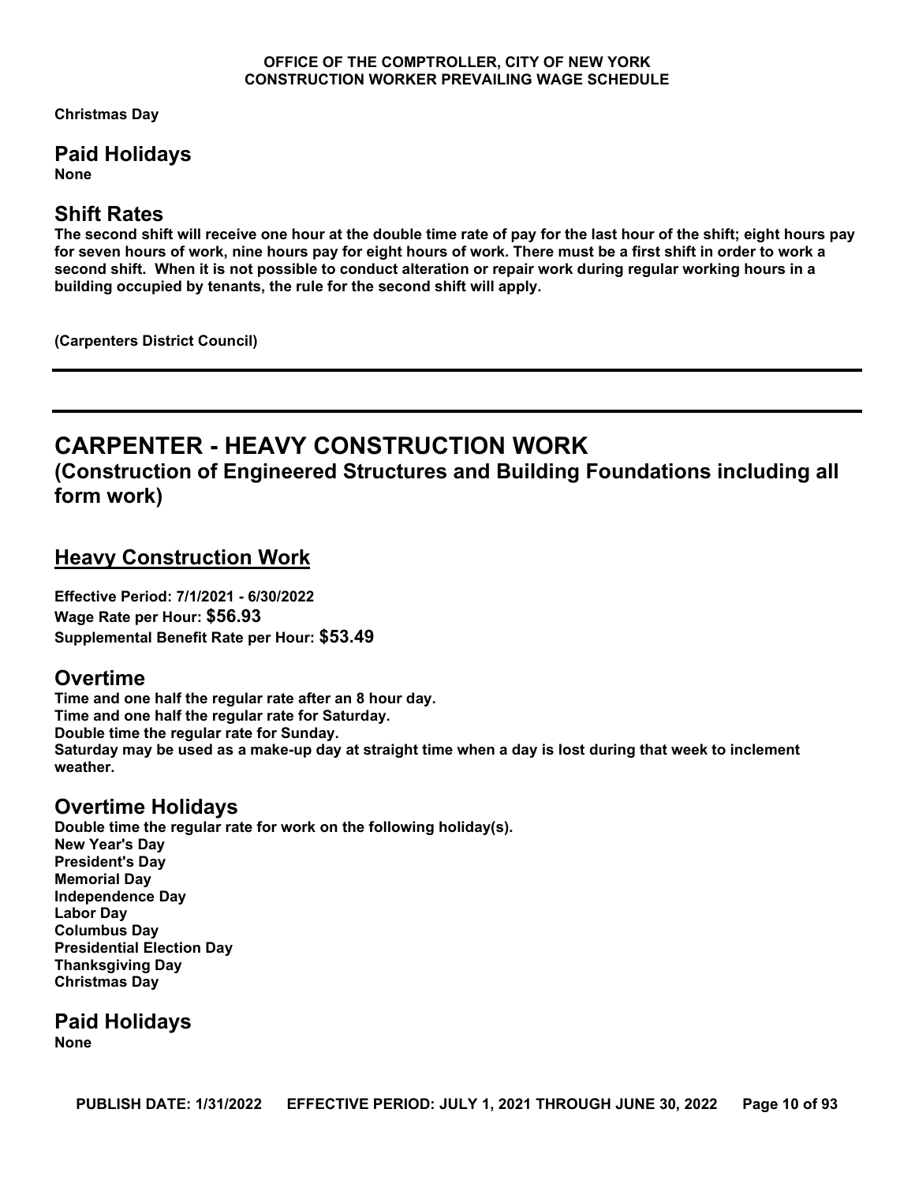**Christmas Day**

## Paid Holidays

**None**

## Shift Rates

**The second shift will receive one hour at the double time rate of pay for the last hour of the shift; eight hours pay for seven hours of work, nine hours pay for eight hours of work. There must be a first shift in order to work a second shift. When it is not possible to conduct alteration or repair work during regular working hours in a building occupied by tenants, the rule for the second shift will apply.**

**(Carpenters District Council)**

---

---

# CARPENTER - HEAVY CONSTRUCTION WORK

## (Construction of Engineered Structures and Building Foundations including all form work)

### Heavy Construction Work

**Effective Period: 7/1/2021 - 6/30/2022**
**Wage Rate per Hour: $56.93**
**Supplemental Benefit Rate per Hour: $53.49**

## Overtime

**Time and one half the regular rate after an 8 hour day.**
**Time and one half the regular rate for Saturday.**
**Double time the regular rate for Sunday.**
**Saturday may be used as a make-up day at straight time when a day is lost during that week to inclement weather.**

## Overtime Holidays

**Double time the regular rate for work on the following holiday(s).**
**New Year's Day**
**President's Day**
**Memorial Day**
**Independence Day**
**Labor Day**
**Columbus Day**
**Presidential Election Day**
**Thanksgiving Day**
**Christmas Day**

## Paid Holidays

**None**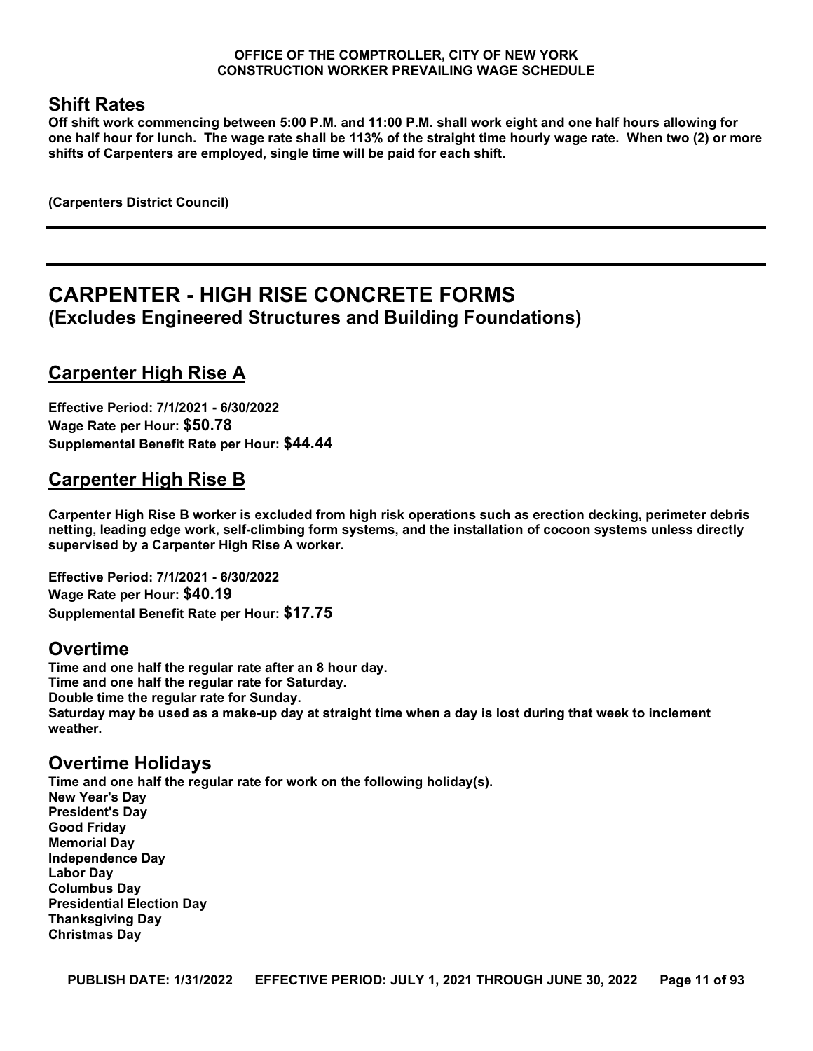## Shift Rates

**Off shift work commencing between 5:00 P.M. and 11:00 P.M. shall work eight and one half hours allowing for one half hour for lunch. The wage rate shall be 113% of the straight time hourly wage rate. When two (2) or more shifts of Carpenters are employed, single time will be paid for each shift.**

**(Carpenters District Council)**

---

---

# CARPENTER - HIGH RISE CONCRETE FORMS
## (Excludes Engineered Structures and Building Foundations)

## Carpenter High Rise A

**Effective Period: 7/1/2021 - 6/30/2022**
**Wage Rate per Hour: $50.78**
**Supplemental Benefit Rate per Hour: $44.44**

## Carpenter High Rise B

**Carpenter High Rise B worker is excluded from high risk operations such as erection decking, perimeter debris netting, leading edge work, self-climbing form systems, and the installation of cocoon systems unless directly supervised by a Carpenter High Rise A worker.**

**Effective Period: 7/1/2021 - 6/30/2022**
**Wage Rate per Hour: $40.19**
**Supplemental Benefit Rate per Hour: $17.75**

## Overtime

**Time and one half the regular rate after an 8 hour day.**
**Time and one half the regular rate for Saturday.**
**Double time the regular rate for Sunday.**
**Saturday may be used as a make-up day at straight time when a day is lost during that week to inclement weather.**

## Overtime Holidays

**Time and one half the regular rate for work on the following holiday(s).**
**New Year's Day**
**President's Day**
**Good Friday**
**Memorial Day**
**Independence Day**
**Labor Day**
**Columbus Day**
**Presidential Election Day**
**Thanksgiving Day**
**Christmas Day**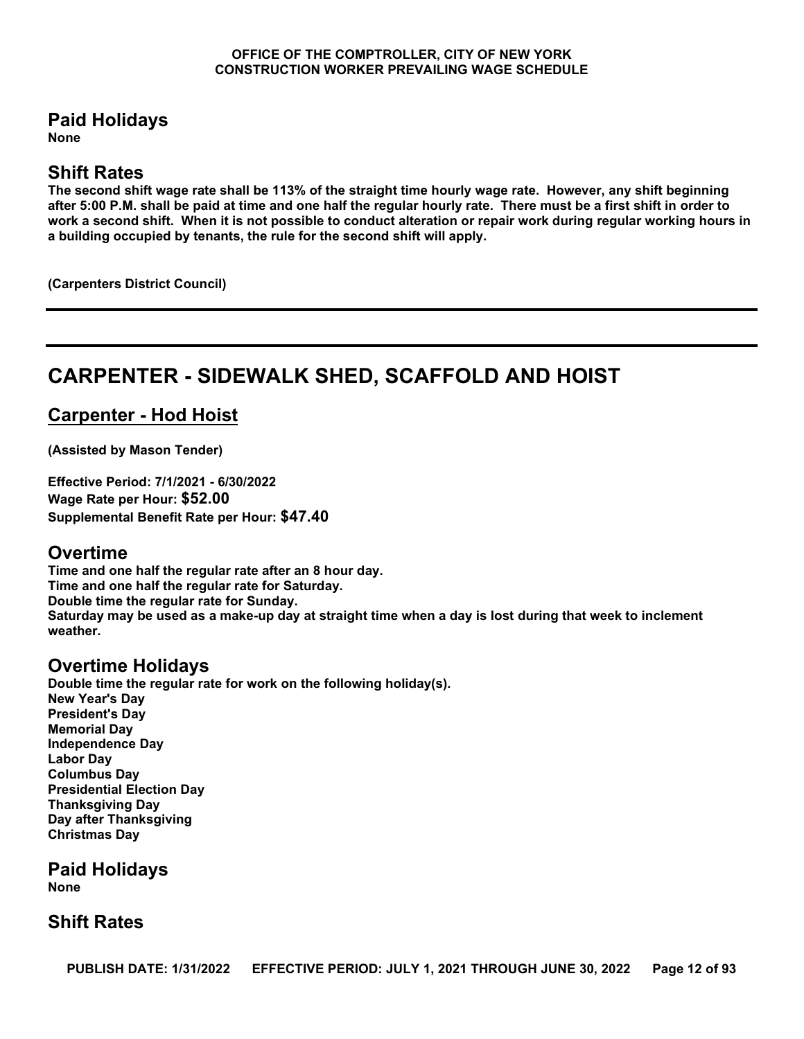## Paid Holidays

**None**

## Shift Rates

**The second shift wage rate shall be 113% of the straight time hourly wage rate. However, any shift beginning after 5:00 P.M. shall be paid at time and one half the regular hourly rate. There must be a first shift in order to work a second shift. When it is not possible to conduct alteration or repair work during regular working hours in a building occupied by tenants, the rule for the second shift will apply.**

**(Carpenters District Council)**

---

# CARPENTER - SIDEWALK SHED, SCAFFOLD AND HOIST

## Carpenter - Hod Hoist

**(Assisted by Mason Tender)**

**Effective Period: 7/1/2021 - 6/30/2022**
**Wage Rate per Hour: $52.00**
**Supplemental Benefit Rate per Hour: $47.40**

## Overtime

**Time and one half the regular rate after an 8 hour day.**
**Time and one half the regular rate for Saturday.**
**Double time the regular rate for Sunday.**
**Saturday may be used as a make-up day at straight time when a day is lost during that week to inclement weather.**

## Overtime Holidays

**Double time the regular rate for work on the following holiday(s).**
**New Year's Day**
**President's Day**
**Memorial Day**
**Independence Day**
**Labor Day**
**Columbus Day**
**Presidential Election Day**
**Thanksgiving Day**
**Day after Thanksgiving**
**Christmas Day**

## Paid Holidays

**None**

## Shift Rates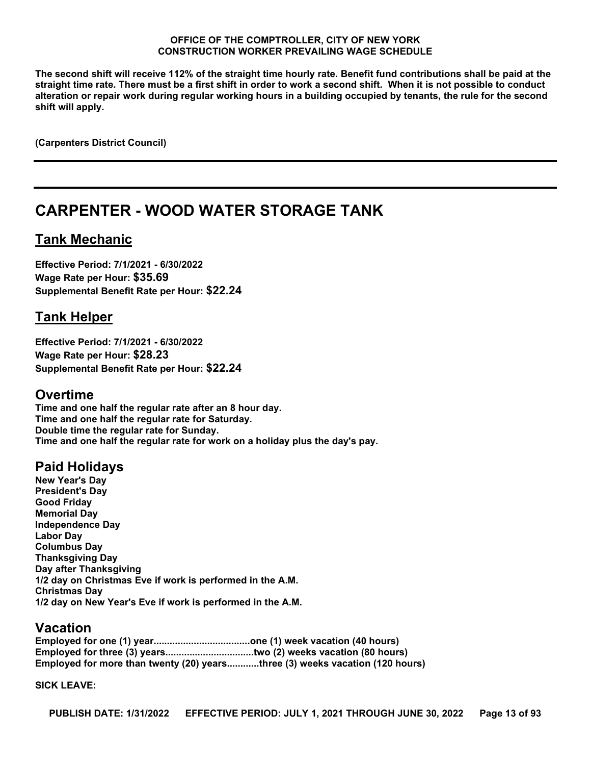**The second shift will receive 112% of the straight time hourly rate. Benefit fund contributions shall be paid at the straight time rate. There must be a first shift in order to work a second shift. When it is not possible to conduct alteration or repair work during regular working hours in a building occupied by tenants, the rule for the second shift will apply.**

**(Carpenters District Council)**

---

# CARPENTER - WOOD WATER STORAGE TANK

## Tank Mechanic

**Effective Period: 7/1/2021 - 6/30/2022**
**Wage Rate per Hour: $35.69**
**Supplemental Benefit Rate per Hour: $22.24**

## Tank Helper

**Effective Period: 7/1/2021 - 6/30/2022**
**Wage Rate per Hour: $28.23**
**Supplemental Benefit Rate per Hour: $22.24**

## Overtime

**Time and one half the regular rate after an 8 hour day.**
**Time and one half the regular rate for Saturday.**
**Double time the regular rate for Sunday.**
**Time and one half the regular rate for work on a holiday plus the day's pay.**

## Paid Holidays

**New Year's Day**
**President's Day**
**Good Friday**
**Memorial Day**
**Independence Day**
**Labor Day**
**Columbus Day**
**Thanksgiving Day**
**Day after Thanksgiving**
**1/2 day on Christmas Eve if work is performed in the A.M.**
**Christmas Day**
**1/2 day on New Year's Eve if work is performed in the A.M.**

## Vacation

**Employed for one (1) year....................................one (1) week vacation (40 hours)**
**Employed for three (3) years.................................two (2) weeks vacation (80 hours)**
**Employed for more than twenty (20) years............three (3) weeks vacation (120 hours)**

**SICK LEAVE:**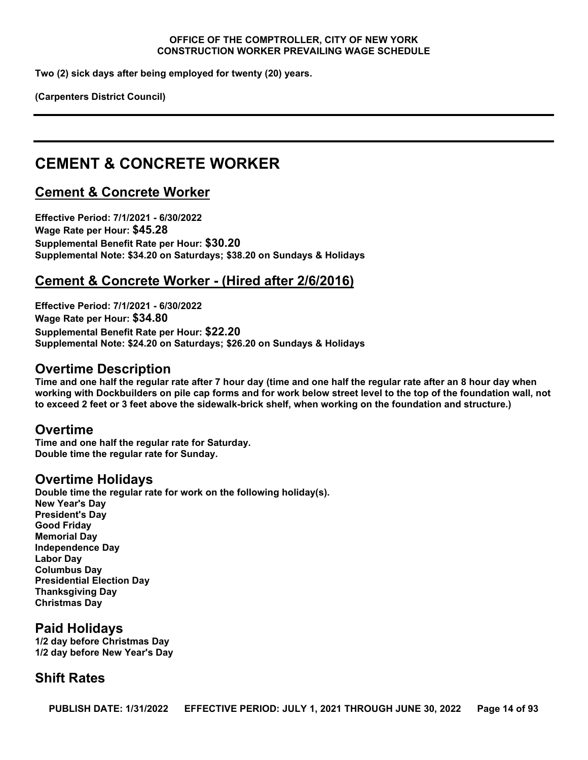**Two (2) sick days after being employed for twenty (20) years.**

**(Carpenters District Council)**

---

---

# CEMENT & CONCRETE WORKER

## Cement & Concrete Worker

**Effective Period: 7/1/2021 - 6/30/2022**
**Wage Rate per Hour: $45.28**
**Supplemental Benefit Rate per Hour: $30.20**
**Supplemental Note: $34.20 on Saturdays; $38.20 on Sundays & Holidays**

## Cement & Concrete Worker - (Hired after 2/6/2016)

**Effective Period: 7/1/2021 - 6/30/2022**
**Wage Rate per Hour: $34.80**
**Supplemental Benefit Rate per Hour: $22.20**
**Supplemental Note: $24.20 on Saturdays; $26.20 on Sundays & Holidays**

## Overtime Description

**Time and one half the regular rate after 7 hour day (time and one half the regular rate after an 8 hour day when working with Dockbuilders on pile cap forms and for work below street level to the top of the foundation wall, not to exceed 2 feet or 3 feet above the sidewalk-brick shelf, when working on the foundation and structure.)**

## Overtime

**Time and one half the regular rate for Saturday.**
**Double time the regular rate for Sunday.**

## Overtime Holidays

**Double time the regular rate for work on the following holiday(s).**
**New Year's Day**
**President's Day**
**Good Friday**
**Memorial Day**
**Independence Day**
**Labor Day**
**Columbus Day**
**Presidential Election Day**
**Thanksgiving Day**
**Christmas Day**

## Paid Holidays

**1/2 day before Christmas Day**
**1/2 day before New Year's Day**

## Shift Rates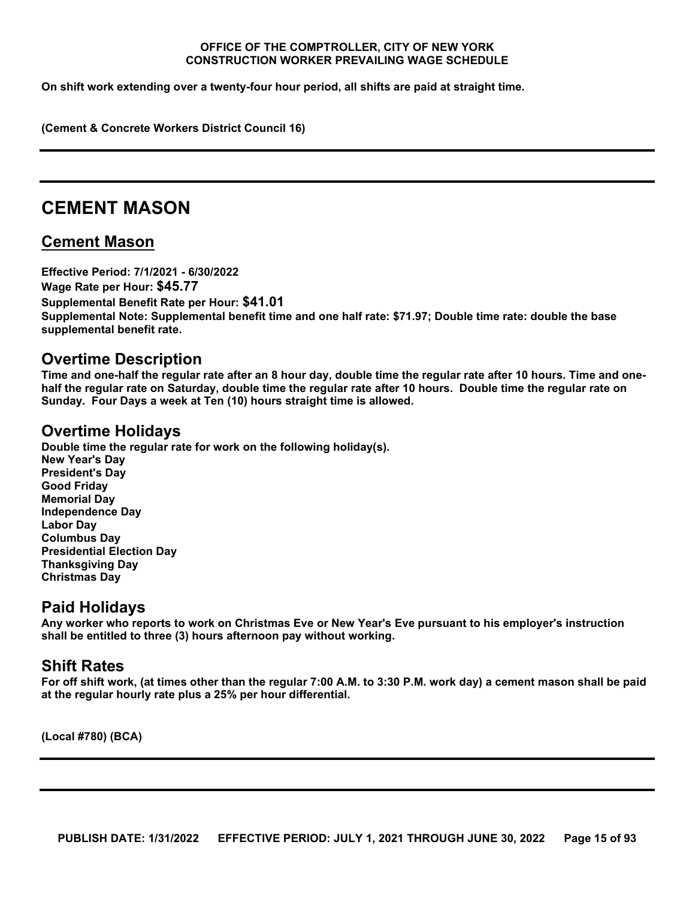On shift work extending over a twenty-four hour period, all shifts are paid at straight time.

(Cement & Concrete Workers District Council 16)

---

# CEMENT MASON

## Cement Mason

**Effective Period: 7/1/2021 - 6/30/2022**
**Wage Rate per Hour: $45.77**
**Supplemental Benefit Rate per Hour: $41.01**
**Supplemental Note: Supplemental benefit time and one half rate: $71.97; Double time rate: double the base supplemental benefit rate.**

### Overtime Description

Time and one-half the regular rate after an 8 hour day, double time the regular rate after 10 hours. Time and one-half the regular rate on Saturday, double time the regular rate after 10 hours. Double time the regular rate on Sunday. Four Days a week at Ten (10) hours straight time is allowed.

### Overtime Holidays

Double time the regular rate for work on the following holiday(s).
New Year's Day
President's Day
Good Friday
Memorial Day
Independence Day
Labor Day
Columbus Day
Presidential Election Day
Thanksgiving Day
Christmas Day

### Paid Holidays

Any worker who reports to work on Christmas Eve or New Year's Eve pursuant to his employer's instruction shall be entitled to three (3) hours afternoon pay without working.

### Shift Rates

For off shift work, (at times other than the regular 7:00 A.M. to 3:30 P.M. work day) a cement mason shall be paid at the regular hourly rate plus a 25% per hour differential.

(Local #780) (BCA)

---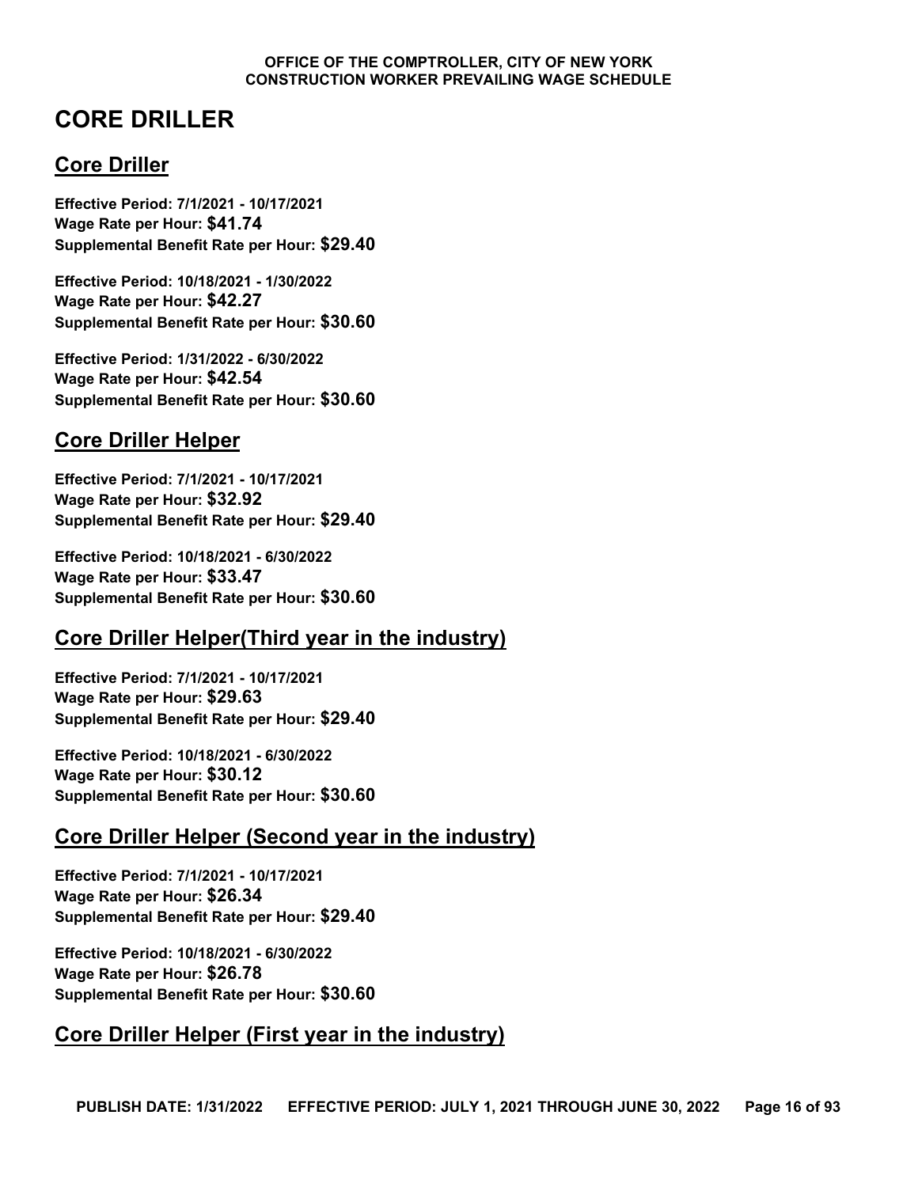# CORE DRILLER

## Core Driller

**Effective Period: 7/1/2021 - 10/17/2021**
**Wage Rate per Hour: $41.74**
**Supplemental Benefit Rate per Hour: $29.40**

**Effective Period: 10/18/2021 - 1/30/2022**
**Wage Rate per Hour: $42.27**
**Supplemental Benefit Rate per Hour: $30.60**

**Effective Period: 1/31/2022 - 6/30/2022**
**Wage Rate per Hour: $42.54**
**Supplemental Benefit Rate per Hour: $30.60**

## Core Driller Helper

**Effective Period: 7/1/2021 - 10/17/2021**
**Wage Rate per Hour: $32.92**
**Supplemental Benefit Rate per Hour: $29.40**

**Effective Period: 10/18/2021 - 6/30/2022**
**Wage Rate per Hour: $33.47**
**Supplemental Benefit Rate per Hour: $30.60**

## Core Driller Helper(Third year in the industry)

**Effective Period: 7/1/2021 - 10/17/2021**
**Wage Rate per Hour: $29.63**
**Supplemental Benefit Rate per Hour: $29.40**

**Effective Period: 10/18/2021 - 6/30/2022**
**Wage Rate per Hour: $30.12**
**Supplemental Benefit Rate per Hour: $30.60**

## Core Driller Helper (Second year in the industry)

**Effective Period: 7/1/2021 - 10/17/2021**
**Wage Rate per Hour: $26.34**
**Supplemental Benefit Rate per Hour: $29.40**

**Effective Period: 10/18/2021 - 6/30/2022**
**Wage Rate per Hour: $26.78**
**Supplemental Benefit Rate per Hour: $30.60**

## Core Driller Helper (First year in the industry)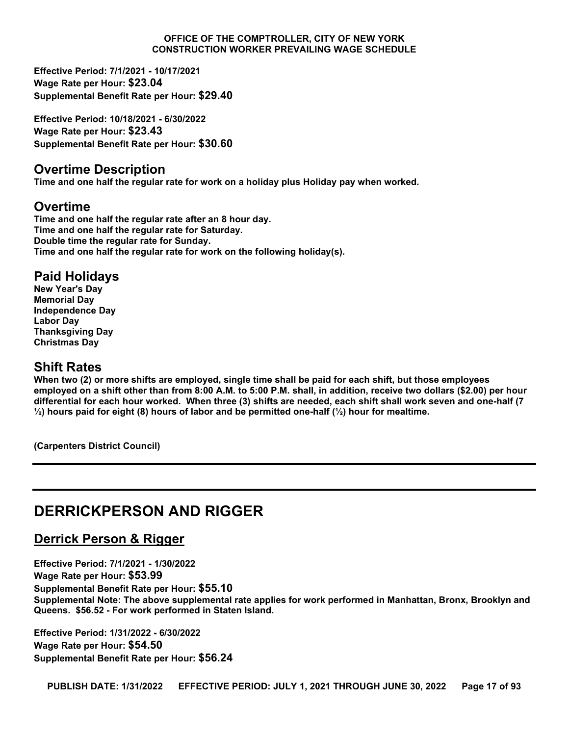**Effective Period: 7/1/2021 - 10/17/2021**
**Wage Rate per Hour: $23.04**
**Supplemental Benefit Rate per Hour: $29.40**

**Effective Period: 10/18/2021 - 6/30/2022**
**Wage Rate per Hour: $23.43**
**Supplemental Benefit Rate per Hour: $30.60**

## Overtime Description

**Time and one half the regular rate for work on a holiday plus Holiday pay when worked.**

## Overtime

**Time and one half the regular rate after an 8 hour day.**
**Time and one half the regular rate for Saturday.**
**Double time the regular rate for Sunday.**
**Time and one half the regular rate for work on the following holiday(s).**

## Paid Holidays

**New Year's Day**
**Memorial Day**
**Independence Day**
**Labor Day**
**Thanksgiving Day**
**Christmas Day**

## Shift Rates

**When two (2) or more shifts are employed, single time shall be paid for each shift, but those employees employed on a shift other than from 8:00 A.M. to 5:00 P.M. shall, in addition, receive two dollars ($2.00) per hour differential for each hour worked. When three (3) shifts are needed, each shift shall work seven and one-half (7 ½) hours paid for eight (8) hours of labor and be permitted one-half (½) hour for mealtime.**

**(Carpenters District Council)**

---

# DERRICKPERSON AND RIGGER

## Derrick Person & Rigger

**Effective Period: 7/1/2021 - 1/30/2022**
**Wage Rate per Hour: $53.99**
**Supplemental Benefit Rate per Hour: $55.10**
**Supplemental Note: The above supplemental rate applies for work performed in Manhattan, Bronx, Brooklyn and Queens. $56.52 - For work performed in Staten Island.**

**Effective Period: 1/31/2022 - 6/30/2022**
**Wage Rate per Hour: $54.50**
**Supplemental Benefit Rate per Hour: $56.24**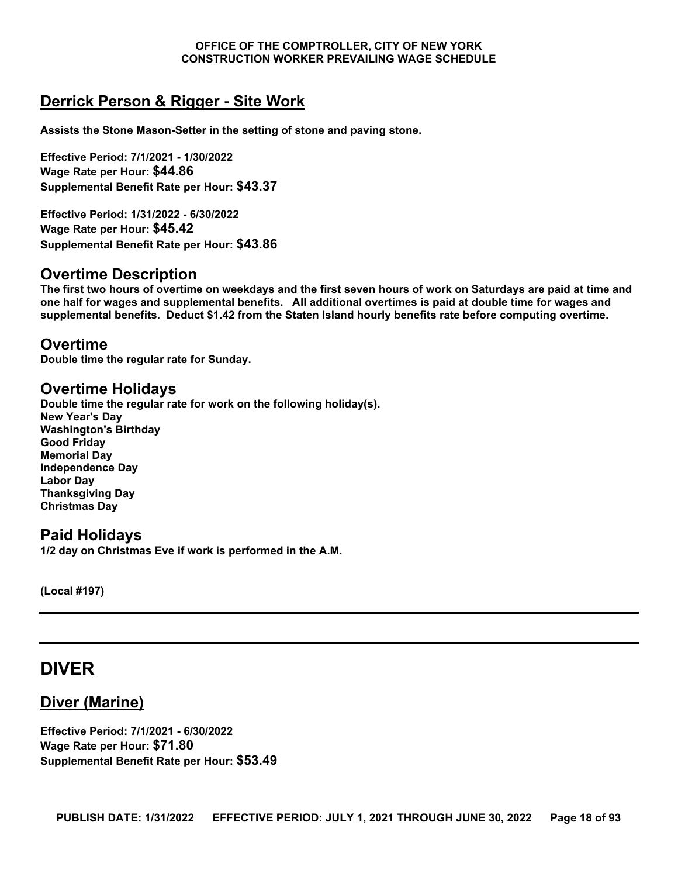## Derrick Person & Rigger - Site Work

**Assists the Stone Mason-Setter in the setting of stone and paving stone.**

**Effective Period: 7/1/2021 - 1/30/2022**
**Wage Rate per Hour: $44.86**
**Supplemental Benefit Rate per Hour: $43.37**

**Effective Period: 1/31/2022 - 6/30/2022**
**Wage Rate per Hour: $45.42**
**Supplemental Benefit Rate per Hour: $43.86**

### Overtime Description

**The first two hours of overtime on weekdays and the first seven hours of work on Saturdays are paid at time and one half for wages and supplemental benefits. All additional overtimes is paid at double time for wages and supplemental benefits. Deduct $1.42 from the Staten Island hourly benefits rate before computing overtime.**

### Overtime

**Double time the regular rate for Sunday.**

### Overtime Holidays

**Double time the regular rate for work on the following holiday(s).**
**New Year's Day**
**Washington's Birthday**
**Good Friday**
**Memorial Day**
**Independence Day**
**Labor Day**
**Thanksgiving Day**
**Christmas Day**

### Paid Holidays

**1/2 day on Christmas Eve if work is performed in the A.M.**

**(Local #197)**

---

# DIVER

## Diver (Marine)

**Effective Period: 7/1/2021 - 6/30/2022**
**Wage Rate per Hour: $71.80**
**Supplemental Benefit Rate per Hour: $53.49**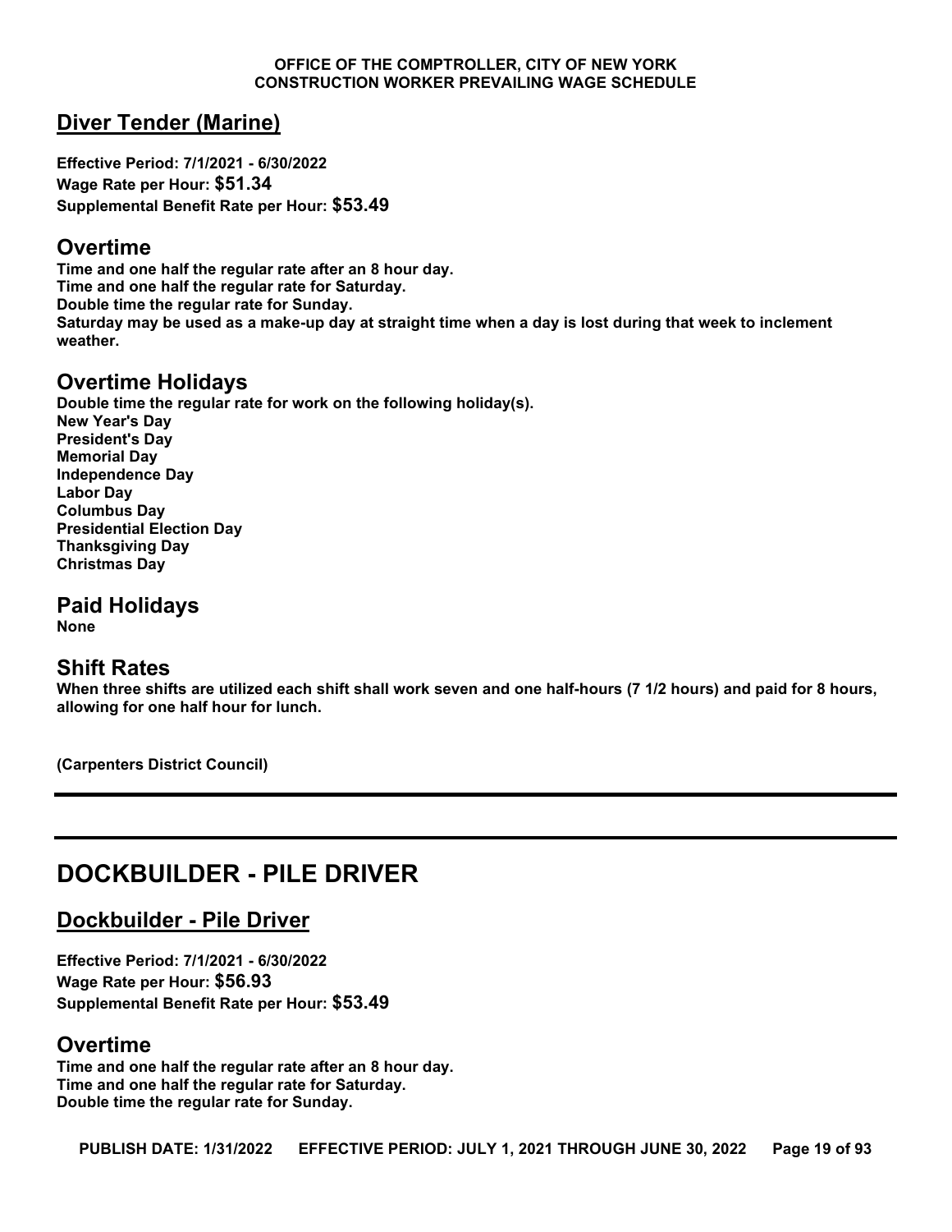## Diver Tender (Marine)

**Effective Period: 7/1/2021 - 6/30/2022**
**Wage Rate per Hour: $51.34**
**Supplemental Benefit Rate per Hour: $53.49**

### Overtime

**Time and one half the regular rate after an 8 hour day.**
**Time and one half the regular rate for Saturday.**
**Double time the regular rate for Sunday.**
**Saturday may be used as a make-up day at straight time when a day is lost during that week to inclement weather.**

### Overtime Holidays

**Double time the regular rate for work on the following holiday(s).**
**New Year's Day**
**President's Day**
**Memorial Day**
**Independence Day**
**Labor Day**
**Columbus Day**
**Presidential Election Day**
**Thanksgiving Day**
**Christmas Day**

### Paid Holidays

**None**

### Shift Rates

**When three shifts are utilized each shift shall work seven and one half-hours (7 1/2 hours) and paid for 8 hours, allowing for one half hour for lunch.**

**(Carpenters District Council)**

---

# DOCKBUILDER - PILE DRIVER

## Dockbuilder - Pile Driver

**Effective Period: 7/1/2021 - 6/30/2022**
**Wage Rate per Hour: $56.93**
**Supplemental Benefit Rate per Hour: $53.49**

### Overtime

**Time and one half the regular rate after an 8 hour day.**
**Time and one half the regular rate for Saturday.**
**Double time the regular rate for Sunday.**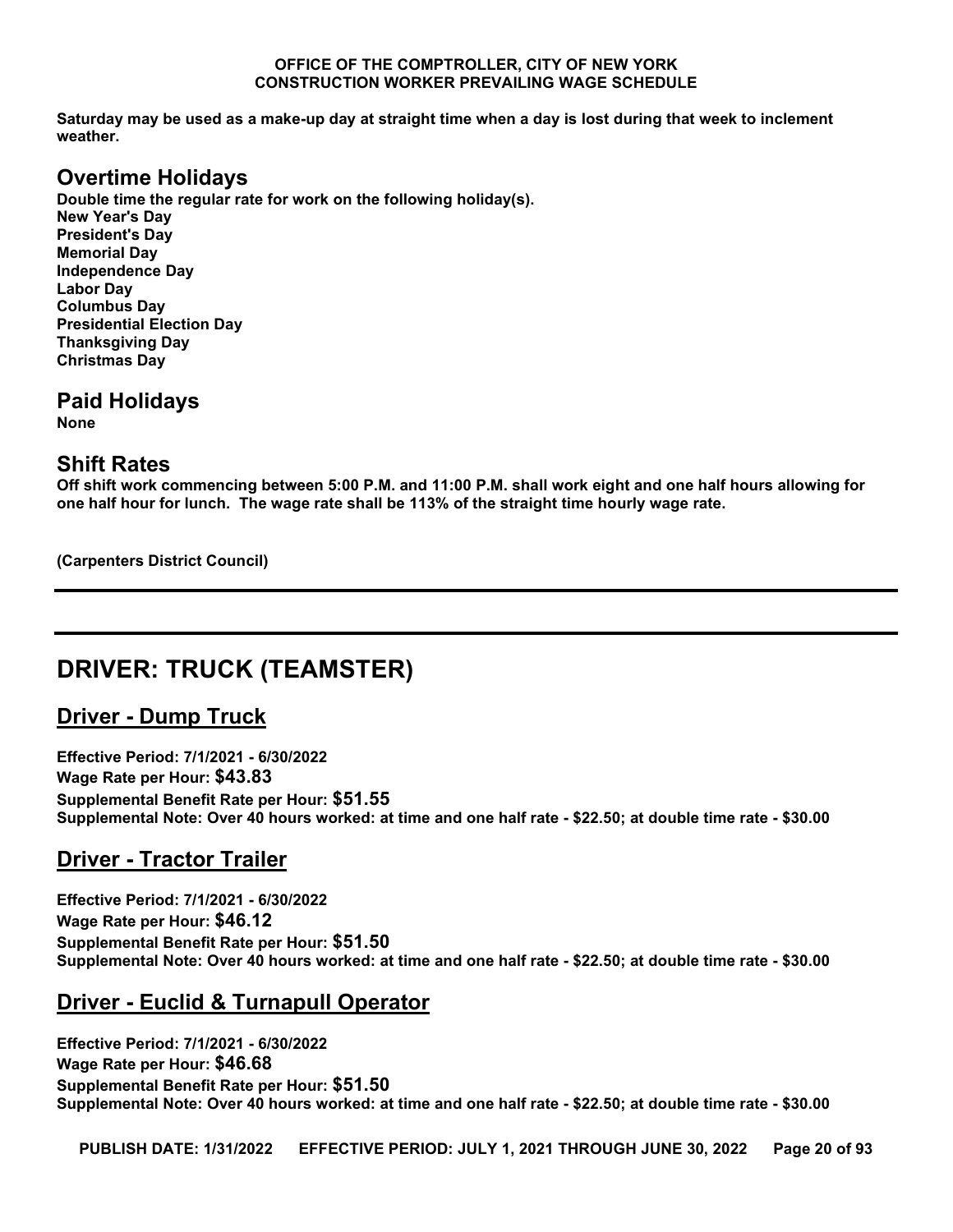**Saturday may be used as a make-up day at straight time when a day is lost during that week to inclement weather.**

## Overtime Holidays

**Double time the regular rate for work on the following holiday(s).**
**New Year's Day**
**President's Day**
**Memorial Day**
**Independence Day**
**Labor Day**
**Columbus Day**
**Presidential Election Day**
**Thanksgiving Day**
**Christmas Day**

## Paid Holidays

**None**

## Shift Rates

**Off shift work commencing between 5:00 P.M. and 11:00 P.M. shall work eight and one half hours allowing for one half hour for lunch. The wage rate shall be 113% of the straight time hourly wage rate.**

**(Carpenters District Council)**

---

# DRIVER: TRUCK (TEAMSTER)

## Driver - Dump Truck

**Effective Period: 7/1/2021 - 6/30/2022**
**Wage Rate per Hour: $43.83**
**Supplemental Benefit Rate per Hour: $51.55**
**Supplemental Note: Over 40 hours worked: at time and one half rate - $22.50; at double time rate - $30.00**

## Driver - Tractor Trailer

**Effective Period: 7/1/2021 - 6/30/2022**
**Wage Rate per Hour: $46.12**
**Supplemental Benefit Rate per Hour: $51.50**
**Supplemental Note: Over 40 hours worked: at time and one half rate - $22.50; at double time rate - $30.00**

## Driver - Euclid & Turnapull Operator

**Effective Period: 7/1/2021 - 6/30/2022**
**Wage Rate per Hour: $46.68**
**Supplemental Benefit Rate per Hour: $51.50**
**Supplemental Note: Over 40 hours worked: at time and one half rate - $22.50; at double time rate - $30.00**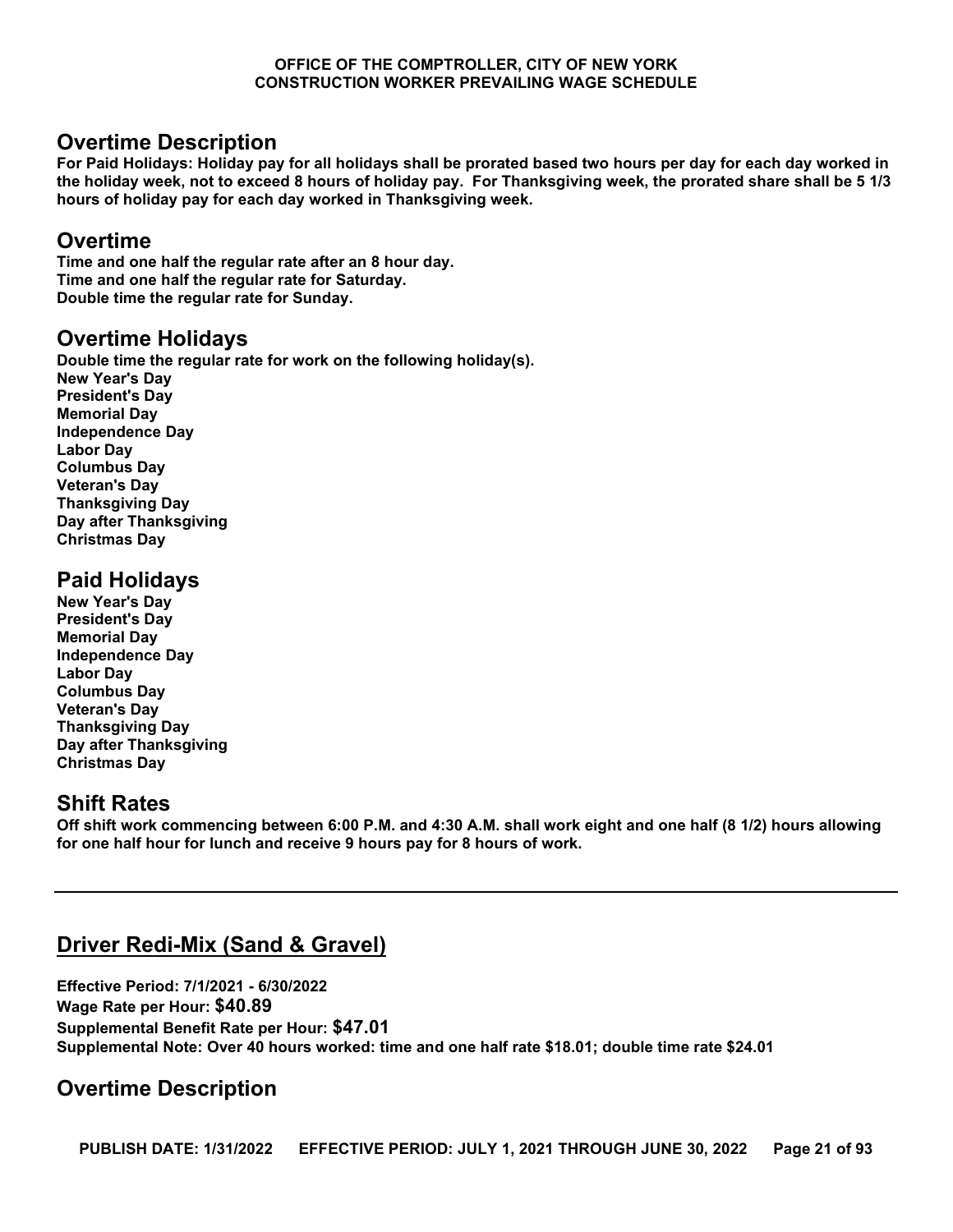## Overtime Description

**For Paid Holidays: Holiday pay for all holidays shall be prorated based two hours per day for each day worked in the holiday week, not to exceed 8 hours of holiday pay. For Thanksgiving week, the prorated share shall be 5 1/3 hours of holiday pay for each day worked in Thanksgiving week.**

## Overtime

**Time and one half the regular rate after an 8 hour day.**
**Time and one half the regular rate for Saturday.**
**Double time the regular rate for Sunday.**

## Overtime Holidays

**Double time the regular rate for work on the following holiday(s).**
**New Year's Day**
**President's Day**
**Memorial Day**
**Independence Day**
**Labor Day**
**Columbus Day**
**Veteran's Day**
**Thanksgiving Day**
**Day after Thanksgiving**
**Christmas Day**

## Paid Holidays

**New Year's Day**
**President's Day**
**Memorial Day**
**Independence Day**
**Labor Day**
**Columbus Day**
**Veteran's Day**
**Thanksgiving Day**
**Day after Thanksgiving**
**Christmas Day**

## Shift Rates

**Off shift work commencing between 6:00 P.M. and 4:30 A.M. shall work eight and one half (8 1/2) hours allowing for one half hour for lunch and receive 9 hours pay for 8 hours of work.**

---

## Driver Redi-Mix (Sand & Gravel)

**Effective Period: 7/1/2021 - 6/30/2022**
**Wage Rate per Hour: $40.89**
**Supplemental Benefit Rate per Hour: $47.01**
**Supplemental Note: Over 40 hours worked: time and one half rate $18.01; double time rate $24.01**

## Overtime Description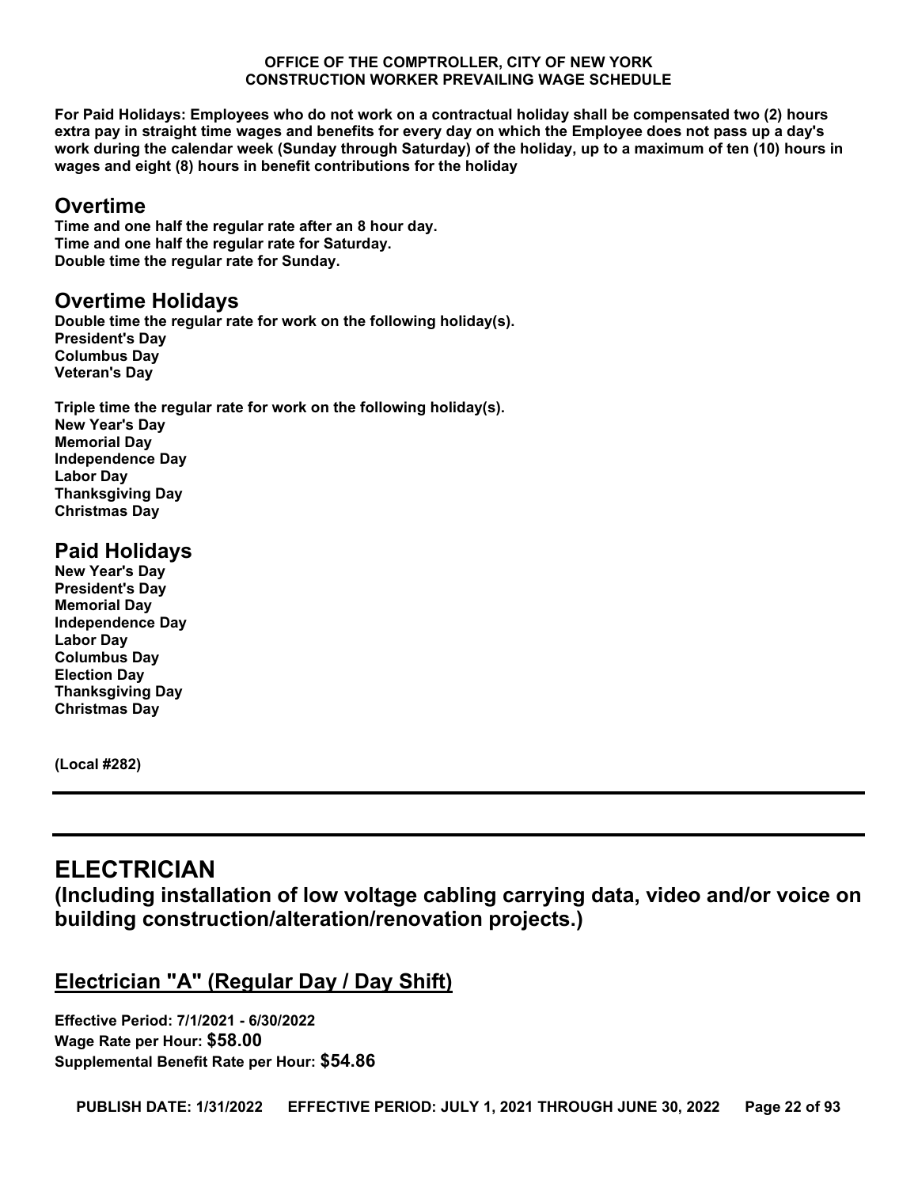**For Paid Holidays: Employees who do not work on a contractual holiday shall be compensated two (2) hours extra pay in straight time wages and benefits for every day on which the Employee does not pass up a day's work during the calendar week (Sunday through Saturday) of the holiday, up to a maximum of ten (10) hours in wages and eight (8) hours in benefit contributions for the holiday**

## Overtime

**Time and one half the regular rate after an 8 hour day.**
**Time and one half the regular rate for Saturday.**
**Double time the regular rate for Sunday.**

## Overtime Holidays

**Double time the regular rate for work on the following holiday(s).**
**President's Day**
**Columbus Day**
**Veteran's Day**

**Triple time the regular rate for work on the following holiday(s).**
**New Year's Day**
**Memorial Day**
**Independence Day**
**Labor Day**
**Thanksgiving Day**
**Christmas Day**

## Paid Holidays

**New Year's Day**
**President's Day**
**Memorial Day**
**Independence Day**
**Labor Day**
**Columbus Day**
**Election Day**
**Thanksgiving Day**
**Christmas Day**

**(Local #282)**

---

# ELECTRICIAN

### (Including installation of low voltage cabling carrying data, video and/or voice on building construction/alteration/renovation projects.)

## Electrician "A" (Regular Day / Day Shift)

**Effective Period: 7/1/2021 - 6/30/2022**
**Wage Rate per Hour: $58.00**
**Supplemental Benefit Rate per Hour: $54.86**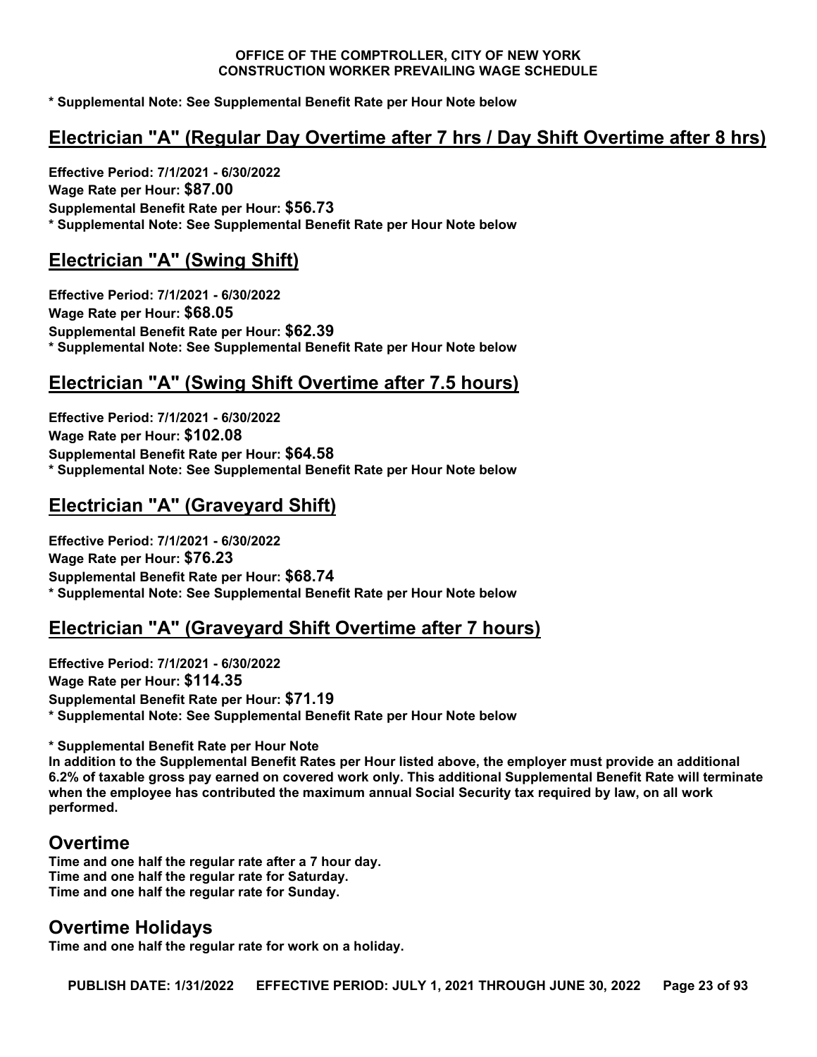**\* Supplemental Note: See Supplemental Benefit Rate per Hour Note below**

## Electrician "A" (Regular Day Overtime after 7 hrs / Day Shift Overtime after 8 hrs)

**Effective Period: 7/1/2021 - 6/30/2022**
**Wage Rate per Hour: $87.00**
**Supplemental Benefit Rate per Hour: $56.73**
**\* Supplemental Note: See Supplemental Benefit Rate per Hour Note below**

## Electrician "A" (Swing Shift)

**Effective Period: 7/1/2021 - 6/30/2022**
**Wage Rate per Hour: $68.05**
**Supplemental Benefit Rate per Hour: $62.39**
**\* Supplemental Note: See Supplemental Benefit Rate per Hour Note below**

## Electrician "A" (Swing Shift Overtime after 7.5 hours)

**Effective Period: 7/1/2021 - 6/30/2022**
**Wage Rate per Hour: $102.08**
**Supplemental Benefit Rate per Hour: $64.58**
**\* Supplemental Note: See Supplemental Benefit Rate per Hour Note below**

## Electrician "A" (Graveyard Shift)

**Effective Period: 7/1/2021 - 6/30/2022**
**Wage Rate per Hour: $76.23**
**Supplemental Benefit Rate per Hour: $68.74**
**\* Supplemental Note: See Supplemental Benefit Rate per Hour Note below**

## Electrician "A" (Graveyard Shift Overtime after 7 hours)

**Effective Period: 7/1/2021 - 6/30/2022**
**Wage Rate per Hour: $114.35**
**Supplemental Benefit Rate per Hour: $71.19**
**\* Supplemental Note: See Supplemental Benefit Rate per Hour Note below**

**\* Supplemental Benefit Rate per Hour Note**
**In addition to the Supplemental Benefit Rates per Hour listed above, the employer must provide an additional 6.2% of taxable gross pay earned on covered work only. This additional Supplemental Benefit Rate will terminate when the employee has contributed the maximum annual Social Security tax required by law, on all work performed.**

## Overtime

**Time and one half the regular rate after a 7 hour day.**
**Time and one half the regular rate for Saturday.**
**Time and one half the regular rate for Sunday.**

## Overtime Holidays

**Time and one half the regular rate for work on a holiday.**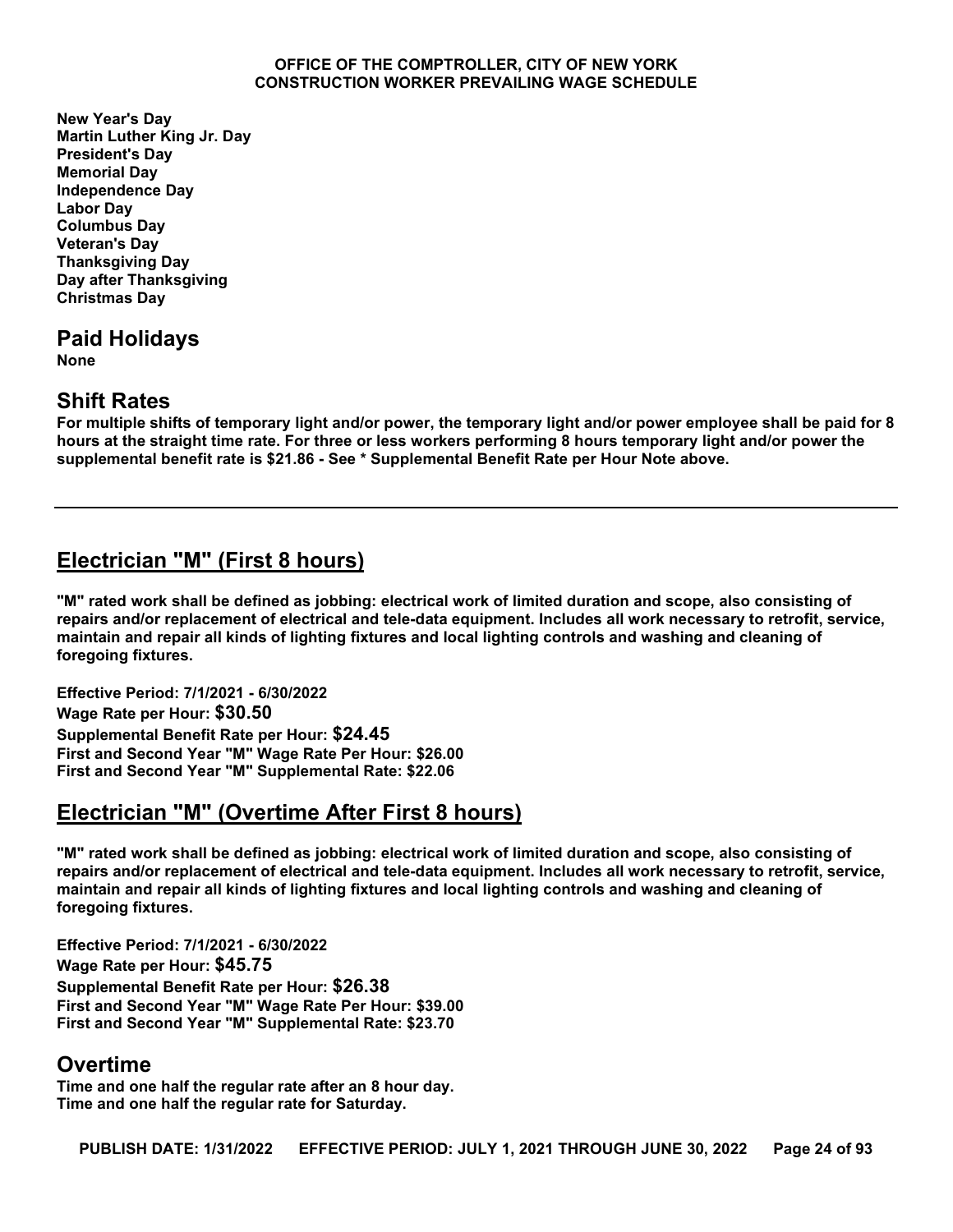**New Year's Day**
**Martin Luther King Jr. Day**
**President's Day**
**Memorial Day**
**Independence Day**
**Labor Day**
**Columbus Day**
**Veteran's Day**
**Thanksgiving Day**
**Day after Thanksgiving**
**Christmas Day**

## Paid Holidays

**None**

## Shift Rates

**For multiple shifts of temporary light and/or power, the temporary light and/or power employee shall be paid for 8 hours at the straight time rate. For three or less workers performing 8 hours temporary light and/or power the supplemental benefit rate is $21.86 - See * Supplemental Benefit Rate per Hour Note above.**

---

## Electrician "M" (First 8 hours)

**"M" rated work shall be defined as jobbing: electrical work of limited duration and scope, also consisting of repairs and/or replacement of electrical and tele-data equipment. Includes all work necessary to retrofit, service, maintain and repair all kinds of lighting fixtures and local lighting controls and washing and cleaning of foregoing fixtures.**

**Effective Period: 7/1/2021 - 6/30/2022**
**Wage Rate per Hour: $30.50**
**Supplemental Benefit Rate per Hour: $24.45**
**First and Second Year "M" Wage Rate Per Hour: $26.00**
**First and Second Year "M" Supplemental Rate: $22.06**

## Electrician "M" (Overtime After First 8 hours)

**"M" rated work shall be defined as jobbing: electrical work of limited duration and scope, also consisting of repairs and/or replacement of electrical and tele-data equipment. Includes all work necessary to retrofit, service, maintain and repair all kinds of lighting fixtures and local lighting controls and washing and cleaning of foregoing fixtures.**

**Effective Period: 7/1/2021 - 6/30/2022**
**Wage Rate per Hour: $45.75**
**Supplemental Benefit Rate per Hour: $26.38**
**First and Second Year "M" Wage Rate Per Hour: $39.00**
**First and Second Year "M" Supplemental Rate: $23.70**

## Overtime

**Time and one half the regular rate after an 8 hour day.**
**Time and one half the regular rate for Saturday.**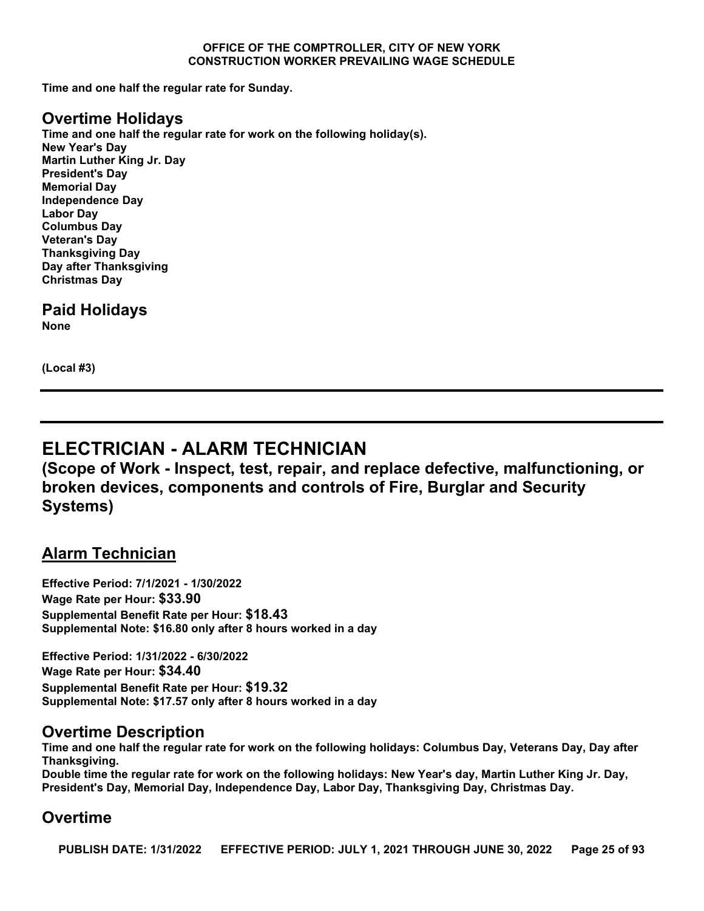**Time and one half the regular rate for Sunday.**

## Overtime Holidays

**Time and one half the regular rate for work on the following holiday(s).**
**New Year's Day**
**Martin Luther King Jr. Day**
**President's Day**
**Memorial Day**
**Independence Day**
**Labor Day**
**Columbus Day**
**Veteran's Day**
**Thanksgiving Day**
**Day after Thanksgiving**
**Christmas Day**

## Paid Holidays

**None**

**(Local #3)**

---

---

# ELECTRICIAN - ALARM TECHNICIAN

**(Scope of Work - Inspect, test, repair, and replace defective, malfunctioning, or broken devices, components and controls of Fire, Burglar and Security Systems)**

## Alarm Technician

**Effective Period: 7/1/2021 - 1/30/2022**
**Wage Rate per Hour: $33.90**
**Supplemental Benefit Rate per Hour: $18.43**
**Supplemental Note: $16.80 only after 8 hours worked in a day**

**Effective Period: 1/31/2022 - 6/30/2022**
**Wage Rate per Hour: $34.40**
**Supplemental Benefit Rate per Hour: $19.32**
**Supplemental Note: $17.57 only after 8 hours worked in a day**

## Overtime Description

**Time and one half the regular rate for work on the following holidays: Columbus Day, Veterans Day, Day after Thanksgiving.**
**Double time the regular rate for work on the following holidays: New Year's day, Martin Luther King Jr. Day, President's Day, Memorial Day, Independence Day, Labor Day, Thanksgiving Day, Christmas Day.**

## Overtime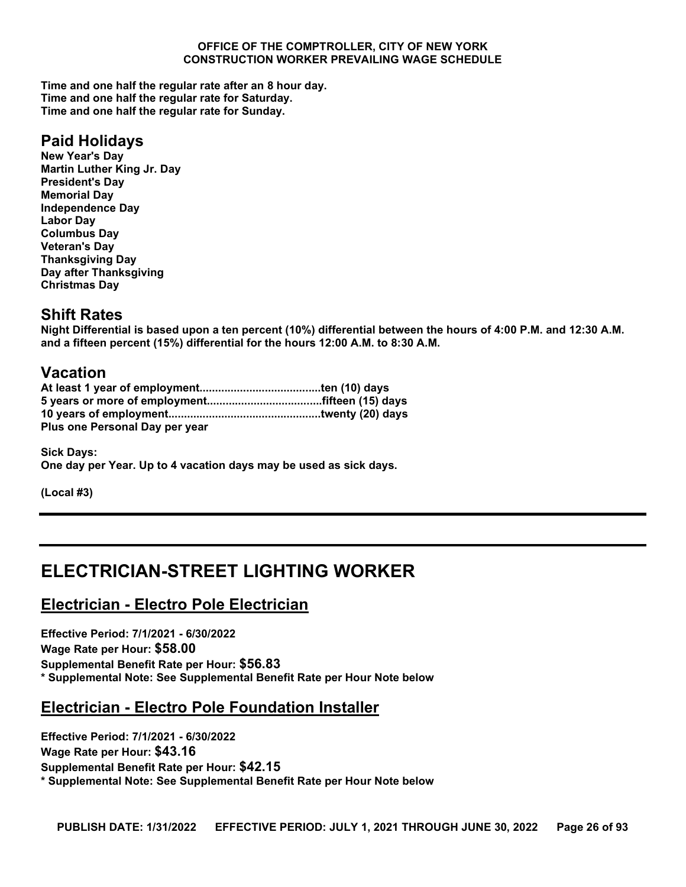**Time and one half the regular rate after an 8 hour day.**
**Time and one half the regular rate for Saturday.**
**Time and one half the regular rate for Sunday.**

## Paid Holidays

**New Year's Day**
**Martin Luther King Jr. Day**
**President's Day**
**Memorial Day**
**Independence Day**
**Labor Day**
**Columbus Day**
**Veteran's Day**
**Thanksgiving Day**
**Day after Thanksgiving**
**Christmas Day**

## Shift Rates

**Night Differential is based upon a ten percent (10%) differential between the hours of 4:00 P.M. and 12:30 A.M. and a fifteen percent (15%) differential for the hours 12:00 A.M. to 8:30 A.M.**

## Vacation

**At least 1 year of employment......................................ten (10) days**
**5 years or more of employment....................................fifteen (15) days**
**10 years of employment................................................twenty (20) days**
**Plus one Personal Day per year**

**Sick Days:**
**One day per Year. Up to 4 vacation days may be used as sick days.**

**(Local #3)**

---

# ELECTRICIAN-STREET LIGHTING WORKER

## Electrician - Electro Pole Electrician

**Effective Period: 7/1/2021 - 6/30/2022**
**Wage Rate per Hour: $58.00**
**Supplemental Benefit Rate per Hour: $56.83**
**\* Supplemental Note: See Supplemental Benefit Rate per Hour Note below**

## Electrician - Electro Pole Foundation Installer

**Effective Period: 7/1/2021 - 6/30/2022**
**Wage Rate per Hour: $43.16**
**Supplemental Benefit Rate per Hour: $42.15**
**\* Supplemental Note: See Supplemental Benefit Rate per Hour Note below**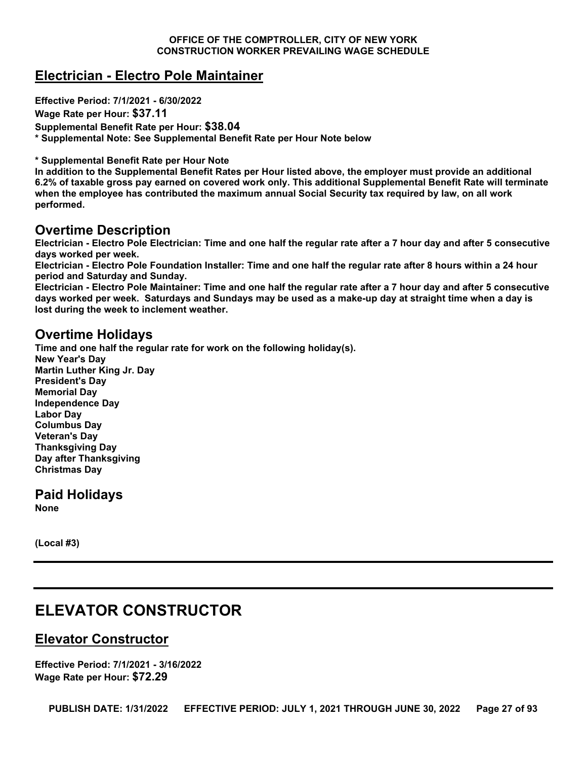## Electrician - Electro Pole Maintainer

**Effective Period: 7/1/2021 - 6/30/2022**
**Wage Rate per Hour: $37.11**
**Supplemental Benefit Rate per Hour: $38.04**
**\* Supplemental Note: See Supplemental Benefit Rate per Hour Note below**

**\* Supplemental Benefit Rate per Hour Note**
**In addition to the Supplemental Benefit Rates per Hour listed above, the employer must provide an additional 6.2% of taxable gross pay earned on covered work only. This additional Supplemental Benefit Rate will terminate when the employee has contributed the maximum annual Social Security tax required by law, on all work performed.**

## Overtime Description

**Electrician - Electro Pole Electrician: Time and one half the regular rate after a 7 hour day and after 5 consecutive days worked per week.**
**Electrician - Electro Pole Foundation Installer: Time and one half the regular rate after 8 hours within a 24 hour period and Saturday and Sunday.**
**Electrician - Electro Pole Maintainer: Time and one half the regular rate after a 7 hour day and after 5 consecutive days worked per week. Saturdays and Sundays may be used as a make-up day at straight time when a day is lost during the week to inclement weather.**

## Overtime Holidays

**Time and one half the regular rate for work on the following holiday(s).**
**New Year's Day**
**Martin Luther King Jr. Day**
**President's Day**
**Memorial Day**
**Independence Day**
**Labor Day**
**Columbus Day**
**Veteran's Day**
**Thanksgiving Day**
**Day after Thanksgiving**
**Christmas Day**

## Paid Holidays

**None**

**(Local #3)**

---

# ELEVATOR CONSTRUCTOR

## Elevator Constructor

**Effective Period: 7/1/2021 - 3/16/2022**
**Wage Rate per Hour: $72.29**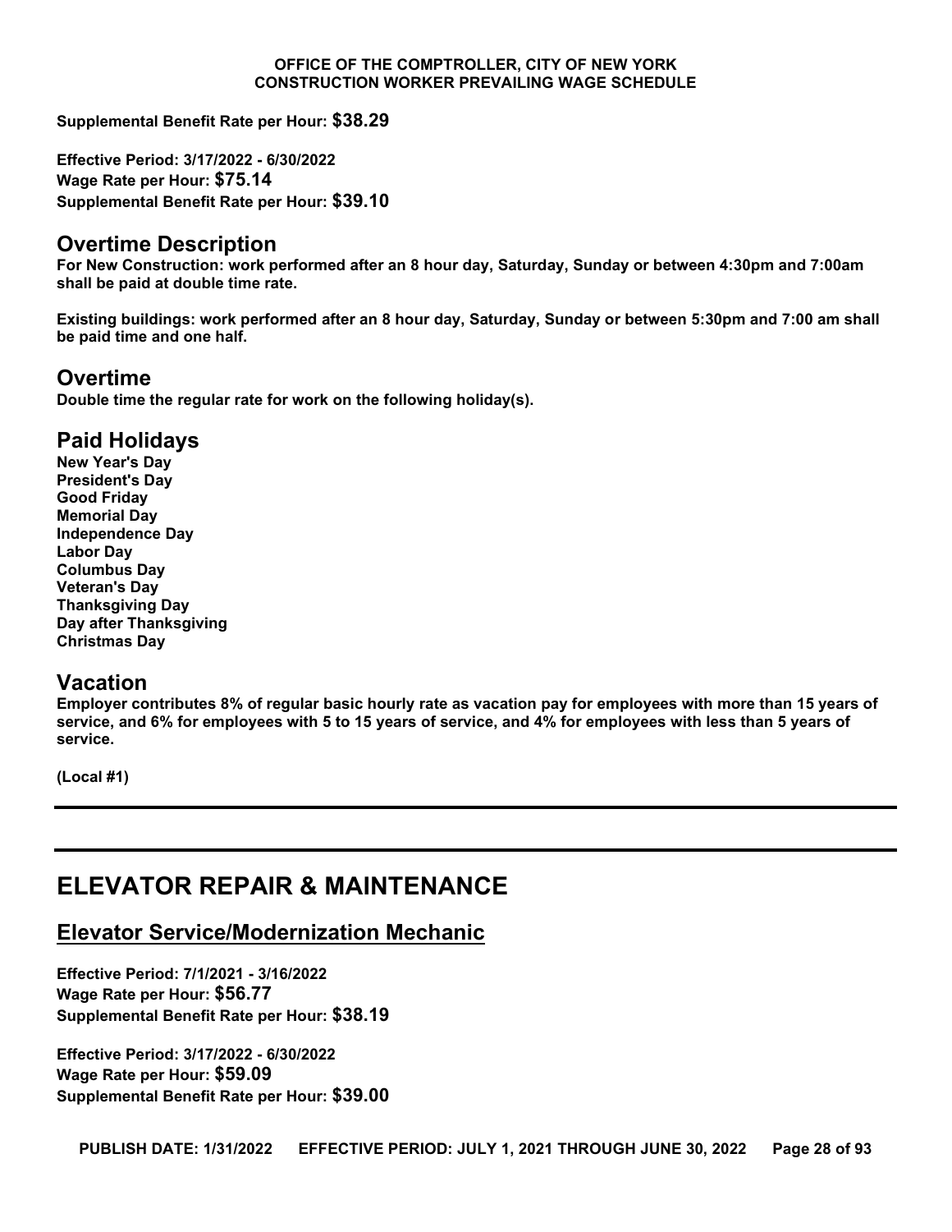**Supplemental Benefit Rate per Hour: $38.29**

**Effective Period: 3/17/2022 - 6/30/2022**
**Wage Rate per Hour: $75.14**
**Supplemental Benefit Rate per Hour: $39.10**

## Overtime Description

**For New Construction: work performed after an 8 hour day, Saturday, Sunday or between 4:30pm and 7:00am shall be paid at double time rate.**

**Existing buildings: work performed after an 8 hour day, Saturday, Sunday or between 5:30pm and 7:00 am shall be paid time and one half.**

## Overtime

**Double time the regular rate for work on the following holiday(s).**

## Paid Holidays

**New Year's Day**
**President's Day**
**Good Friday**
**Memorial Day**
**Independence Day**
**Labor Day**
**Columbus Day**
**Veteran's Day**
**Thanksgiving Day**
**Day after Thanksgiving**
**Christmas Day**

## Vacation

**Employer contributes 8% of regular basic hourly rate as vacation pay for employees with more than 15 years of service, and 6% for employees with 5 to 15 years of service, and 4% for employees with less than 5 years of service.**

**(Local #1)**

---

# ELEVATOR REPAIR & MAINTENANCE

## Elevator Service/Modernization Mechanic

**Effective Period: 7/1/2021 - 3/16/2022**
**Wage Rate per Hour: $56.77**
**Supplemental Benefit Rate per Hour: $38.19**

**Effective Period: 3/17/2022 - 6/30/2022**
**Wage Rate per Hour: $59.09**
**Supplemental Benefit Rate per Hour: $39.00**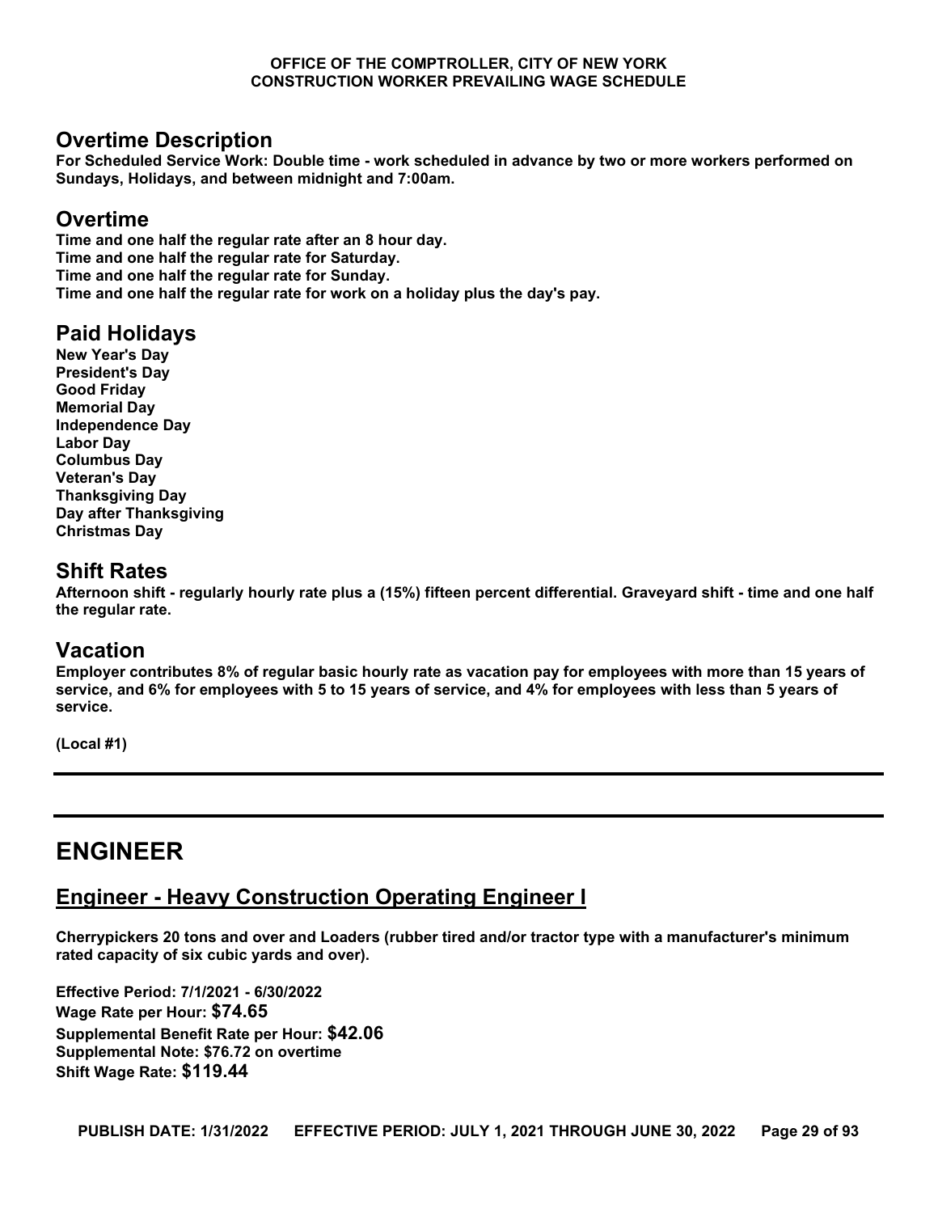## Overtime Description

**For Scheduled Service Work: Double time - work scheduled in advance by two or more workers performed on Sundays, Holidays, and between midnight and 7:00am.**

## Overtime

**Time and one half the regular rate after an 8 hour day.**
**Time and one half the regular rate for Saturday.**
**Time and one half the regular rate for Sunday.**
**Time and one half the regular rate for work on a holiday plus the day's pay.**

## Paid Holidays

**New Year's Day**
**President's Day**
**Good Friday**
**Memorial Day**
**Independence Day**
**Labor Day**
**Columbus Day**
**Veteran's Day**
**Thanksgiving Day**
**Day after Thanksgiving**
**Christmas Day**

## Shift Rates

**Afternoon shift - regularly hourly rate plus a (15%) fifteen percent differential. Graveyard shift - time and one half the regular rate.**

## Vacation

**Employer contributes 8% of regular basic hourly rate as vacation pay for employees with more than 15 years of service, and 6% for employees with 5 to 15 years of service, and 4% for employees with less than 5 years of service.**

**(Local #1)**

---

# ENGINEER

## Engineer - Heavy Construction Operating Engineer I

**Cherrypickers 20 tons and over and Loaders (rubber tired and/or tractor type with a manufacturer's minimum rated capacity of six cubic yards and over).**

**Effective Period: 7/1/2021 - 6/30/2022**
**Wage Rate per Hour: $74.65**
**Supplemental Benefit Rate per Hour: $42.06**
**Supplemental Note: $76.72 on overtime**
**Shift Wage Rate: $119.44**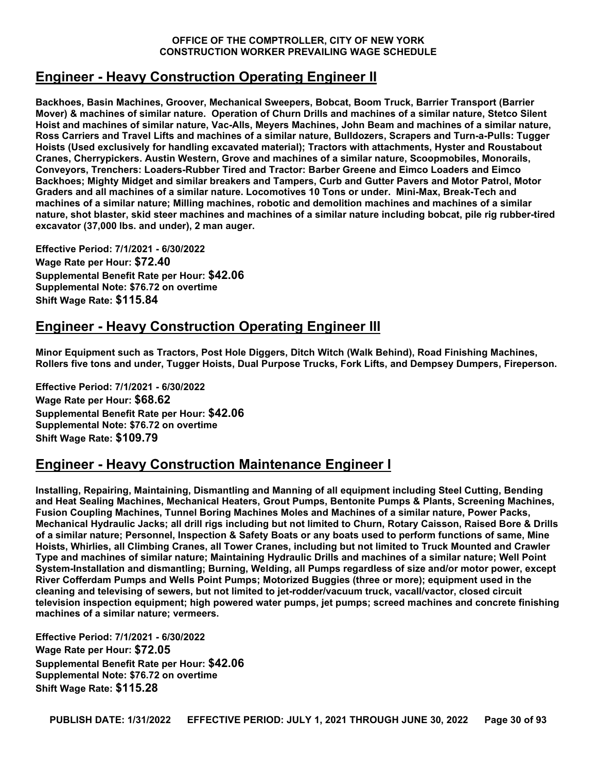## Engineer - Heavy Construction Operating Engineer II

**Backhoes, Basin Machines, Groover, Mechanical Sweepers, Bobcat, Boom Truck, Barrier Transport (Barrier Mover) & machines of similar nature. Operation of Churn Drills and machines of a similar nature, Stetco Silent Hoist and machines of similar nature, Vac-Alls, Meyers Machines, John Beam and machines of a similar nature, Ross Carriers and Travel Lifts and machines of a similar nature, Bulldozers, Scrapers and Turn-a-Pulls: Tugger Hoists (Used exclusively for handling excavated material); Tractors with attachments, Hyster and Roustabout Cranes, Cherrypickers. Austin Western, Grove and machines of a similar nature, Scoopmobiles, Monorails, Conveyors, Trenchers: Loaders-Rubber Tired and Tractor: Barber Greene and Eimco Loaders and Eimco Backhoes; Mighty Midget and similar breakers and Tampers, Curb and Gutter Pavers and Motor Patrol, Motor Graders and all machines of a similar nature. Locomotives 10 Tons or under. Mini-Max, Break-Tech and machines of a similar nature; Milling machines, robotic and demolition machines and machines of a similar nature, shot blaster, skid steer machines and machines of a similar nature including bobcat, pile rig rubber-tired excavator (37,000 lbs. and under), 2 man auger.**

**Effective Period: 7/1/2021 - 6/30/2022**
**Wage Rate per Hour: $72.40**
**Supplemental Benefit Rate per Hour: $42.06**
**Supplemental Note: $76.72 on overtime**
**Shift Wage Rate: $115.84**

## Engineer - Heavy Construction Operating Engineer III

**Minor Equipment such as Tractors, Post Hole Diggers, Ditch Witch (Walk Behind), Road Finishing Machines, Rollers five tons and under, Tugger Hoists, Dual Purpose Trucks, Fork Lifts, and Dempsey Dumpers, Fireperson.**

**Effective Period: 7/1/2021 - 6/30/2022**
**Wage Rate per Hour: $68.62**
**Supplemental Benefit Rate per Hour: $42.06**
**Supplemental Note: $76.72 on overtime**
**Shift Wage Rate: $109.79**

## Engineer - Heavy Construction Maintenance Engineer I

**Installing, Repairing, Maintaining, Dismantling and Manning of all equipment including Steel Cutting, Bending and Heat Sealing Machines, Mechanical Heaters, Grout Pumps, Bentonite Pumps & Plants, Screening Machines, Fusion Coupling Machines, Tunnel Boring Machines Moles and Machines of a similar nature, Power Packs, Mechanical Hydraulic Jacks; all drill rigs including but not limited to Churn, Rotary Caisson, Raised Bore & Drills of a similar nature; Personnel, Inspection & Safety Boats or any boats used to perform functions of same, Mine Hoists, Whirlies, all Climbing Cranes, all Tower Cranes, including but not limited to Truck Mounted and Crawler Type and machines of similar nature; Maintaining Hydraulic Drills and machines of a similar nature; Well Point System-Installation and dismantling; Burning, Welding, all Pumps regardless of size and/or motor power, except River Cofferdam Pumps and Wells Point Pumps; Motorized Buggies (three or more); equipment used in the cleaning and televising of sewers, but not limited to jet-rodder/vacuum truck, vacall/vactor, closed circuit television inspection equipment; high powered water pumps, jet pumps; screed machines and concrete finishing machines of a similar nature; vermeers.**

**Effective Period: 7/1/2021 - 6/30/2022**
**Wage Rate per Hour: $72.05**
**Supplemental Benefit Rate per Hour: $42.06**
**Supplemental Note: $76.72 on overtime**
**Shift Wage Rate: $115.28**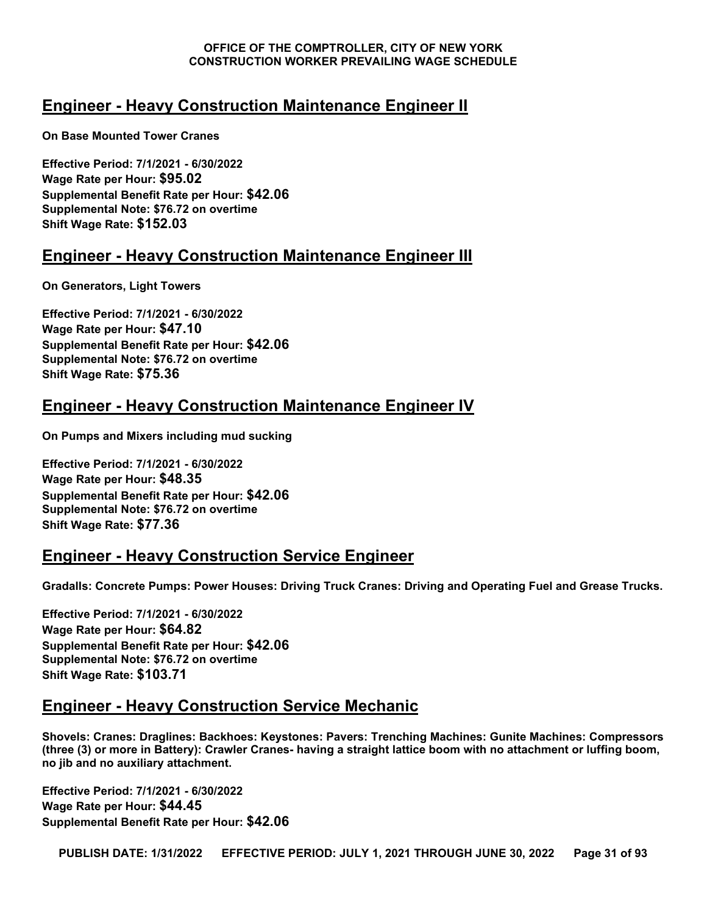## Engineer - Heavy Construction Maintenance Engineer II

**On Base Mounted Tower Cranes**

**Effective Period: 7/1/2021 - 6/30/2022**
**Wage Rate per Hour: $95.02**
**Supplemental Benefit Rate per Hour: $42.06**
**Supplemental Note: $76.72 on overtime**
**Shift Wage Rate: $152.03**

## Engineer - Heavy Construction Maintenance Engineer III

**On Generators, Light Towers**

**Effective Period: 7/1/2021 - 6/30/2022**
**Wage Rate per Hour: $47.10**
**Supplemental Benefit Rate per Hour: $42.06**
**Supplemental Note: $76.72 on overtime**
**Shift Wage Rate: $75.36**

## Engineer - Heavy Construction Maintenance Engineer IV

**On Pumps and Mixers including mud sucking**

**Effective Period: 7/1/2021 - 6/30/2022**
**Wage Rate per Hour: $48.35**
**Supplemental Benefit Rate per Hour: $42.06**
**Supplemental Note: $76.72 on overtime**
**Shift Wage Rate: $77.36**

## Engineer - Heavy Construction Service Engineer

**Gradalls: Concrete Pumps: Power Houses: Driving Truck Cranes: Driving and Operating Fuel and Grease Trucks.**

**Effective Period: 7/1/2021 - 6/30/2022**
**Wage Rate per Hour: $64.82**
**Supplemental Benefit Rate per Hour: $42.06**
**Supplemental Note: $76.72 on overtime**
**Shift Wage Rate: $103.71**

## Engineer - Heavy Construction Service Mechanic

**Shovels: Cranes: Draglines: Backhoes: Keystones: Pavers: Trenching Machines: Gunite Machines: Compressors (three (3) or more in Battery): Crawler Cranes- having a straight lattice boom with no attachment or luffing boom, no jib and no auxiliary attachment.**

**Effective Period: 7/1/2021 - 6/30/2022**
**Wage Rate per Hour: $44.45**
**Supplemental Benefit Rate per Hour: $42.06**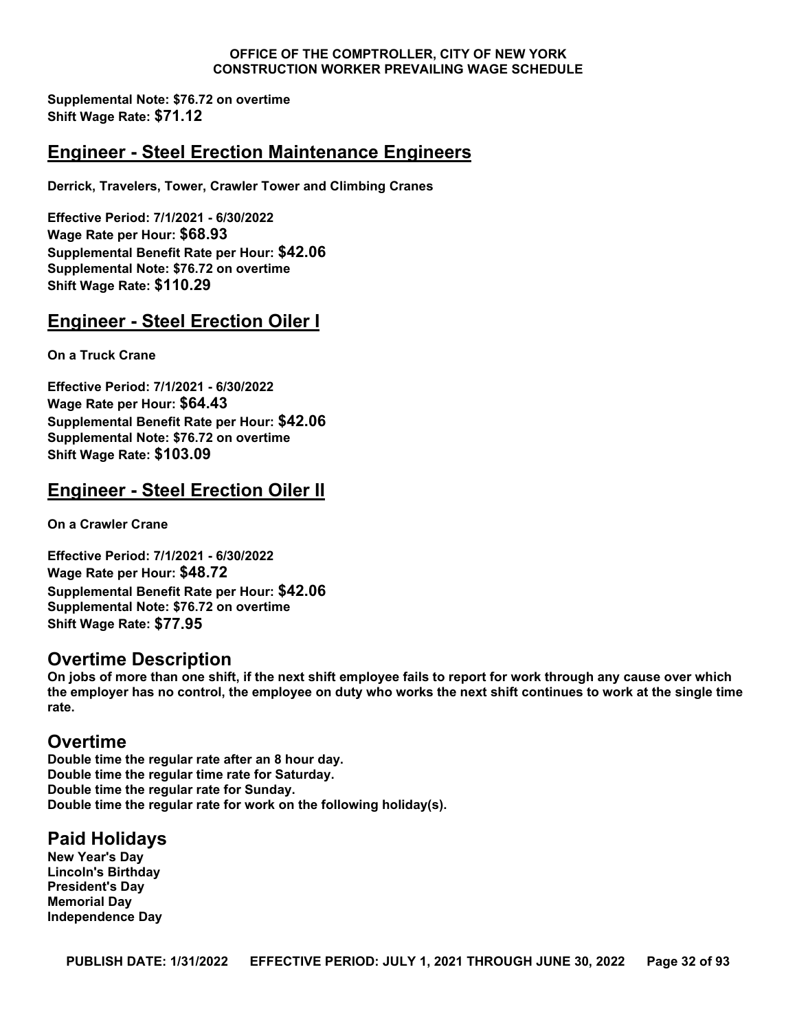**Supplemental Note: $76.72 on overtime**
**Shift Wage Rate: $71.12**

## Engineer - Steel Erection Maintenance Engineers

**Derrick, Travelers, Tower, Crawler Tower and Climbing Cranes**

**Effective Period: 7/1/2021 - 6/30/2022**
**Wage Rate per Hour: $68.93**
**Supplemental Benefit Rate per Hour: $42.06**
**Supplemental Note: $76.72 on overtime**
**Shift Wage Rate: $110.29**

## Engineer - Steel Erection Oiler I

**On a Truck Crane**

**Effective Period: 7/1/2021 - 6/30/2022**
**Wage Rate per Hour: $64.43**
**Supplemental Benefit Rate per Hour: $42.06**
**Supplemental Note: $76.72 on overtime**
**Shift Wage Rate: $103.09**

## Engineer - Steel Erection Oiler II

**On a Crawler Crane**

**Effective Period: 7/1/2021 - 6/30/2022**
**Wage Rate per Hour: $48.72**
**Supplemental Benefit Rate per Hour: $42.06**
**Supplemental Note: $76.72 on overtime**
**Shift Wage Rate: $77.95**

## Overtime Description

**On jobs of more than one shift, if the next shift employee fails to report for work through any cause over which the employer has no control, the employee on duty who works the next shift continues to work at the single time rate.**

## Overtime

**Double time the regular rate after an 8 hour day.**
**Double time the regular time rate for Saturday.**
**Double time the regular rate for Sunday.**
**Double time the regular rate for work on the following holiday(s).**

## Paid Holidays

**New Year's Day**
**Lincoln's Birthday**
**President's Day**
**Memorial Day**
**Independence Day**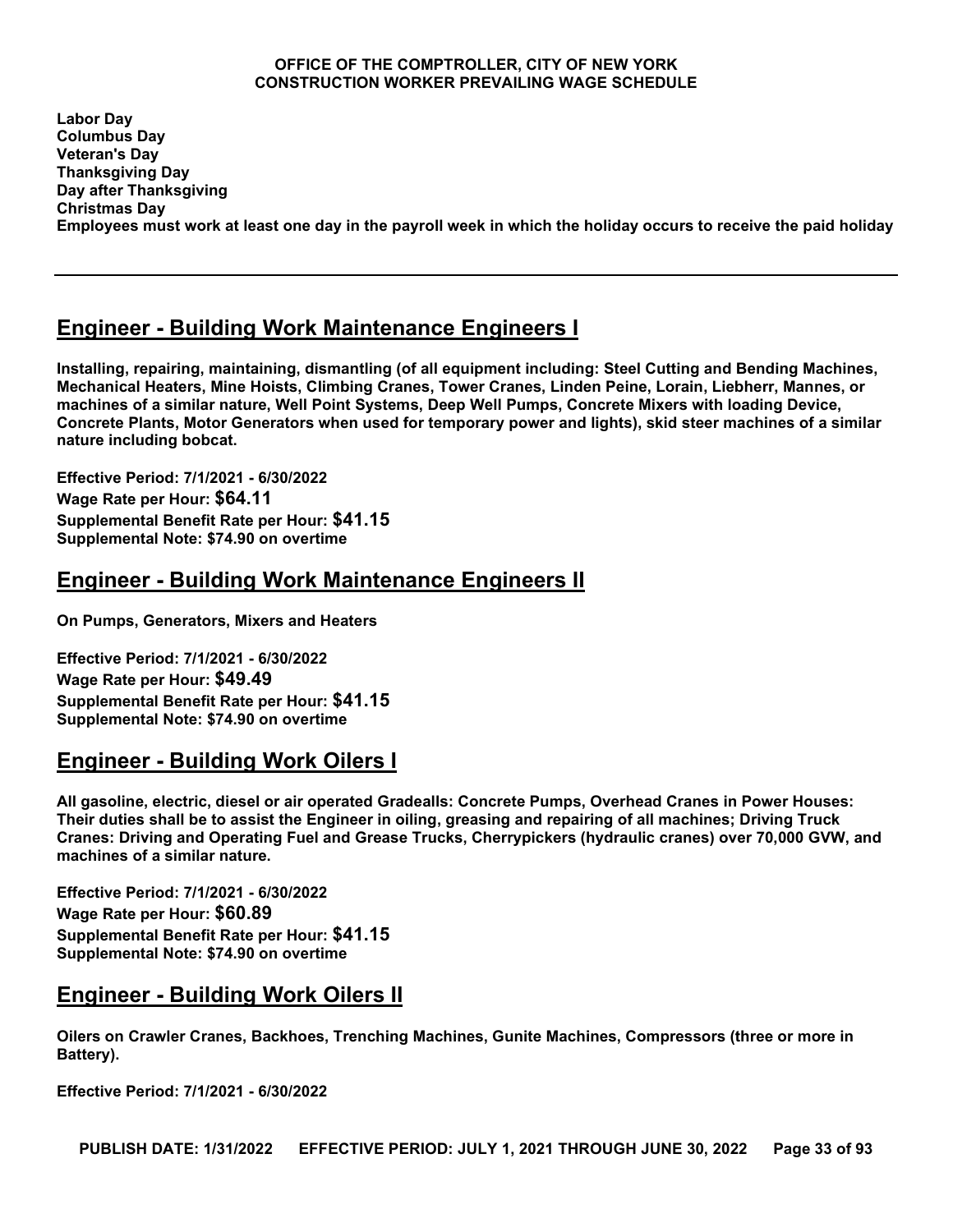**Labor Day**
**Columbus Day**
**Veteran's Day**
**Thanksgiving Day**
**Day after Thanksgiving**
**Christmas Day**
**Employees must work at least one day in the payroll week in which the holiday occurs to receive the paid holiday**

---

## Engineer - Building Work Maintenance Engineers I

**Installing, repairing, maintaining, dismantling (of all equipment including: Steel Cutting and Bending Machines, Mechanical Heaters, Mine Hoists, Climbing Cranes, Tower Cranes, Linden Peine, Lorain, Liebherr, Mannes, or machines of a similar nature, Well Point Systems, Deep Well Pumps, Concrete Mixers with loading Device, Concrete Plants, Motor Generators when used for temporary power and lights), skid steer machines of a similar nature including bobcat.**

**Effective Period: 7/1/2021 - 6/30/2022**
**Wage Rate per Hour: $64.11**
**Supplemental Benefit Rate per Hour: $41.15**
**Supplemental Note: $74.90 on overtime**

## Engineer - Building Work Maintenance Engineers II

**On Pumps, Generators, Mixers and Heaters**

**Effective Period: 7/1/2021 - 6/30/2022**
**Wage Rate per Hour: $49.49**
**Supplemental Benefit Rate per Hour: $41.15**
**Supplemental Note: $74.90 on overtime**

## Engineer - Building Work Oilers I

**All gasoline, electric, diesel or air operated Gradealls: Concrete Pumps, Overhead Cranes in Power Houses: Their duties shall be to assist the Engineer in oiling, greasing and repairing of all machines; Driving Truck Cranes: Driving and Operating Fuel and Grease Trucks, Cherrypickers (hydraulic cranes) over 70,000 GVW, and machines of a similar nature.**

**Effective Period: 7/1/2021 - 6/30/2022**
**Wage Rate per Hour: $60.89**
**Supplemental Benefit Rate per Hour: $41.15**
**Supplemental Note: $74.90 on overtime**

## Engineer - Building Work Oilers II

**Oilers on Crawler Cranes, Backhoes, Trenching Machines, Gunite Machines, Compressors (three or more in Battery).**

**Effective Period: 7/1/2021 - 6/30/2022**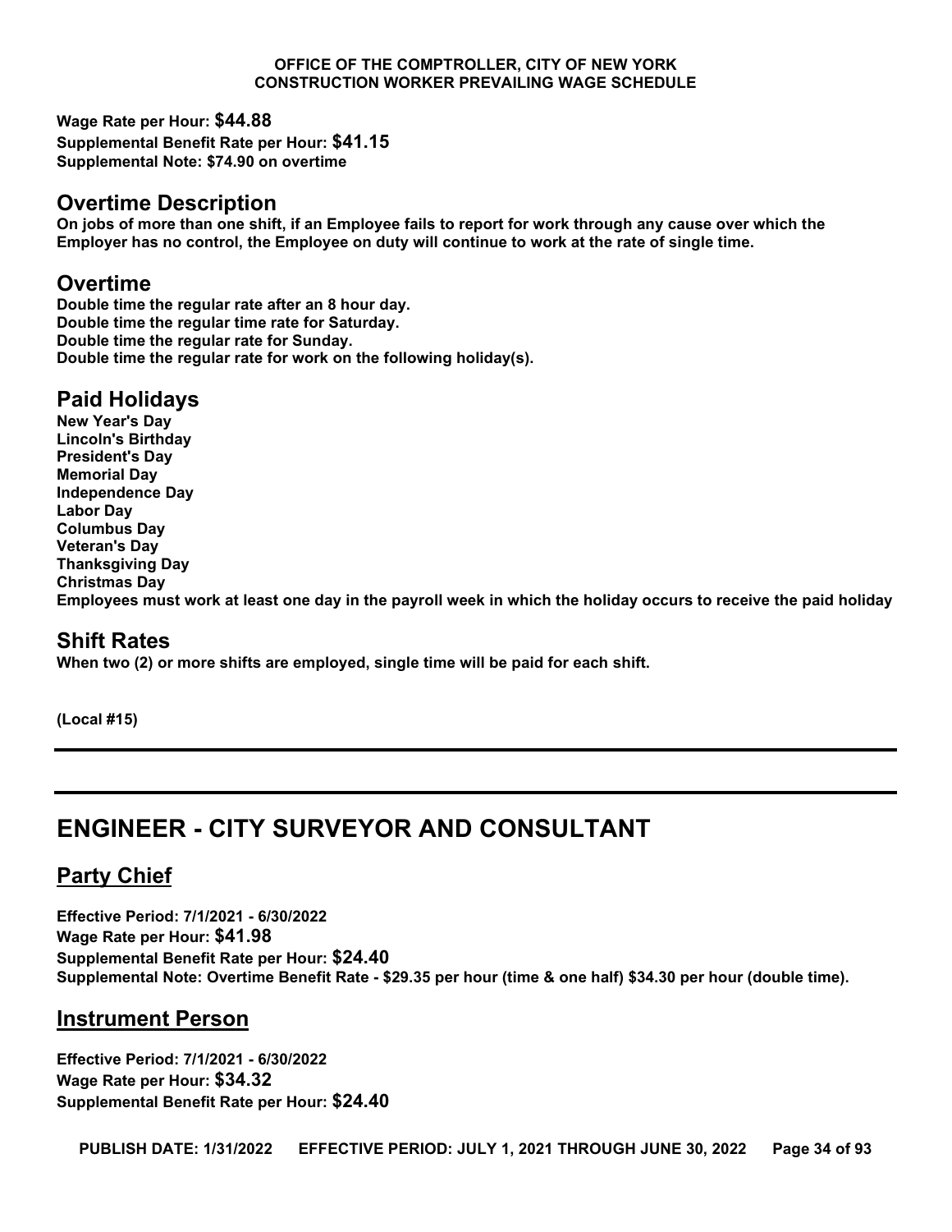**Wage Rate per Hour: $44.88**
**Supplemental Benefit Rate per Hour: $41.15**
**Supplemental Note: $74.90 on overtime**

## Overtime Description

**On jobs of more than one shift, if an Employee fails to report for work through any cause over which the Employer has no control, the Employee on duty will continue to work at the rate of single time.**

## Overtime

**Double time the regular rate after an 8 hour day.**
**Double time the regular time rate for Saturday.**
**Double time the regular rate for Sunday.**
**Double time the regular rate for work on the following holiday(s).**

## Paid Holidays

**New Year's Day**
**Lincoln's Birthday**
**President's Day**
**Memorial Day**
**Independence Day**
**Labor Day**
**Columbus Day**
**Veteran's Day**
**Thanksgiving Day**
**Christmas Day**
**Employees must work at least one day in the payroll week in which the holiday occurs to receive the paid holiday**

## Shift Rates

**When two (2) or more shifts are employed, single time will be paid for each shift.**

**(Local #15)**

---

# ENGINEER - CITY SURVEYOR AND CONSULTANT

## Party Chief

**Effective Period: 7/1/2021 - 6/30/2022**
**Wage Rate per Hour: $41.98**
**Supplemental Benefit Rate per Hour: $24.40**
**Supplemental Note: Overtime Benefit Rate - $29.35 per hour (time & one half) $34.30 per hour (double time).**

## Instrument Person

**Effective Period: 7/1/2021 - 6/30/2022**
**Wage Rate per Hour: $34.32**
**Supplemental Benefit Rate per Hour: $24.40**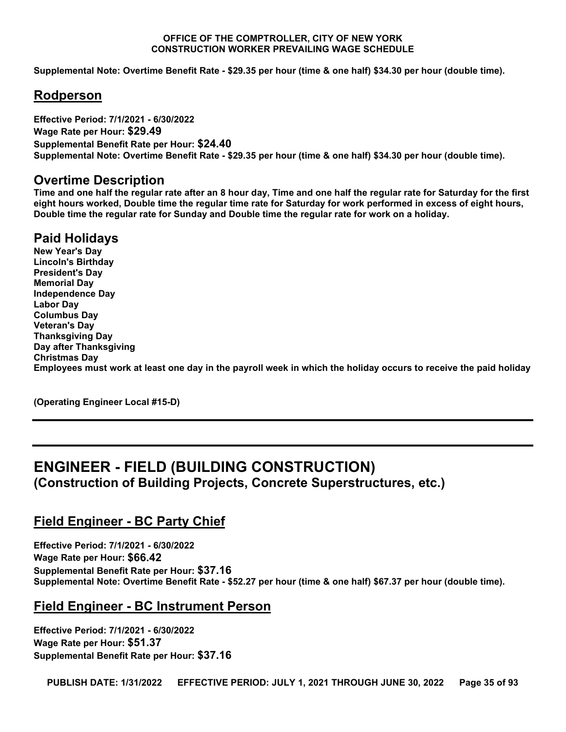**Supplemental Note: Overtime Benefit Rate - $29.35 per hour (time & one half) $34.30 per hour (double time).**

## Rodperson

**Effective Period: 7/1/2021 - 6/30/2022**
**Wage Rate per Hour: $29.49**
**Supplemental Benefit Rate per Hour: $24.40**
**Supplemental Note: Overtime Benefit Rate - $29.35 per hour (time & one half) $34.30 per hour (double time).**

## Overtime Description

**Time and one half the regular rate after an 8 hour day, Time and one half the regular rate for Saturday for the first eight hours worked, Double time the regular time rate for Saturday for work performed in excess of eight hours, Double time the regular rate for Sunday and Double time the regular rate for work on a holiday.**

## Paid Holidays

**New Year's Day**
**Lincoln's Birthday**
**President's Day**
**Memorial Day**
**Independence Day**
**Labor Day**
**Columbus Day**
**Veteran's Day**
**Thanksgiving Day**
**Day after Thanksgiving**
**Christmas Day**
**Employees must work at least one day in the payroll week in which the holiday occurs to receive the paid holiday**

**(Operating Engineer Local #15-D)**

---

# ENGINEER - FIELD (BUILDING CONSTRUCTION)
### (Construction of Building Projects, Concrete Superstructures, etc.)

## Field Engineer - BC Party Chief

**Effective Period: 7/1/2021 - 6/30/2022**
**Wage Rate per Hour: $66.42**
**Supplemental Benefit Rate per Hour: $37.16**
**Supplemental Note: Overtime Benefit Rate - $52.27 per hour (time & one half) $67.37 per hour (double time).**

## Field Engineer - BC Instrument Person

**Effective Period: 7/1/2021 - 6/30/2022**
**Wage Rate per Hour: $51.37**
**Supplemental Benefit Rate per Hour: $37.16**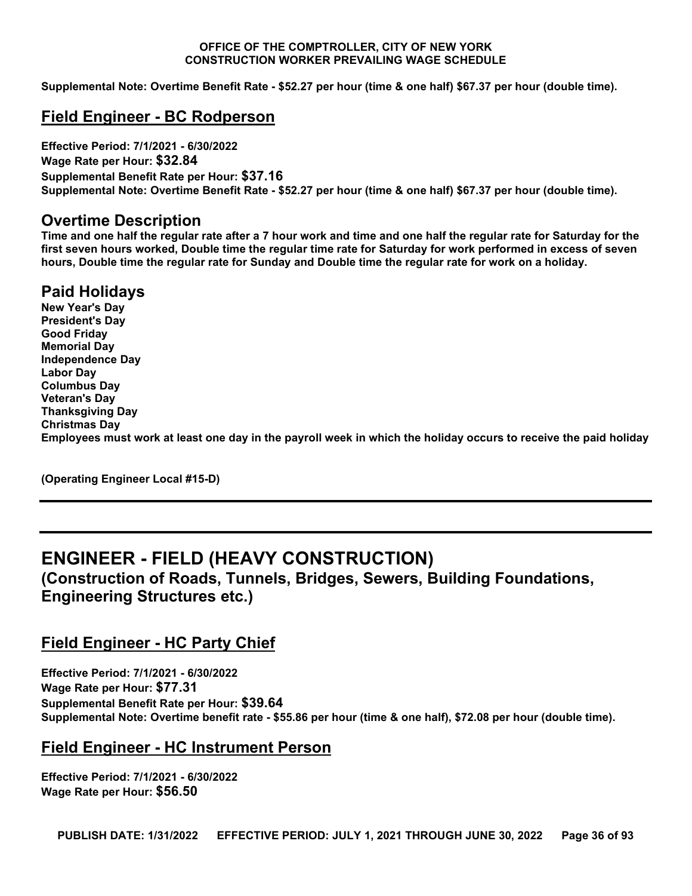**Supplemental Note: Overtime Benefit Rate - $52.27 per hour (time & one half) $67.37 per hour (double time).**

## Field Engineer - BC Rodperson

**Effective Period: 7/1/2021 - 6/30/2022**
**Wage Rate per Hour: $32.84**
**Supplemental Benefit Rate per Hour: $37.16**
**Supplemental Note: Overtime Benefit Rate - $52.27 per hour (time & one half) $67.37 per hour (double time).**

## Overtime Description

**Time and one half the regular rate after a 7 hour work and time and one half the regular rate for Saturday for the first seven hours worked, Double time the regular time rate for Saturday for work performed in excess of seven hours, Double time the regular rate for Sunday and Double time the regular rate for work on a holiday.**

## Paid Holidays

**New Year's Day**
**President's Day**
**Good Friday**
**Memorial Day**
**Independence Day**
**Labor Day**
**Columbus Day**
**Veteran's Day**
**Thanksgiving Day**
**Christmas Day**
**Employees must work at least one day in the payroll week in which the holiday occurs to receive the paid holiday**

**(Operating Engineer Local #15-D)**

---

# ENGINEER - FIELD (HEAVY CONSTRUCTION)

### (Construction of Roads, Tunnels, Bridges, Sewers, Building Foundations, Engineering Structures etc.)

## Field Engineer - HC Party Chief

**Effective Period: 7/1/2021 - 6/30/2022**
**Wage Rate per Hour: $77.31**
**Supplemental Benefit Rate per Hour: $39.64**
**Supplemental Note: Overtime benefit rate - $55.86 per hour (time & one half), $72.08 per hour (double time).**

## Field Engineer - HC Instrument Person

**Effective Period: 7/1/2021 - 6/30/2022**
**Wage Rate per Hour: $56.50**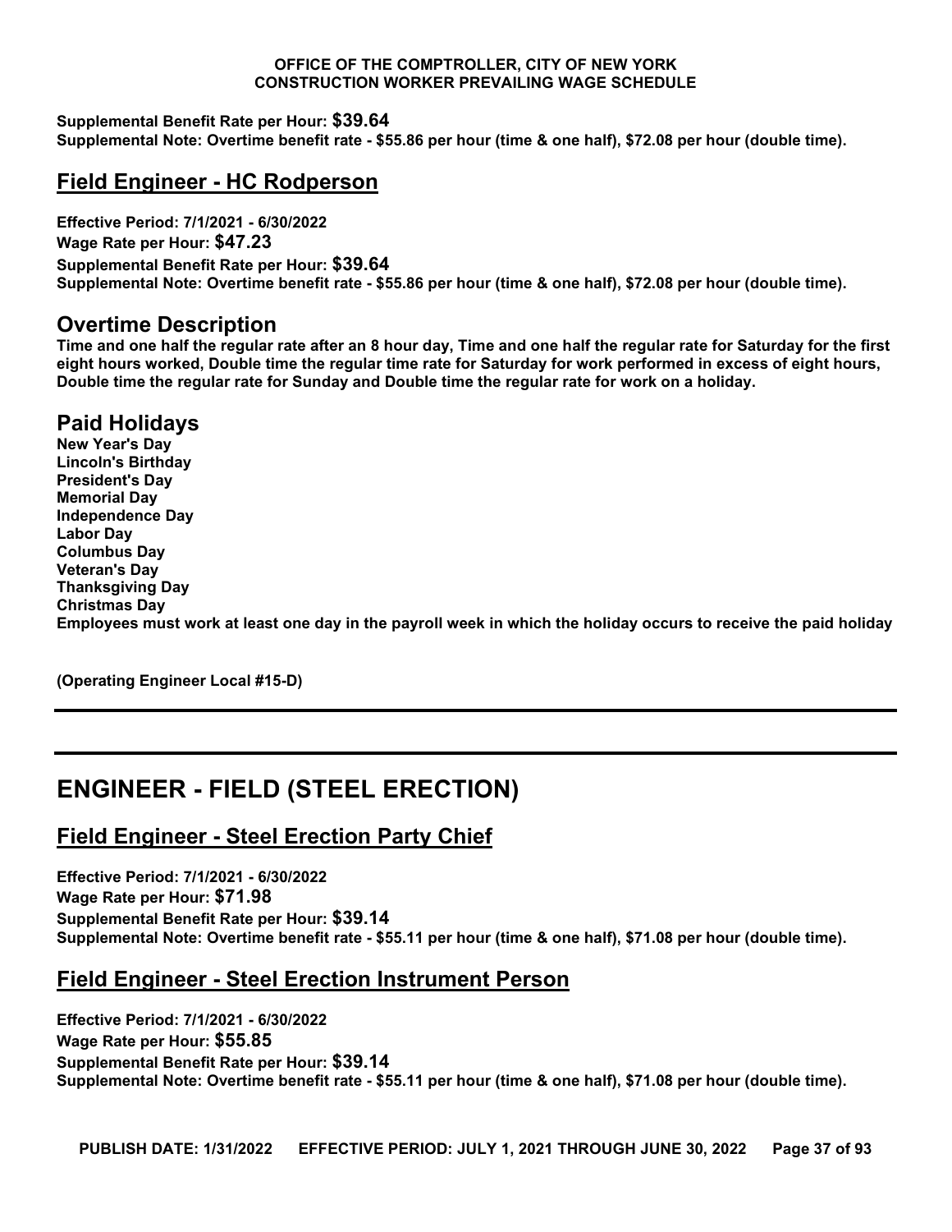**Supplemental Benefit Rate per Hour: $39.64**
**Supplemental Note: Overtime benefit rate - $55.86 per hour (time & one half), $72.08 per hour (double time).**

## Field Engineer - HC Rodperson

**Effective Period: 7/1/2021 - 6/30/2022**
**Wage Rate per Hour: $47.23**
**Supplemental Benefit Rate per Hour: $39.64**
**Supplemental Note: Overtime benefit rate - $55.86 per hour (time & one half), $72.08 per hour (double time).**

## Overtime Description

**Time and one half the regular rate after an 8 hour day, Time and one half the regular rate for Saturday for the first eight hours worked, Double time the regular time rate for Saturday for work performed in excess of eight hours, Double time the regular rate for Sunday and Double time the regular rate for work on a holiday.**

## Paid Holidays

**New Year's Day**
**Lincoln's Birthday**
**President's Day**
**Memorial Day**
**Independence Day**
**Labor Day**
**Columbus Day**
**Veteran's Day**
**Thanksgiving Day**
**Christmas Day**
**Employees must work at least one day in the payroll week in which the holiday occurs to receive the paid holiday**

**(Operating Engineer Local #15-D)**

---

# ENGINEER - FIELD (STEEL ERECTION)

## Field Engineer - Steel Erection Party Chief

**Effective Period: 7/1/2021 - 6/30/2022**
**Wage Rate per Hour: $71.98**
**Supplemental Benefit Rate per Hour: $39.14**
**Supplemental Note: Overtime benefit rate - $55.11 per hour (time & one half), $71.08 per hour (double time).**

## Field Engineer - Steel Erection Instrument Person

**Effective Period: 7/1/2021 - 6/30/2022**
**Wage Rate per Hour: $55.85**
**Supplemental Benefit Rate per Hour: $39.14**
**Supplemental Note: Overtime benefit rate - $55.11 per hour (time & one half), $71.08 per hour (double time).**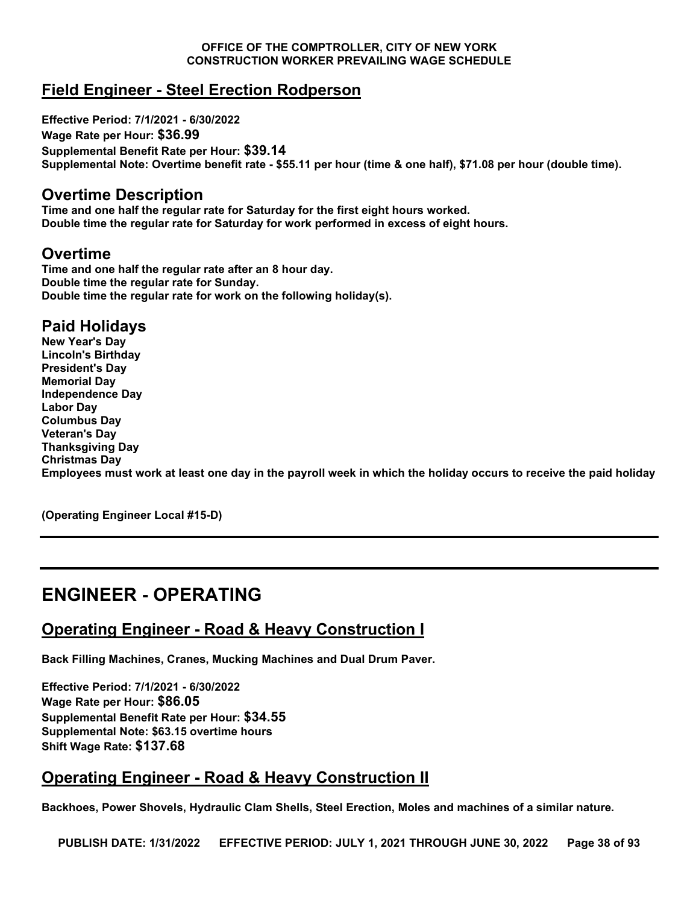## Field Engineer - Steel Erection Rodperson

**Effective Period: 7/1/2021 - 6/30/2022**
**Wage Rate per Hour: $36.99**
**Supplemental Benefit Rate per Hour: $39.14**
**Supplemental Note: Overtime benefit rate - $55.11 per hour (time & one half), $71.08 per hour (double time).**

### Overtime Description

**Time and one half the regular rate for Saturday for the first eight hours worked.**
**Double time the regular rate for Saturday for work performed in excess of eight hours.**

### Overtime

**Time and one half the regular rate after an 8 hour day.**
**Double time the regular rate for Sunday.**
**Double time the regular rate for work on the following holiday(s).**

### Paid Holidays

**New Year's Day**
**Lincoln's Birthday**
**President's Day**
**Memorial Day**
**Independence Day**
**Labor Day**
**Columbus Day**
**Veteran's Day**
**Thanksgiving Day**
**Christmas Day**
**Employees must work at least one day in the payroll week in which the holiday occurs to receive the paid holiday**

**(Operating Engineer Local #15-D)**

---

# ENGINEER - OPERATING

## Operating Engineer - Road & Heavy Construction I

**Back Filling Machines, Cranes, Mucking Machines and Dual Drum Paver.**

**Effective Period: 7/1/2021 - 6/30/2022**
**Wage Rate per Hour: $86.05**
**Supplemental Benefit Rate per Hour: $34.55**
**Supplemental Note: $63.15 overtime hours**
**Shift Wage Rate: $137.68**

## Operating Engineer - Road & Heavy Construction II

**Backhoes, Power Shovels, Hydraulic Clam Shells, Steel Erection, Moles and machines of a similar nature.**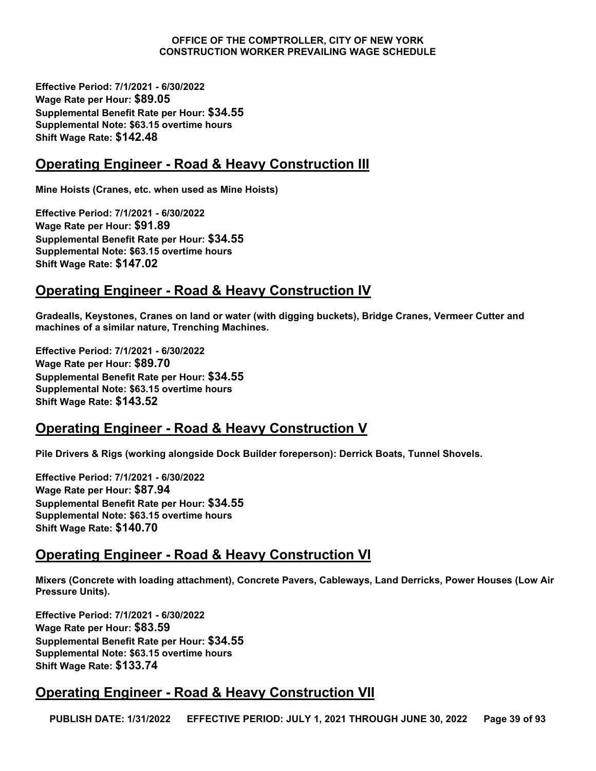**Effective Period: 7/1/2021 - 6/30/2022**
**Wage Rate per Hour: $89.05**
**Supplemental Benefit Rate per Hour: $34.55**
**Supplemental Note: $63.15 overtime hours**
**Shift Wage Rate: $142.48**

## Operating Engineer - Road & Heavy Construction III

**Mine Hoists (Cranes, etc. when used as Mine Hoists)**

**Effective Period: 7/1/2021 - 6/30/2022**
**Wage Rate per Hour: $91.89**
**Supplemental Benefit Rate per Hour: $34.55**
**Supplemental Note: $63.15 overtime hours**
**Shift Wage Rate: $147.02**

## Operating Engineer - Road & Heavy Construction IV

**Gradealls, Keystones, Cranes on land or water (with digging buckets), Bridge Cranes, Vermeer Cutter and machines of a similar nature, Trenching Machines.**

**Effective Period: 7/1/2021 - 6/30/2022**
**Wage Rate per Hour: $89.70**
**Supplemental Benefit Rate per Hour: $34.55**
**Supplemental Note: $63.15 overtime hours**
**Shift Wage Rate: $143.52**

## Operating Engineer - Road & Heavy Construction V

**Pile Drivers & Rigs (working alongside Dock Builder foreperson): Derrick Boats, Tunnel Shovels.**

**Effective Period: 7/1/2021 - 6/30/2022**
**Wage Rate per Hour: $87.94**
**Supplemental Benefit Rate per Hour: $34.55**
**Supplemental Note: $63.15 overtime hours**
**Shift Wage Rate: $140.70**

## Operating Engineer - Road & Heavy Construction VI

**Mixers (Concrete with loading attachment), Concrete Pavers, Cableways, Land Derricks, Power Houses (Low Air Pressure Units).**

**Effective Period: 7/1/2021 - 6/30/2022**
**Wage Rate per Hour: $83.59**
**Supplemental Benefit Rate per Hour: $34.55**
**Supplemental Note: $63.15 overtime hours**
**Shift Wage Rate: $133.74**

## Operating Engineer - Road & Heavy Construction VII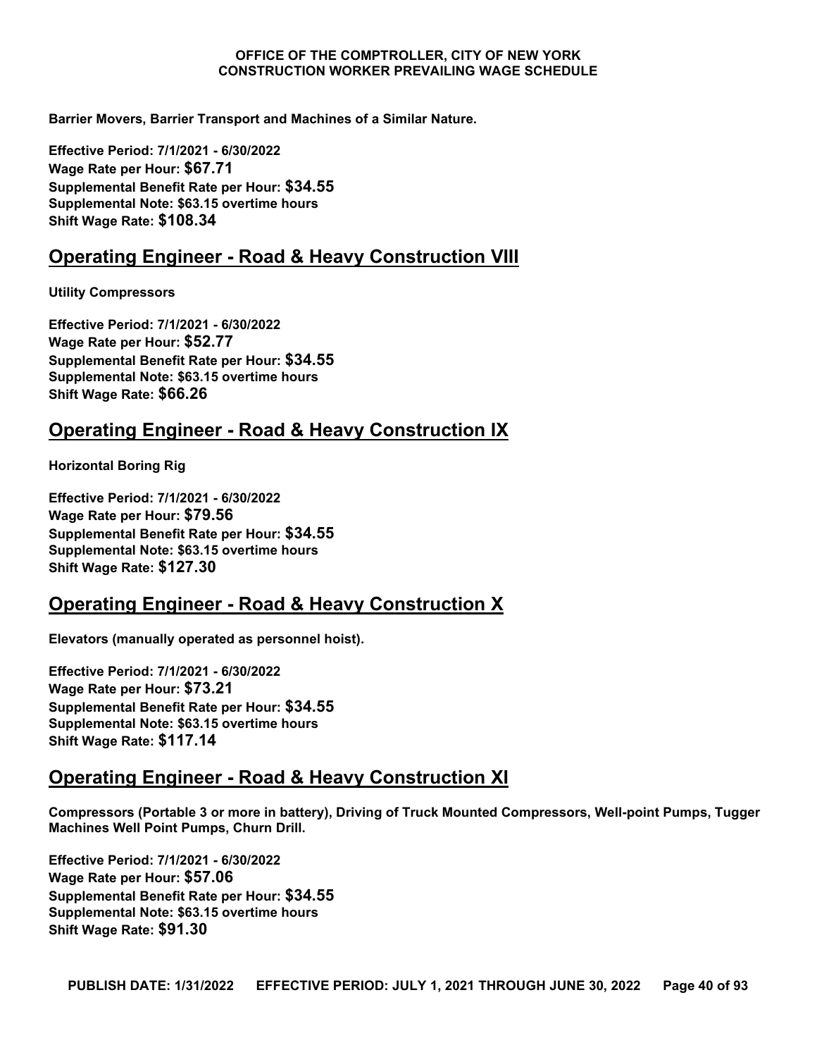**Barrier Movers, Barrier Transport and Machines of a Similar Nature.**

**Effective Period: 7/1/2021 - 6/30/2022**
**Wage Rate per Hour: $67.71**
**Supplemental Benefit Rate per Hour: $34.55**
**Supplemental Note: $63.15 overtime hours**
**Shift Wage Rate: $108.34**

## Operating Engineer - Road & Heavy Construction VIII

**Utility Compressors**

**Effective Period: 7/1/2021 - 6/30/2022**
**Wage Rate per Hour: $52.77**
**Supplemental Benefit Rate per Hour: $34.55**
**Supplemental Note: $63.15 overtime hours**
**Shift Wage Rate: $66.26**

## Operating Engineer - Road & Heavy Construction IX

**Horizontal Boring Rig**

**Effective Period: 7/1/2021 - 6/30/2022**
**Wage Rate per Hour: $79.56**
**Supplemental Benefit Rate per Hour: $34.55**
**Supplemental Note: $63.15 overtime hours**
**Shift Wage Rate: $127.30**

## Operating Engineer - Road & Heavy Construction X

**Elevators (manually operated as personnel hoist).**

**Effective Period: 7/1/2021 - 6/30/2022**
**Wage Rate per Hour: $73.21**
**Supplemental Benefit Rate per Hour: $34.55**
**Supplemental Note: $63.15 overtime hours**
**Shift Wage Rate: $117.14**

## Operating Engineer - Road & Heavy Construction XI

**Compressors (Portable 3 or more in battery), Driving of Truck Mounted Compressors, Well-point Pumps, Tugger Machines Well Point Pumps, Churn Drill.**

**Effective Period: 7/1/2021 - 6/30/2022**
**Wage Rate per Hour: $57.06**
**Supplemental Benefit Rate per Hour: $34.55**
**Supplemental Note: $63.15 overtime hours**
**Shift Wage Rate: $91.30**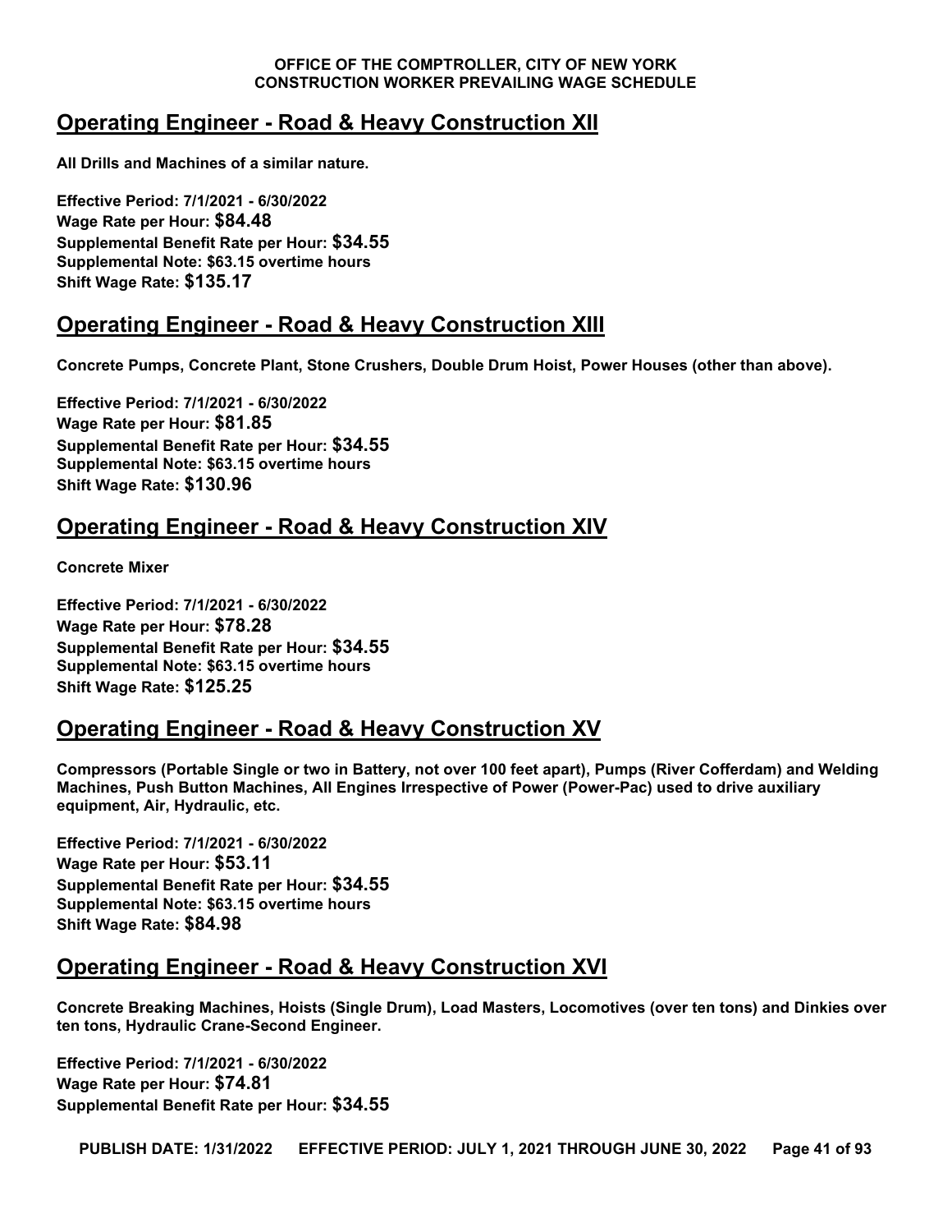## Operating Engineer - Road & Heavy Construction XII

**All Drills and Machines of a similar nature.**

**Effective Period: 7/1/2021 - 6/30/2022**
**Wage Rate per Hour: $84.48**
**Supplemental Benefit Rate per Hour: $34.55**
**Supplemental Note: $63.15 overtime hours**
**Shift Wage Rate: $135.17**

## Operating Engineer - Road & Heavy Construction XIII

**Concrete Pumps, Concrete Plant, Stone Crushers, Double Drum Hoist, Power Houses (other than above).**

**Effective Period: 7/1/2021 - 6/30/2022**
**Wage Rate per Hour: $81.85**
**Supplemental Benefit Rate per Hour: $34.55**
**Supplemental Note: $63.15 overtime hours**
**Shift Wage Rate: $130.96**

## Operating Engineer - Road & Heavy Construction XIV

**Concrete Mixer**

**Effective Period: 7/1/2021 - 6/30/2022**
**Wage Rate per Hour: $78.28**
**Supplemental Benefit Rate per Hour: $34.55**
**Supplemental Note: $63.15 overtime hours**
**Shift Wage Rate: $125.25**

## Operating Engineer - Road & Heavy Construction XV

**Compressors (Portable Single or two in Battery, not over 100 feet apart), Pumps (River Cofferdam) and Welding Machines, Push Button Machines, All Engines Irrespective of Power (Power-Pac) used to drive auxiliary equipment, Air, Hydraulic, etc.**

**Effective Period: 7/1/2021 - 6/30/2022**
**Wage Rate per Hour: $53.11**
**Supplemental Benefit Rate per Hour: $34.55**
**Supplemental Note: $63.15 overtime hours**
**Shift Wage Rate: $84.98**

## Operating Engineer - Road & Heavy Construction XVI

**Concrete Breaking Machines, Hoists (Single Drum), Load Masters, Locomotives (over ten tons) and Dinkies over ten tons, Hydraulic Crane-Second Engineer.**

**Effective Period: 7/1/2021 - 6/30/2022**
**Wage Rate per Hour: $74.81**
**Supplemental Benefit Rate per Hour: $34.55**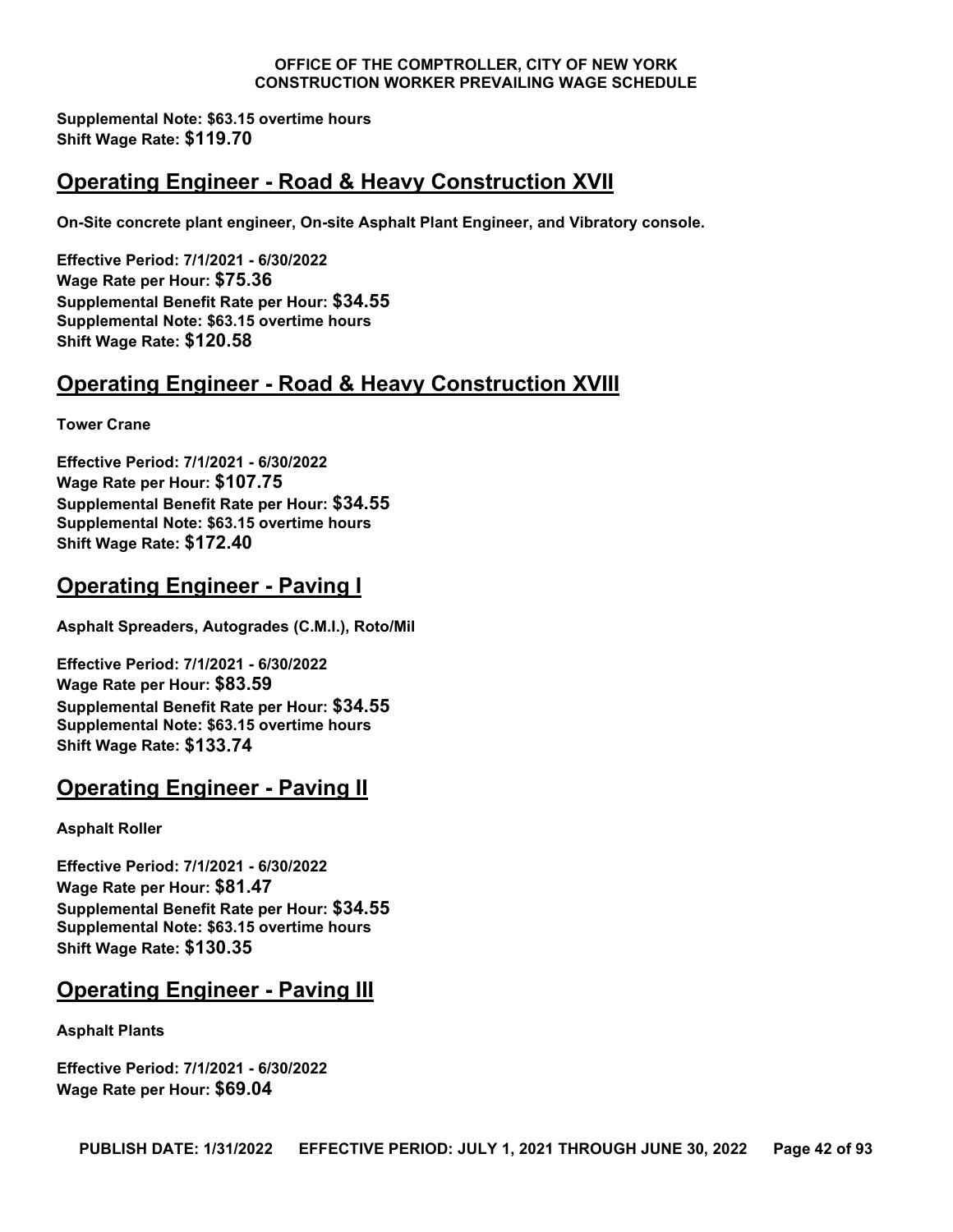**Supplemental Note: $63.15 overtime hours**
**Shift Wage Rate: $119.70**

## Operating Engineer - Road & Heavy Construction XVII

**On-Site concrete plant engineer, On-site Asphalt Plant Engineer, and Vibratory console.**

**Effective Period: 7/1/2021 - 6/30/2022**
**Wage Rate per Hour: $75.36**
**Supplemental Benefit Rate per Hour: $34.55**
**Supplemental Note: $63.15 overtime hours**
**Shift Wage Rate: $120.58**

## Operating Engineer - Road & Heavy Construction XVIII

**Tower Crane**

**Effective Period: 7/1/2021 - 6/30/2022**
**Wage Rate per Hour: $107.75**
**Supplemental Benefit Rate per Hour: $34.55**
**Supplemental Note: $63.15 overtime hours**
**Shift Wage Rate: $172.40**

## Operating Engineer - Paving I

**Asphalt Spreaders, Autogrades (C.M.I.), Roto/Mil**

**Effective Period: 7/1/2021 - 6/30/2022**
**Wage Rate per Hour: $83.59**
**Supplemental Benefit Rate per Hour: $34.55**
**Supplemental Note: $63.15 overtime hours**
**Shift Wage Rate: $133.74**

## Operating Engineer - Paving II

**Asphalt Roller**

**Effective Period: 7/1/2021 - 6/30/2022**
**Wage Rate per Hour: $81.47**
**Supplemental Benefit Rate per Hour: $34.55**
**Supplemental Note: $63.15 overtime hours**
**Shift Wage Rate: $130.35**

## Operating Engineer - Paving III

**Asphalt Plants**

**Effective Period: 7/1/2021 - 6/30/2022**
**Wage Rate per Hour: $69.04**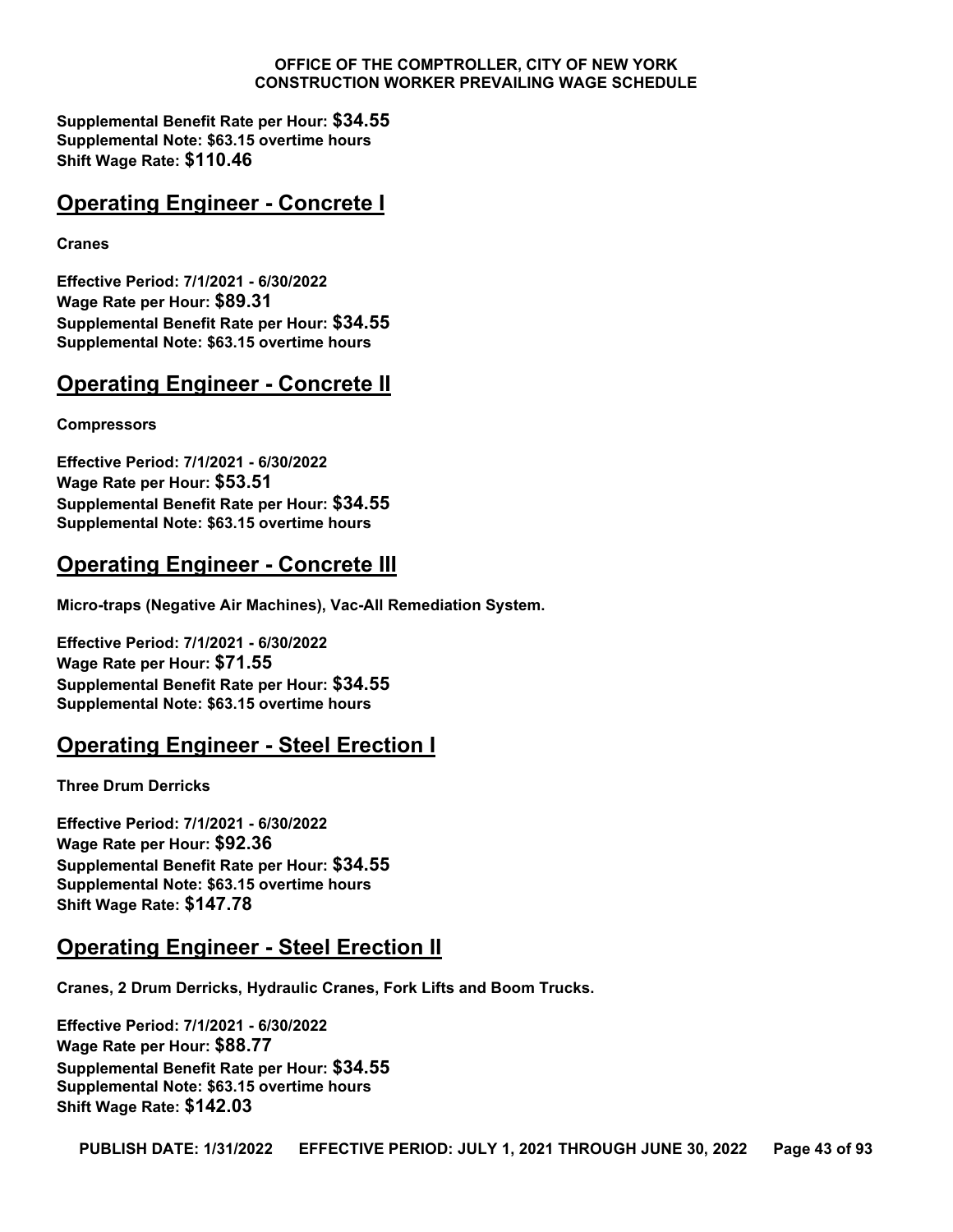**Supplemental Benefit Rate per Hour: $34.55**
**Supplemental Note: $63.15 overtime hours**
**Shift Wage Rate: $110.46**

## Operating Engineer - Concrete I

**Cranes**

**Effective Period: 7/1/2021 - 6/30/2022**
**Wage Rate per Hour: $89.31**
**Supplemental Benefit Rate per Hour: $34.55**
**Supplemental Note: $63.15 overtime hours**

## Operating Engineer - Concrete II

**Compressors**

**Effective Period: 7/1/2021 - 6/30/2022**
**Wage Rate per Hour: $53.51**
**Supplemental Benefit Rate per Hour: $34.55**
**Supplemental Note: $63.15 overtime hours**

## Operating Engineer - Concrete III

**Micro-traps (Negative Air Machines), Vac-All Remediation System.**

**Effective Period: 7/1/2021 - 6/30/2022**
**Wage Rate per Hour: $71.55**
**Supplemental Benefit Rate per Hour: $34.55**
**Supplemental Note: $63.15 overtime hours**

## Operating Engineer - Steel Erection I

**Three Drum Derricks**

**Effective Period: 7/1/2021 - 6/30/2022**
**Wage Rate per Hour: $92.36**
**Supplemental Benefit Rate per Hour: $34.55**
**Supplemental Note: $63.15 overtime hours**
**Shift Wage Rate: $147.78**

## Operating Engineer - Steel Erection II

**Cranes, 2 Drum Derricks, Hydraulic Cranes, Fork Lifts and Boom Trucks.**

**Effective Period: 7/1/2021 - 6/30/2022**
**Wage Rate per Hour: $88.77**
**Supplemental Benefit Rate per Hour: $34.55**
**Supplemental Note: $63.15 overtime hours**
**Shift Wage Rate: $142.03**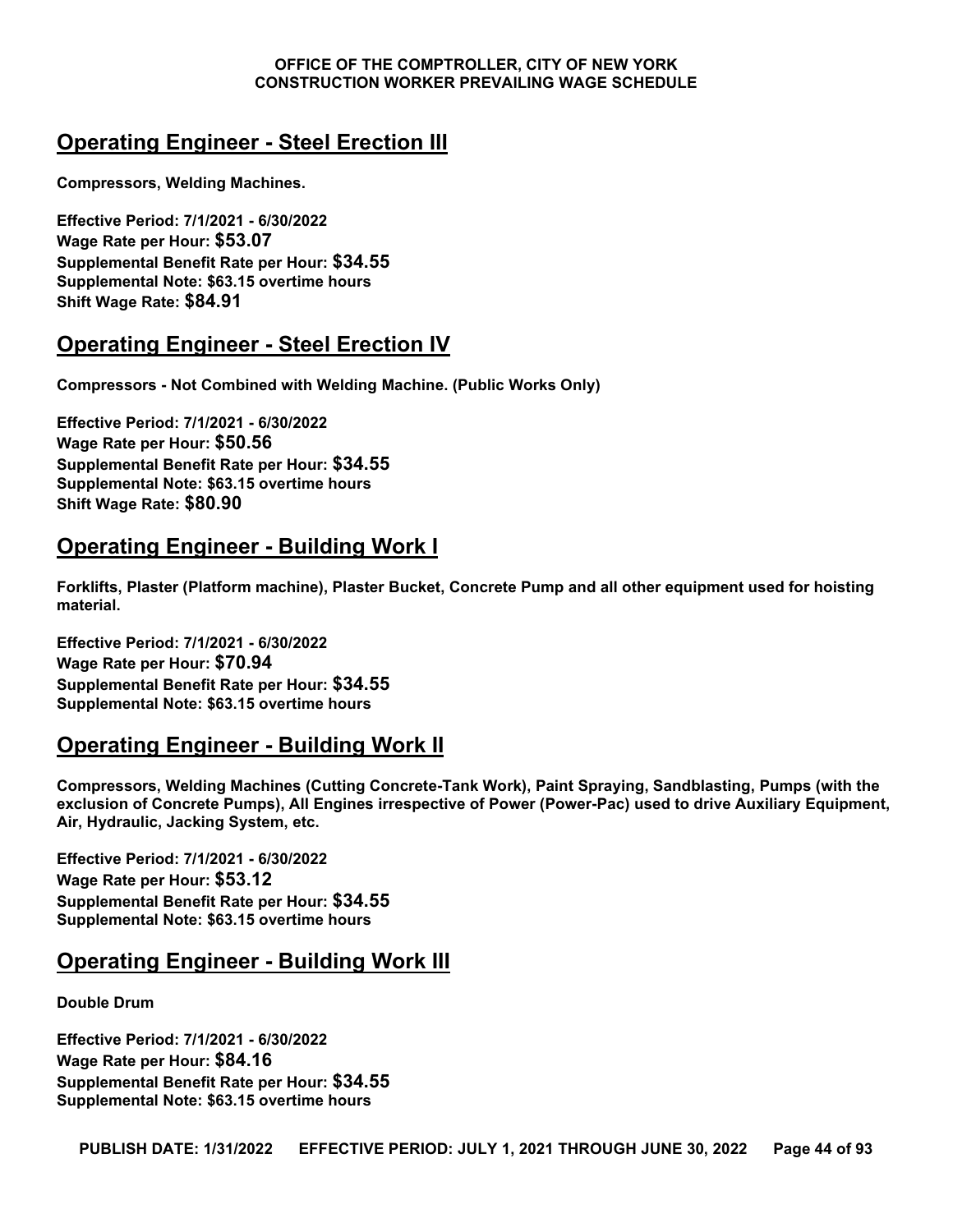## Operating Engineer - Steel Erection III

**Compressors, Welding Machines.**

**Effective Period: 7/1/2021 - 6/30/2022**
**Wage Rate per Hour: $53.07**
**Supplemental Benefit Rate per Hour: $34.55**
**Supplemental Note: $63.15 overtime hours**
**Shift Wage Rate: $84.91**

## Operating Engineer - Steel Erection IV

**Compressors - Not Combined with Welding Machine. (Public Works Only)**

**Effective Period: 7/1/2021 - 6/30/2022**
**Wage Rate per Hour: $50.56**
**Supplemental Benefit Rate per Hour: $34.55**
**Supplemental Note: $63.15 overtime hours**
**Shift Wage Rate: $80.90**

## Operating Engineer - Building Work I

**Forklifts, Plaster (Platform machine), Plaster Bucket, Concrete Pump and all other equipment used for hoisting material.**

**Effective Period: 7/1/2021 - 6/30/2022**
**Wage Rate per Hour: $70.94**
**Supplemental Benefit Rate per Hour: $34.55**
**Supplemental Note: $63.15 overtime hours**

## Operating Engineer - Building Work II

**Compressors, Welding Machines (Cutting Concrete-Tank Work), Paint Spraying, Sandblasting, Pumps (with the exclusion of Concrete Pumps), All Engines irrespective of Power (Power-Pac) used to drive Auxiliary Equipment, Air, Hydraulic, Jacking System, etc.**

**Effective Period: 7/1/2021 - 6/30/2022**
**Wage Rate per Hour: $53.12**
**Supplemental Benefit Rate per Hour: $34.55**
**Supplemental Note: $63.15 overtime hours**

## Operating Engineer - Building Work III

**Double Drum**

**Effective Period: 7/1/2021 - 6/30/2022**
**Wage Rate per Hour: $84.16**
**Supplemental Benefit Rate per Hour: $34.55**
**Supplemental Note: $63.15 overtime hours**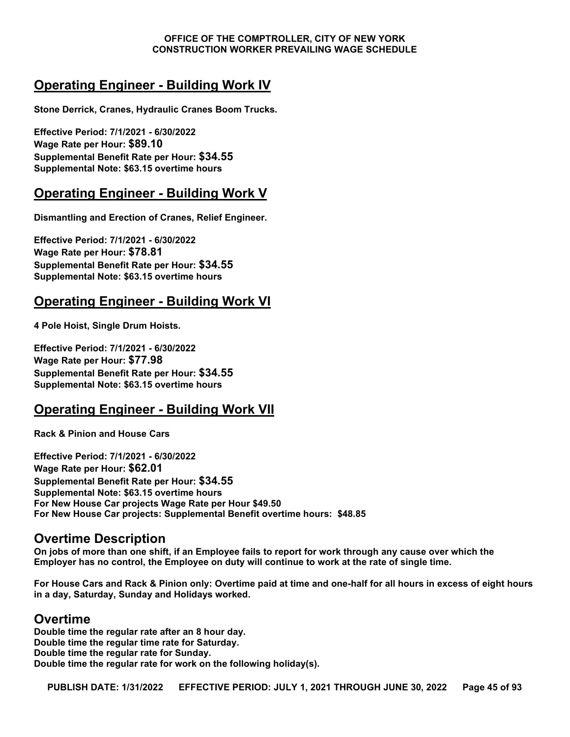## Operating Engineer - Building Work IV

**Stone Derrick, Cranes, Hydraulic Cranes Boom Trucks.**

**Effective Period: 7/1/2021 - 6/30/2022**
**Wage Rate per Hour: $89.10**
**Supplemental Benefit Rate per Hour: $34.55**
**Supplemental Note: $63.15 overtime hours**

## Operating Engineer - Building Work V

**Dismantling and Erection of Cranes, Relief Engineer.**

**Effective Period: 7/1/2021 - 6/30/2022**
**Wage Rate per Hour: $78.81**
**Supplemental Benefit Rate per Hour: $34.55**
**Supplemental Note: $63.15 overtime hours**

## Operating Engineer - Building Work VI

**4 Pole Hoist, Single Drum Hoists.**

**Effective Period: 7/1/2021 - 6/30/2022**
**Wage Rate per Hour: $77.98**
**Supplemental Benefit Rate per Hour: $34.55**
**Supplemental Note: $63.15 overtime hours**

## Operating Engineer - Building Work VII

**Rack & Pinion and House Cars**

**Effective Period: 7/1/2021 - 6/30/2022**
**Wage Rate per Hour: $62.01**
**Supplemental Benefit Rate per Hour: $34.55**
**Supplemental Note: $63.15 overtime hours**
**For New House Car projects Wage Rate per Hour $49.50**
**For New House Car projects: Supplemental Benefit overtime hours: $48.85**

### Overtime Description

**On jobs of more than one shift, if an Employee fails to report for work through any cause over which the Employer has no control, the Employee on duty will continue to work at the rate of single time.**

**For House Cars and Rack & Pinion only: Overtime paid at time and one-half for all hours in excess of eight hours in a day, Saturday, Sunday and Holidays worked.**

### Overtime

**Double time the regular rate after an 8 hour day.**
**Double time the regular time rate for Saturday.**
**Double time the regular rate for Sunday.**
**Double time the regular rate for work on the following holiday(s).**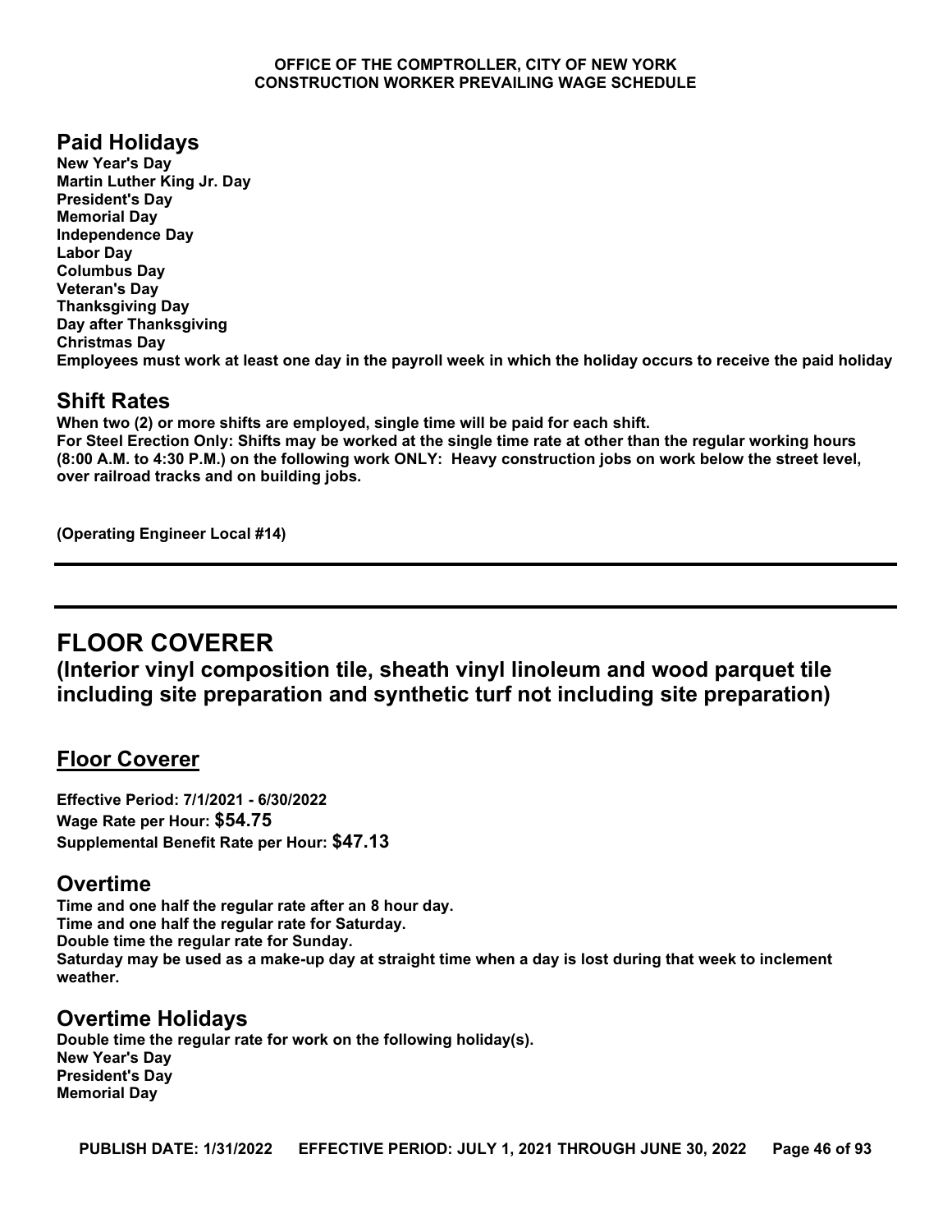## Paid Holidays

**New Year's Day**
**Martin Luther King Jr. Day**
**President's Day**
**Memorial Day**
**Independence Day**
**Labor Day**
**Columbus Day**
**Veteran's Day**
**Thanksgiving Day**
**Day after Thanksgiving**
**Christmas Day**
**Employees must work at least one day in the payroll week in which the holiday occurs to receive the paid holiday**

## Shift Rates

**When two (2) or more shifts are employed, single time will be paid for each shift.**
**For Steel Erection Only: Shifts may be worked at the single time rate at other than the regular working hours (8:00 A.M. to 4:30 P.M.) on the following work ONLY: Heavy construction jobs on work below the street level, over railroad tracks and on building jobs.**

**(Operating Engineer Local #14)**

---

# FLOOR COVERER

## (Interior vinyl composition tile, sheath vinyl linoleum and wood parquet tile including site preparation and synthetic turf not including site preparation)

## Floor Coverer

**Effective Period: 7/1/2021 - 6/30/2022**
**Wage Rate per Hour: $54.75**
**Supplemental Benefit Rate per Hour: $47.13**

## Overtime

**Time and one half the regular rate after an 8 hour day.**
**Time and one half the regular rate for Saturday.**
**Double time the regular rate for Sunday.**
**Saturday may be used as a make-up day at straight time when a day is lost during that week to inclement weather.**

## Overtime Holidays

**Double time the regular rate for work on the following holiday(s).**
**New Year's Day**
**President's Day**
**Memorial Day**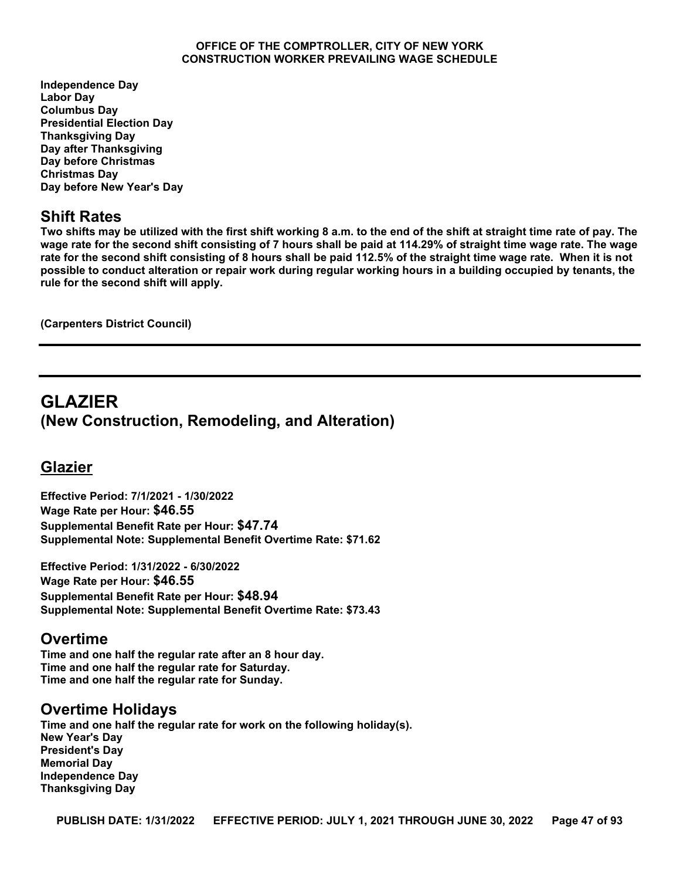**Independence Day**
**Labor Day**
**Columbus Day**
**Presidential Election Day**
**Thanksgiving Day**
**Day after Thanksgiving**
**Day before Christmas**
**Christmas Day**
**Day before New Year's Day**

## Shift Rates

**Two shifts may be utilized with the first shift working 8 a.m. to the end of the shift at straight time rate of pay. The wage rate for the second shift consisting of 7 hours shall be paid at 114.29% of straight time wage rate. The wage rate for the second shift consisting of 8 hours shall be paid 112.5% of the straight time wage rate. When it is not possible to conduct alteration or repair work during regular working hours in a building occupied by tenants, the rule for the second shift will apply.**

**(Carpenters District Council)**

---

# GLAZIER
# (New Construction, Remodeling, and Alteration)

## Glazier

**Effective Period: 7/1/2021 - 1/30/2022**
**Wage Rate per Hour: $46.55**
**Supplemental Benefit Rate per Hour: $47.74**
**Supplemental Note: Supplemental Benefit Overtime Rate: $71.62**

**Effective Period: 1/31/2022 - 6/30/2022**
**Wage Rate per Hour: $46.55**
**Supplemental Benefit Rate per Hour: $48.94**
**Supplemental Note: Supplemental Benefit Overtime Rate: $73.43**

## Overtime

**Time and one half the regular rate after an 8 hour day.**
**Time and one half the regular rate for Saturday.**
**Time and one half the regular rate for Sunday.**

## Overtime Holidays

**Time and one half the regular rate for work on the following holiday(s).**
**New Year's Day**
**President's Day**
**Memorial Day**
**Independence Day**
**Thanksgiving Day**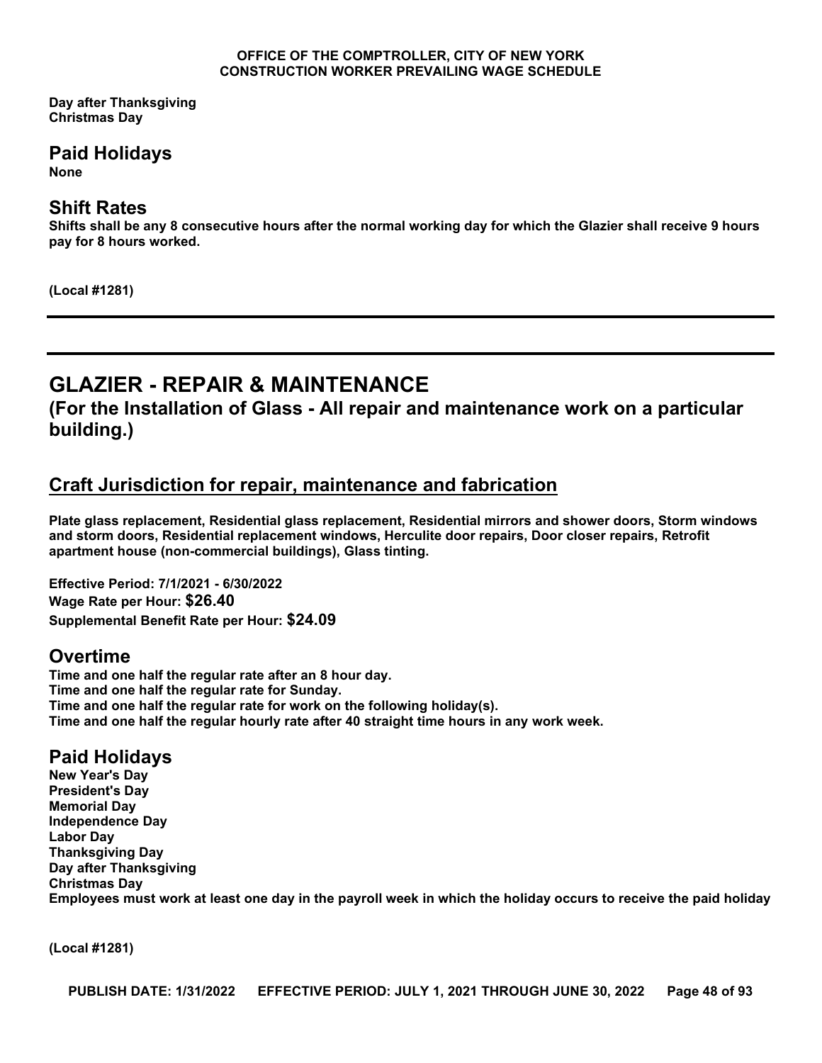**Day after Thanksgiving**
**Christmas Day**

## Paid Holidays

**None**

## Shift Rates

**Shifts shall be any 8 consecutive hours after the normal working day for which the Glazier shall receive 9 hours pay for 8 hours worked.**

**(Local #1281)**

---

---

# GLAZIER - REPAIR & MAINTENANCE

### (For the Installation of Glass - All repair and maintenance work on a particular building.)

## Craft Jurisdiction for repair, maintenance and fabrication

**Plate glass replacement, Residential glass replacement, Residential mirrors and shower doors, Storm windows and storm doors, Residential replacement windows, Herculite door repairs, Door closer repairs, Retrofit apartment house (non-commercial buildings), Glass tinting.**

**Effective Period: 7/1/2021 - 6/30/2022**
**Wage Rate per Hour: $26.40**
**Supplemental Benefit Rate per Hour: $24.09**

## Overtime

**Time and one half the regular rate after an 8 hour day.**
**Time and one half the regular rate for Sunday.**
**Time and one half the regular rate for work on the following holiday(s).**
**Time and one half the regular hourly rate after 40 straight time hours in any work week.**

## Paid Holidays

**New Year's Day**
**President's Day**
**Memorial Day**
**Independence Day**
**Labor Day**
**Thanksgiving Day**
**Day after Thanksgiving**
**Christmas Day**
**Employees must work at least one day in the payroll week in which the holiday occurs to receive the paid holiday**

**(Local #1281)**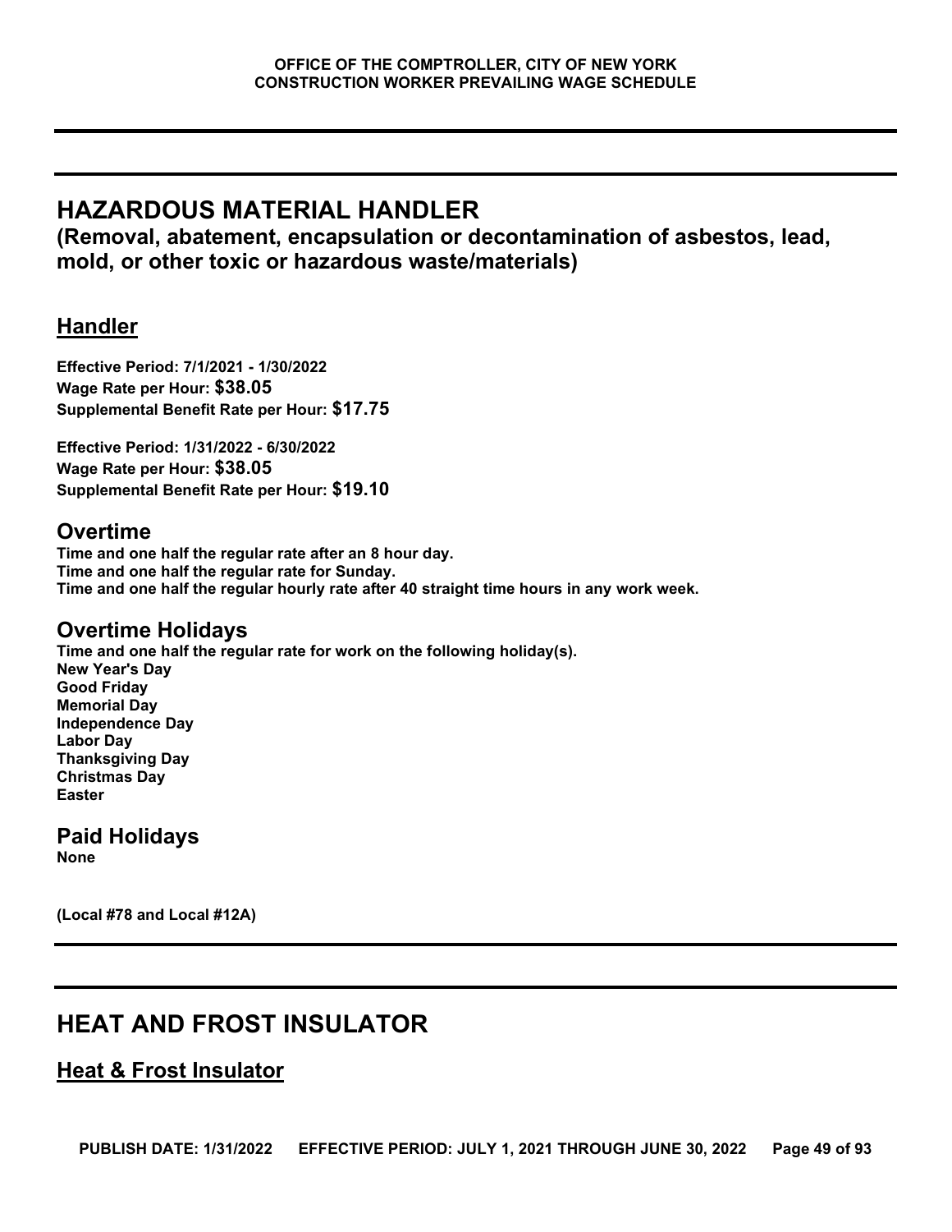# HAZARDOUS MATERIAL HANDLER

**(Removal, abatement, encapsulation or decontamination of asbestos, lead, mold, or other toxic or hazardous waste/materials)**

## Handler

**Effective Period: 7/1/2021 - 1/30/2022**
**Wage Rate per Hour: $38.05**
**Supplemental Benefit Rate per Hour: $17.75**

**Effective Period: 1/31/2022 - 6/30/2022**
**Wage Rate per Hour: $38.05**
**Supplemental Benefit Rate per Hour: $19.10**

### Overtime

**Time and one half the regular rate after an 8 hour day.**
**Time and one half the regular rate for Sunday.**
**Time and one half the regular hourly rate after 40 straight time hours in any work week.**

### Overtime Holidays

**Time and one half the regular rate for work on the following holiday(s).**
**New Year's Day**
**Good Friday**
**Memorial Day**
**Independence Day**
**Labor Day**
**Thanksgiving Day**
**Christmas Day**
**Easter**

### Paid Holidays

**None**

**(Local #78 and Local #12A)**

# HEAT AND FROST INSULATOR

## Heat & Frost Insulator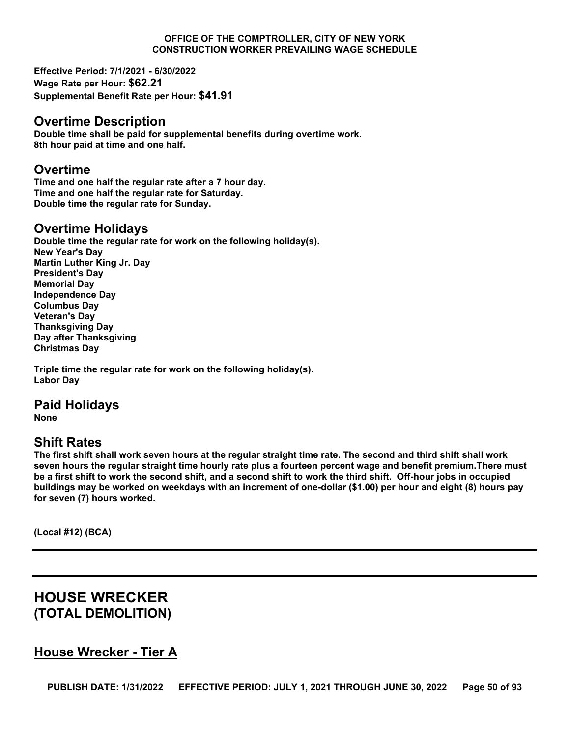**Effective Period: 7/1/2021 - 6/30/2022**
**Wage Rate per Hour: $62.21**
**Supplemental Benefit Rate per Hour: $41.91**

## Overtime Description

**Double time shall be paid for supplemental benefits during overtime work.**
**8th hour paid at time and one half.**

## Overtime

**Time and one half the regular rate after a 7 hour day.**
**Time and one half the regular rate for Saturday.**
**Double time the regular rate for Sunday.**

## Overtime Holidays

**Double time the regular rate for work on the following holiday(s).**
**New Year's Day**
**Martin Luther King Jr. Day**
**President's Day**
**Memorial Day**
**Independence Day**
**Columbus Day**
**Veteran's Day**
**Thanksgiving Day**
**Day after Thanksgiving**
**Christmas Day**

**Triple time the regular rate for work on the following holiday(s).**
**Labor Day**

## Paid Holidays

**None**

## Shift Rates

**The first shift shall work seven hours at the regular straight time rate. The second and third shift shall work seven hours the regular straight time hourly rate plus a fourteen percent wage and benefit premium.There must be a first shift to work the second shift, and a second shift to work the third shift. Off-hour jobs in occupied buildings may be worked on weekdays with an increment of one-dollar ($1.00) per hour and eight (8) hours pay for seven (7) hours worked.**

**(Local #12) (BCA)**

---

# HOUSE WRECKER
## (TOTAL DEMOLITION)

### House Wrecker - Tier A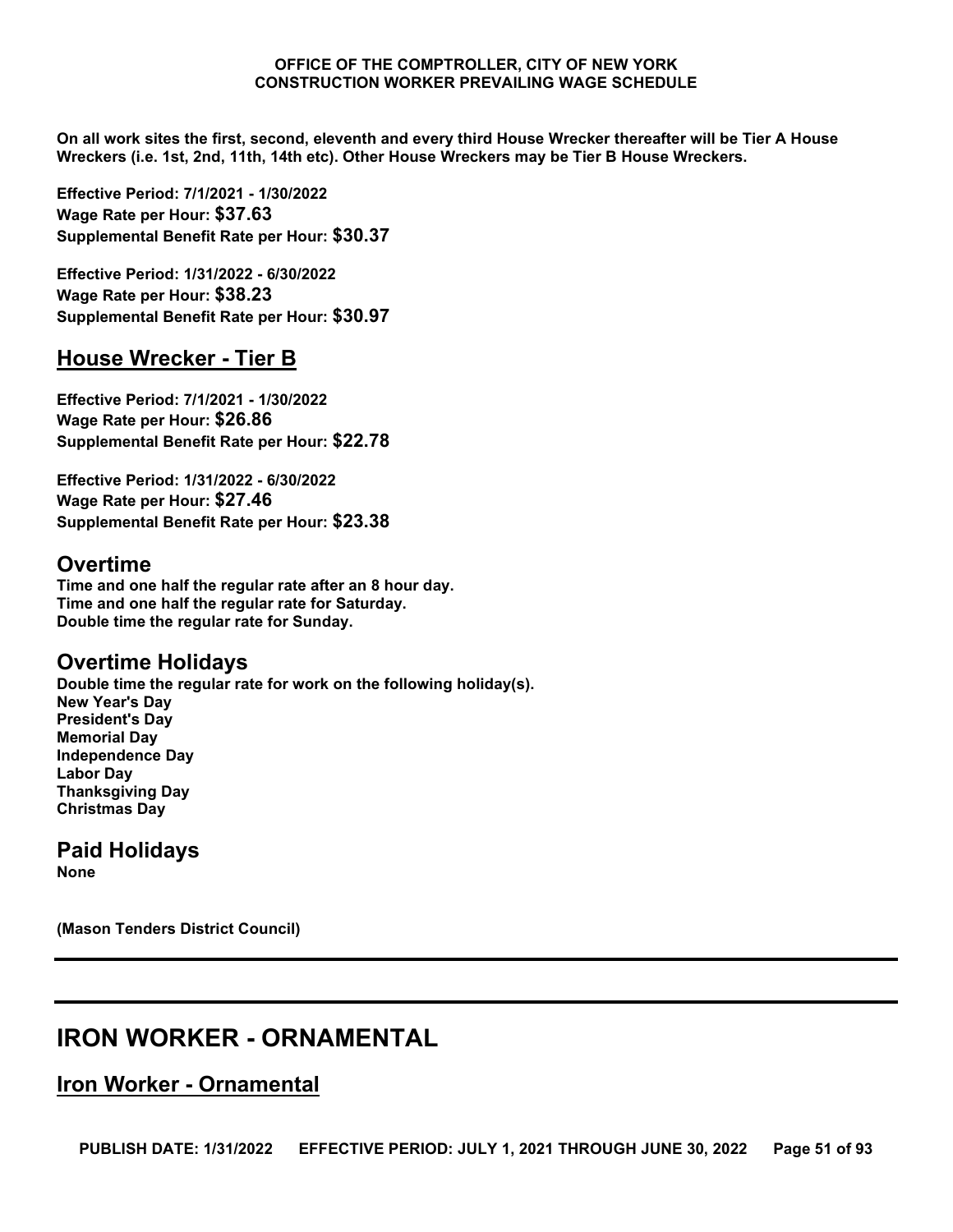**On all work sites the first, second, eleventh and every third House Wrecker thereafter will be Tier A House Wreckers (i.e. 1st, 2nd, 11th, 14th etc). Other House Wreckers may be Tier B House Wreckers.**

**Effective Period: 7/1/2021 - 1/30/2022**
**Wage Rate per Hour: $37.63**
**Supplemental Benefit Rate per Hour: $30.37**

**Effective Period: 1/31/2022 - 6/30/2022**
**Wage Rate per Hour: $38.23**
**Supplemental Benefit Rate per Hour: $30.97**

### House Wrecker - Tier B

**Effective Period: 7/1/2021 - 1/30/2022**
**Wage Rate per Hour: $26.86**
**Supplemental Benefit Rate per Hour: $22.78**

**Effective Period: 1/31/2022 - 6/30/2022**
**Wage Rate per Hour: $27.46**
**Supplemental Benefit Rate per Hour: $23.38**

## Overtime

**Time and one half the regular rate after an 8 hour day.**
**Time and one half the regular rate for Saturday.**
**Double time the regular rate for Sunday.**

## Overtime Holidays

**Double time the regular rate for work on the following holiday(s).**
**New Year's Day**
**President's Day**
**Memorial Day**
**Independence Day**
**Labor Day**
**Thanksgiving Day**
**Christmas Day**

## Paid Holidays

**None**

**(Mason Tenders District Council)**

---

# IRON WORKER - ORNAMENTAL

### Iron Worker - Ornamental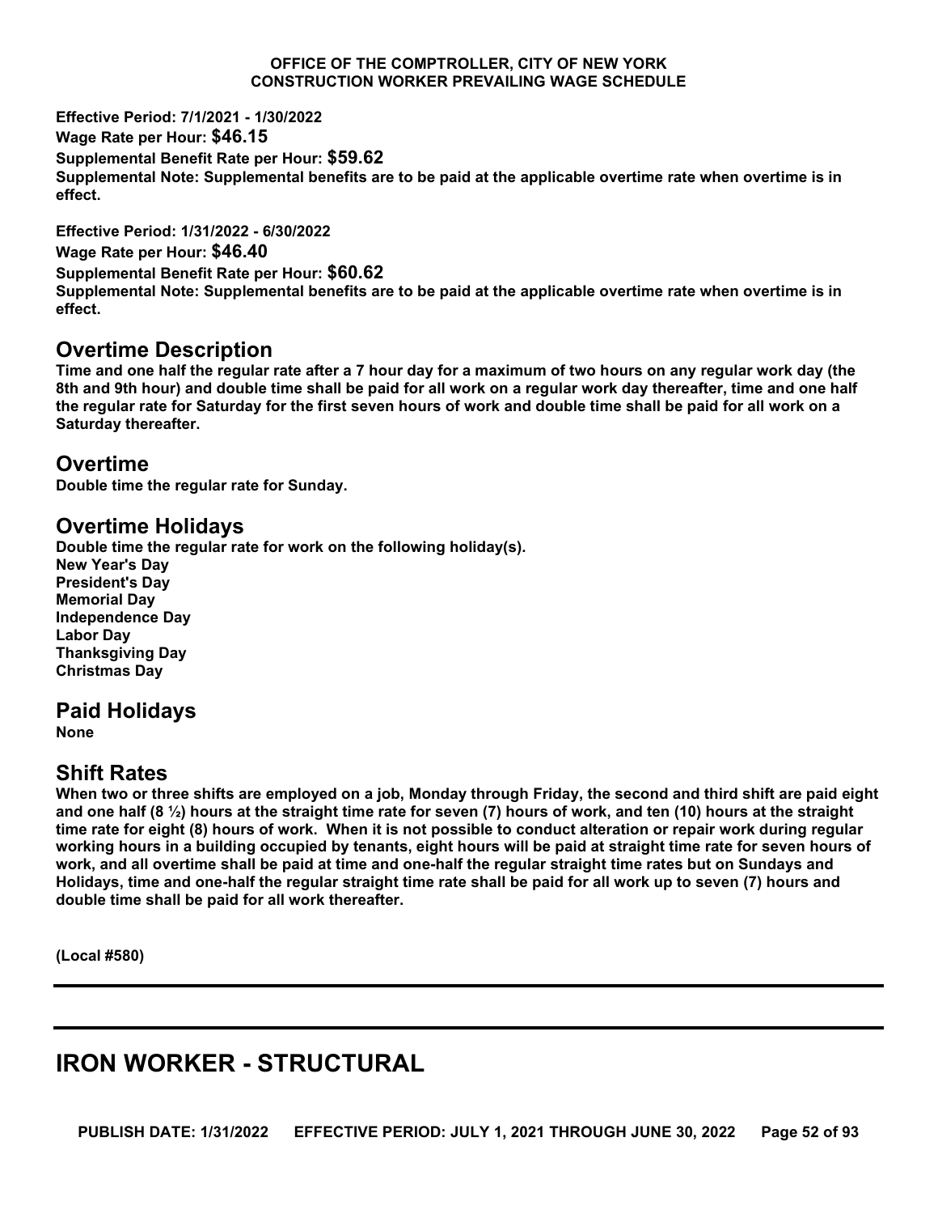**Effective Period: 7/1/2021 - 1/30/2022**
**Wage Rate per Hour: $46.15**
**Supplemental Benefit Rate per Hour: $59.62**
**Supplemental Note: Supplemental benefits are to be paid at the applicable overtime rate when overtime is in effect.**

**Effective Period: 1/31/2022 - 6/30/2022**
**Wage Rate per Hour: $46.40**
**Supplemental Benefit Rate per Hour: $60.62**
**Supplemental Note: Supplemental benefits are to be paid at the applicable overtime rate when overtime is in effect.**

## Overtime Description

**Time and one half the regular rate after a 7 hour day for a maximum of two hours on any regular work day (the 8th and 9th hour) and double time shall be paid for all work on a regular work day thereafter, time and one half the regular rate for Saturday for the first seven hours of work and double time shall be paid for all work on a Saturday thereafter.**

## Overtime

**Double time the regular rate for Sunday.**

## Overtime Holidays

**Double time the regular rate for work on the following holiday(s).**
**New Year's Day**
**President's Day**
**Memorial Day**
**Independence Day**
**Labor Day**
**Thanksgiving Day**
**Christmas Day**

## Paid Holidays

**None**

## Shift Rates

**When two or three shifts are employed on a job, Monday through Friday, the second and third shift are paid eight and one half (8 ½) hours at the straight time rate for seven (7) hours of work, and ten (10) hours at the straight time rate for eight (8) hours of work. When it is not possible to conduct alteration or repair work during regular working hours in a building occupied by tenants, eight hours will be paid at straight time rate for seven hours of work, and all overtime shall be paid at time and one-half the regular straight time rates but on Sundays and Holidays, time and one-half the regular straight time rate shall be paid for all work up to seven (7) hours and double time shall be paid for all work thereafter.**

**(Local #580)**

---

# IRON WORKER - STRUCTURAL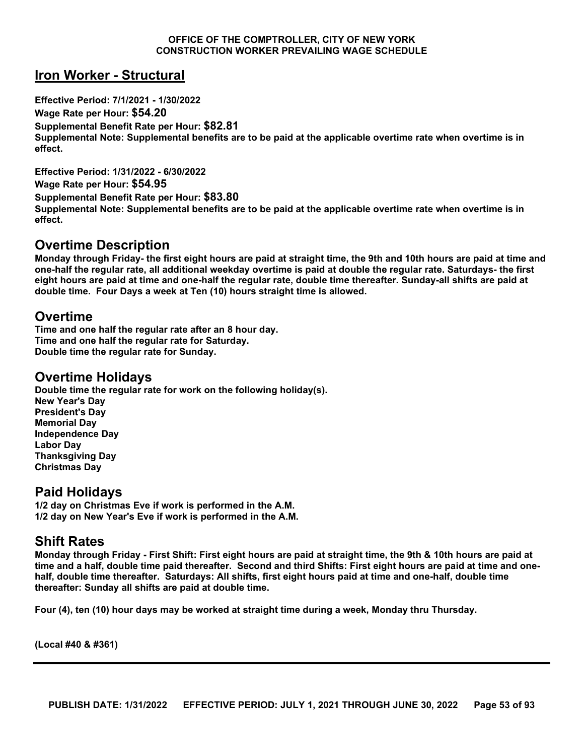## Iron Worker - Structural

**Effective Period: 7/1/2021 - 1/30/2022**
**Wage Rate per Hour: $54.20**
**Supplemental Benefit Rate per Hour: $82.81**
**Supplemental Note: Supplemental benefits are to be paid at the applicable overtime rate when overtime is in effect.**

**Effective Period: 1/31/2022 - 6/30/2022**
**Wage Rate per Hour: $54.95**
**Supplemental Benefit Rate per Hour: $83.80**
**Supplemental Note: Supplemental benefits are to be paid at the applicable overtime rate when overtime is in effect.**

## Overtime Description

**Monday through Friday- the first eight hours are paid at straight time, the 9th and 10th hours are paid at time and one-half the regular rate, all additional weekday overtime is paid at double the regular rate. Saturdays- the first eight hours are paid at time and one-half the regular rate, double time thereafter. Sunday-all shifts are paid at double time. Four Days a week at Ten (10) hours straight time is allowed.**

## Overtime

**Time and one half the regular rate after an 8 hour day.**
**Time and one half the regular rate for Saturday.**
**Double time the regular rate for Sunday.**

## Overtime Holidays

**Double time the regular rate for work on the following holiday(s).**
**New Year's Day**
**President's Day**
**Memorial Day**
**Independence Day**
**Labor Day**
**Thanksgiving Day**
**Christmas Day**

## Paid Holidays

**1/2 day on Christmas Eve if work is performed in the A.M.**
**1/2 day on New Year's Eve if work is performed in the A.M.**

## Shift Rates

**Monday through Friday - First Shift: First eight hours are paid at straight time, the 9th & 10th hours are paid at time and a half, double time paid thereafter. Second and third Shifts: First eight hours are paid at time and one-half, double time thereafter. Saturdays: All shifts, first eight hours paid at time and one-half, double time thereafter: Sunday all shifts are paid at double time.**

**Four (4), ten (10) hour days may be worked at straight time during a week, Monday thru Thursday.**

**(Local #40 & #361)**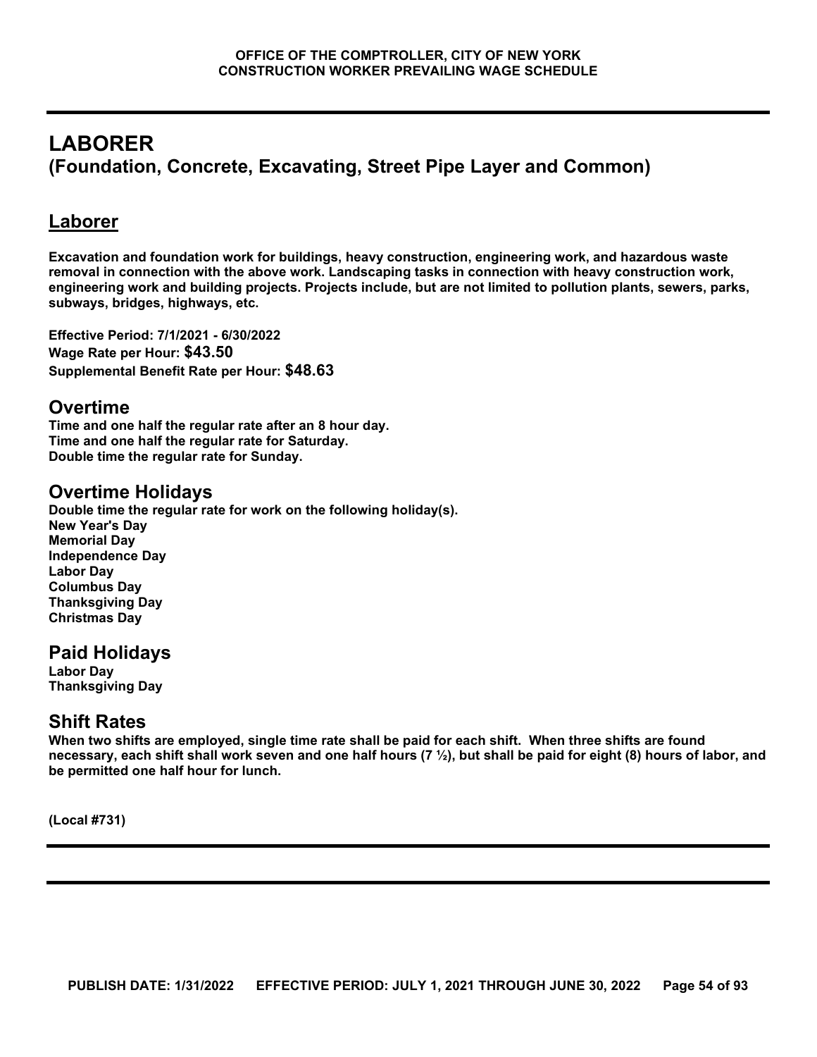# LABORER
## (Foundation, Concrete, Excavating, Street Pipe Layer and Common)

### Laborer

**Excavation and foundation work for buildings, heavy construction, engineering work, and hazardous waste removal in connection with the above work. Landscaping tasks in connection with heavy construction work, engineering work and building projects. Projects include, but are not limited to pollution plants, sewers, parks, subways, bridges, highways, etc.**

**Effective Period: 7/1/2021 - 6/30/2022**
**Wage Rate per Hour: $43.50**
**Supplemental Benefit Rate per Hour: $48.63**

### Overtime

**Time and one half the regular rate after an 8 hour day.**
**Time and one half the regular rate for Saturday.**
**Double time the regular rate for Sunday.**

### Overtime Holidays

**Double time the regular rate for work on the following holiday(s).**
**New Year's Day**
**Memorial Day**
**Independence Day**
**Labor Day**
**Columbus Day**
**Thanksgiving Day**
**Christmas Day**

### Paid Holidays

**Labor Day**
**Thanksgiving Day**

### Shift Rates

**When two shifts are employed, single time rate shall be paid for each shift. When three shifts are found necessary, each shift shall work seven and one half hours (7 ½), but shall be paid for eight (8) hours of labor, and be permitted one half hour for lunch.**

**(Local #731)**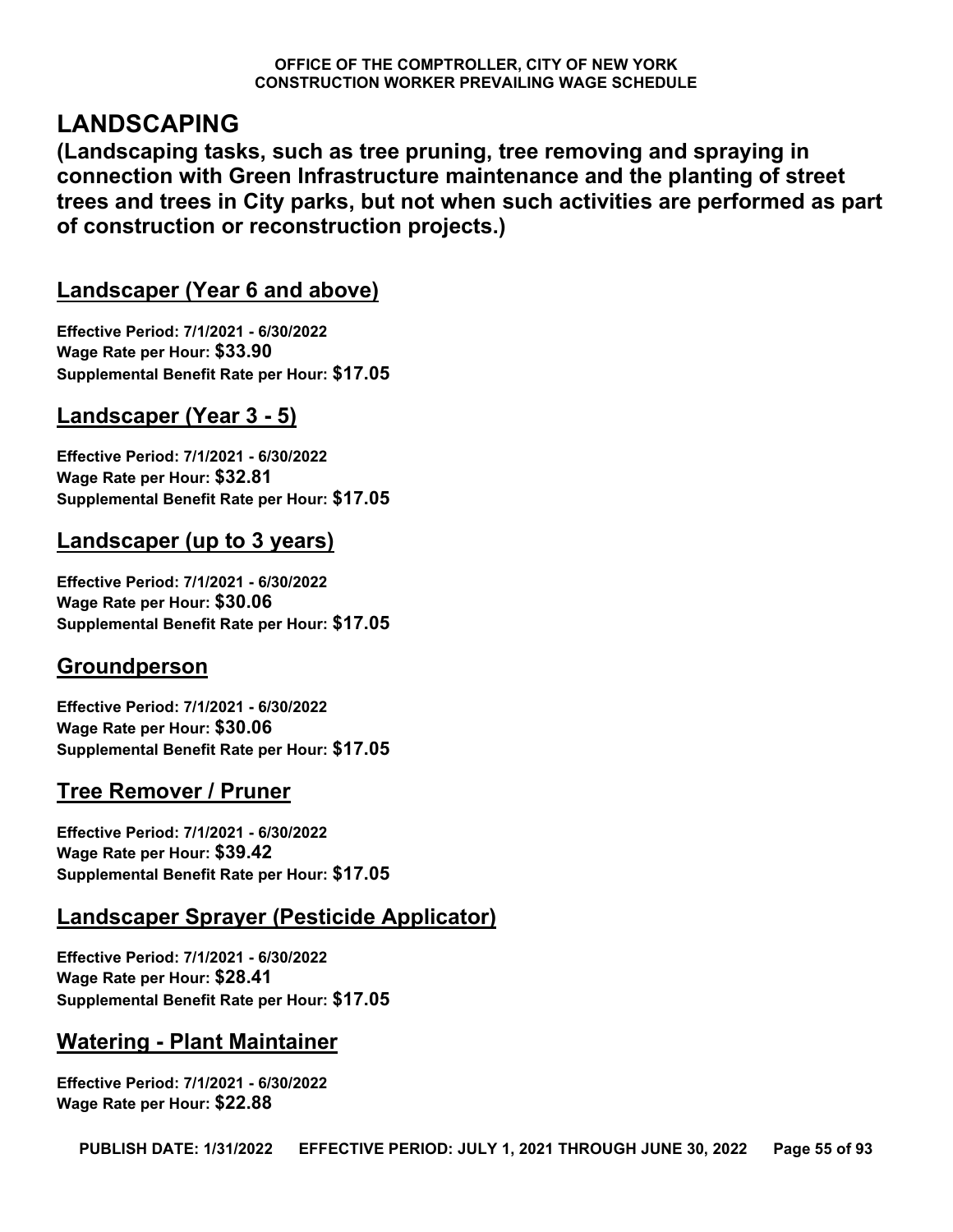# LANDSCAPING

**(Landscaping tasks, such as tree pruning, tree removing and spraying in connection with Green Infrastructure maintenance and the planting of street trees and trees in City parks, but not when such activities are performed as part of construction or reconstruction projects.)**

## Landscaper (Year 6 and above)

**Effective Period: 7/1/2021 - 6/30/2022**
**Wage Rate per Hour: $33.90**
**Supplemental Benefit Rate per Hour: $17.05**

## Landscaper (Year 3 - 5)

**Effective Period: 7/1/2021 - 6/30/2022**
**Wage Rate per Hour: $32.81**
**Supplemental Benefit Rate per Hour: $17.05**

## Landscaper (up to 3 years)

**Effective Period: 7/1/2021 - 6/30/2022**
**Wage Rate per Hour: $30.06**
**Supplemental Benefit Rate per Hour: $17.05**

## Groundperson

**Effective Period: 7/1/2021 - 6/30/2022**
**Wage Rate per Hour: $30.06**
**Supplemental Benefit Rate per Hour: $17.05**

## Tree Remover / Pruner

**Effective Period: 7/1/2021 - 6/30/2022**
**Wage Rate per Hour: $39.42**
**Supplemental Benefit Rate per Hour: $17.05**

## Landscaper Sprayer (Pesticide Applicator)

**Effective Period: 7/1/2021 - 6/30/2022**
**Wage Rate per Hour: $28.41**
**Supplemental Benefit Rate per Hour: $17.05**

## Watering - Plant Maintainer

**Effective Period: 7/1/2021 - 6/30/2022**
**Wage Rate per Hour: $22.88**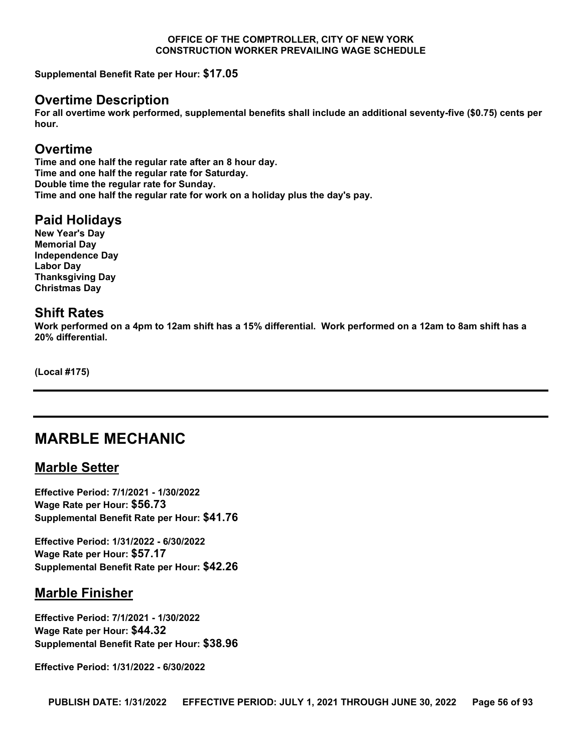**Supplemental Benefit Rate per Hour: $17.05**

## Overtime Description

**For all overtime work performed, supplemental benefits shall include an additional seventy-five ($0.75) cents per hour.**

## Overtime

**Time and one half the regular rate after an 8 hour day.**
**Time and one half the regular rate for Saturday.**
**Double time the regular rate for Sunday.**
**Time and one half the regular rate for work on a holiday plus the day's pay.**

## Paid Holidays

**New Year's Day**
**Memorial Day**
**Independence Day**
**Labor Day**
**Thanksgiving Day**
**Christmas Day**

## Shift Rates

**Work performed on a 4pm to 12am shift has a 15% differential. Work performed on a 12am to 8am shift has a 20% differential.**

**(Local #175)**

---

# MARBLE MECHANIC

## Marble Setter

**Effective Period: 7/1/2021 - 1/30/2022**
**Wage Rate per Hour: $56.73**
**Supplemental Benefit Rate per Hour: $41.76**

**Effective Period: 1/31/2022 - 6/30/2022**
**Wage Rate per Hour: $57.17**
**Supplemental Benefit Rate per Hour: $42.26**

## Marble Finisher

**Effective Period: 7/1/2021 - 1/30/2022**
**Wage Rate per Hour: $44.32**
**Supplemental Benefit Rate per Hour: $38.96**

**Effective Period: 1/31/2022 - 6/30/2022**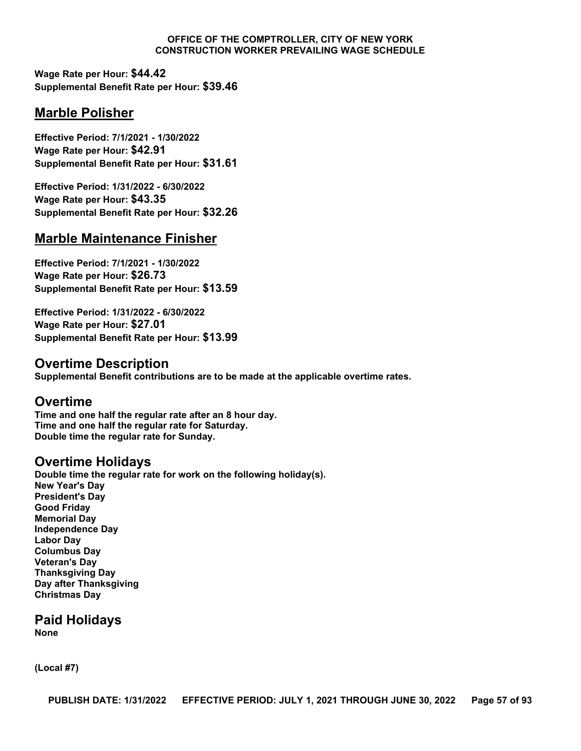**Wage Rate per Hour: $44.42**
**Supplemental Benefit Rate per Hour: $39.46**

## Marble Polisher

**Effective Period: 7/1/2021 - 1/30/2022**
**Wage Rate per Hour: $42.91**
**Supplemental Benefit Rate per Hour: $31.61**

**Effective Period: 1/31/2022 - 6/30/2022**
**Wage Rate per Hour: $43.35**
**Supplemental Benefit Rate per Hour: $32.26**

## Marble Maintenance Finisher

**Effective Period: 7/1/2021 - 1/30/2022**
**Wage Rate per Hour: $26.73**
**Supplemental Benefit Rate per Hour: $13.59**

**Effective Period: 1/31/2022 - 6/30/2022**
**Wage Rate per Hour: $27.01**
**Supplemental Benefit Rate per Hour: $13.99**

## Overtime Description

**Supplemental Benefit contributions are to be made at the applicable overtime rates.**

## Overtime

**Time and one half the regular rate after an 8 hour day.**
**Time and one half the regular rate for Saturday.**
**Double time the regular rate for Sunday.**

## Overtime Holidays

**Double time the regular rate for work on the following holiday(s).**
**New Year's Day**
**President's Day**
**Good Friday**
**Memorial Day**
**Independence Day**
**Labor Day**
**Columbus Day**
**Veteran's Day**
**Thanksgiving Day**
**Day after Thanksgiving**
**Christmas Day**

## Paid Holidays

**None**

**(Local #7)**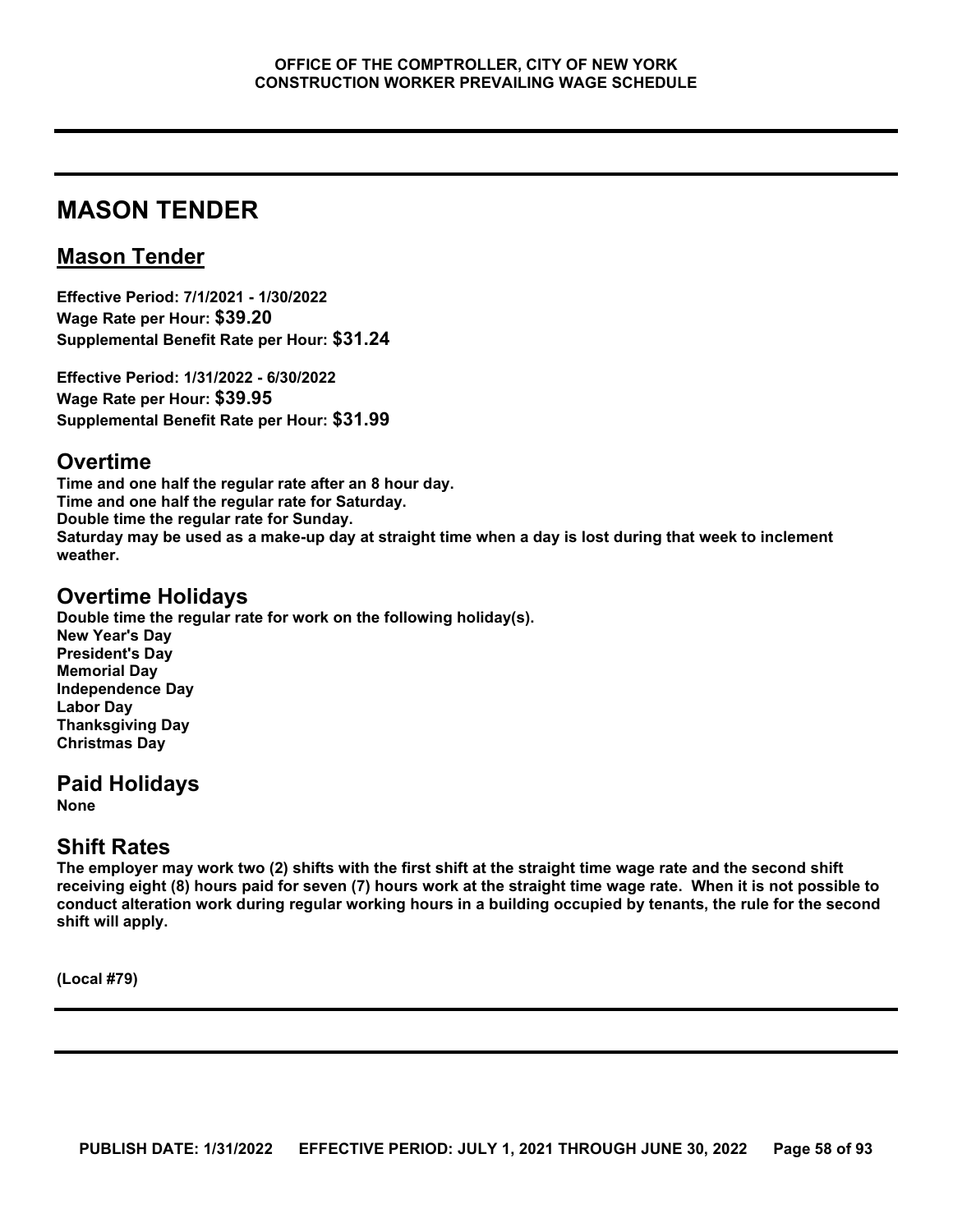# MASON TENDER

## Mason Tender

**Effective Period: 7/1/2021 - 1/30/2022**
**Wage Rate per Hour: $39.20**
**Supplemental Benefit Rate per Hour: $31.24**

**Effective Period: 1/31/2022 - 6/30/2022**
**Wage Rate per Hour: $39.95**
**Supplemental Benefit Rate per Hour: $31.99**

## Overtime

**Time and one half the regular rate after an 8 hour day.**
**Time and one half the regular rate for Saturday.**
**Double time the regular rate for Sunday.**
**Saturday may be used as a make-up day at straight time when a day is lost during that week to inclement weather.**

## Overtime Holidays

**Double time the regular rate for work on the following holiday(s).**
**New Year's Day**
**President's Day**
**Memorial Day**
**Independence Day**
**Labor Day**
**Thanksgiving Day**
**Christmas Day**

## Paid Holidays

**None**

## Shift Rates

**The employer may work two (2) shifts with the first shift at the straight time wage rate and the second shift receiving eight (8) hours paid for seven (7) hours work at the straight time wage rate. When it is not possible to conduct alteration work during regular working hours in a building occupied by tenants, the rule for the second shift will apply.**

**(Local #79)**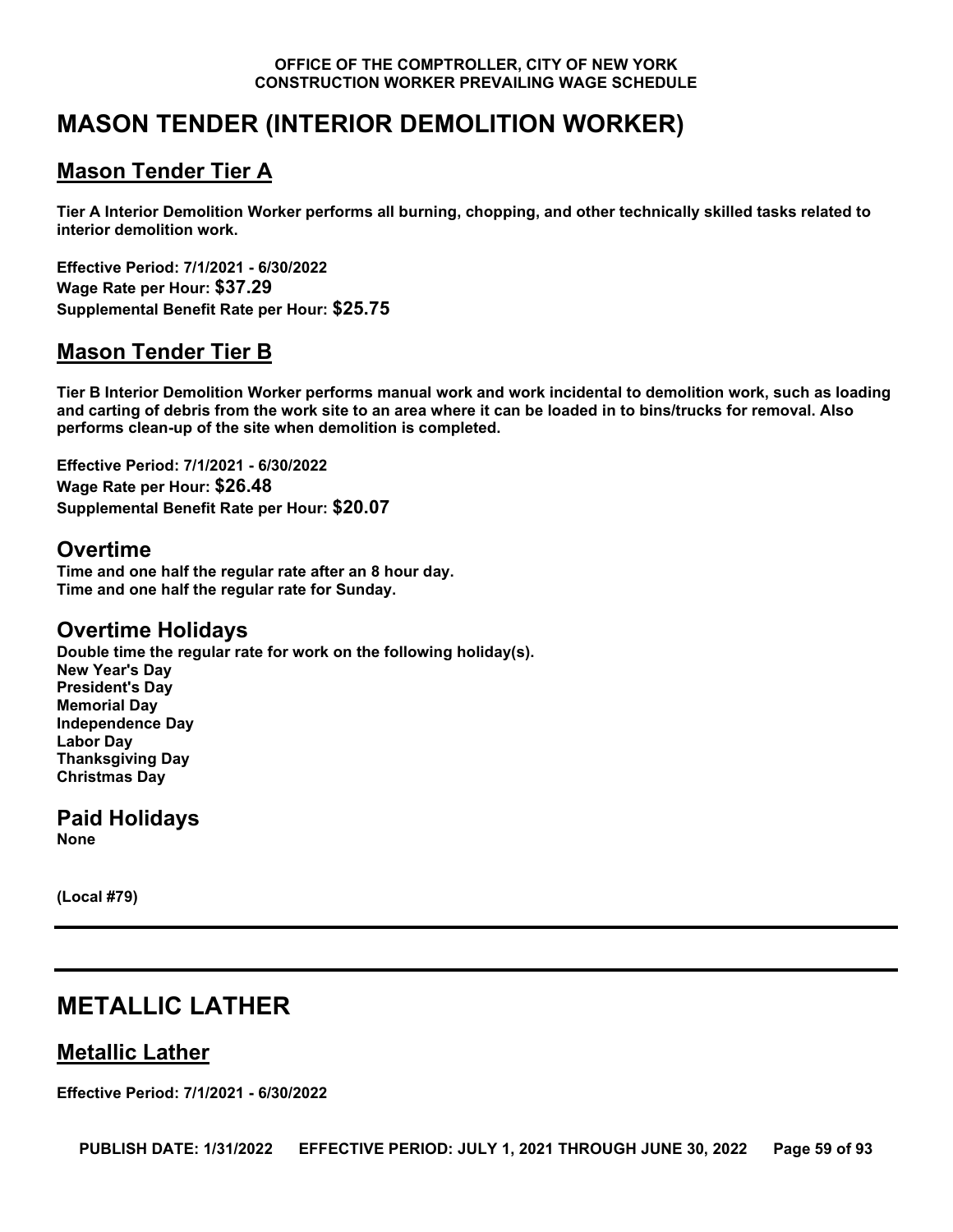# MASON TENDER (INTERIOR DEMOLITION WORKER)

## Mason Tender Tier A

**Tier A Interior Demolition Worker performs all burning, chopping, and other technically skilled tasks related to interior demolition work.**

**Effective Period: 7/1/2021 - 6/30/2022**
**Wage Rate per Hour: $37.29**
**Supplemental Benefit Rate per Hour: $25.75**

## Mason Tender Tier B

**Tier B Interior Demolition Worker performs manual work and work incidental to demolition work, such as loading and carting of debris from the work site to an area where it can be loaded in to bins/trucks for removal. Also performs clean-up of the site when demolition is completed.**

**Effective Period: 7/1/2021 - 6/30/2022**
**Wage Rate per Hour: $26.48**
**Supplemental Benefit Rate per Hour: $20.07**

### Overtime

**Time and one half the regular rate after an 8 hour day.**
**Time and one half the regular rate for Sunday.**

### Overtime Holidays

**Double time the regular rate for work on the following holiday(s).**
**New Year's Day**
**President's Day**
**Memorial Day**
**Independence Day**
**Labor Day**
**Thanksgiving Day**
**Christmas Day**

### Paid Holidays

**None**

**(Local #79)**

# METALLIC LATHER

## Metallic Lather

**Effective Period: 7/1/2021 - 6/30/2022**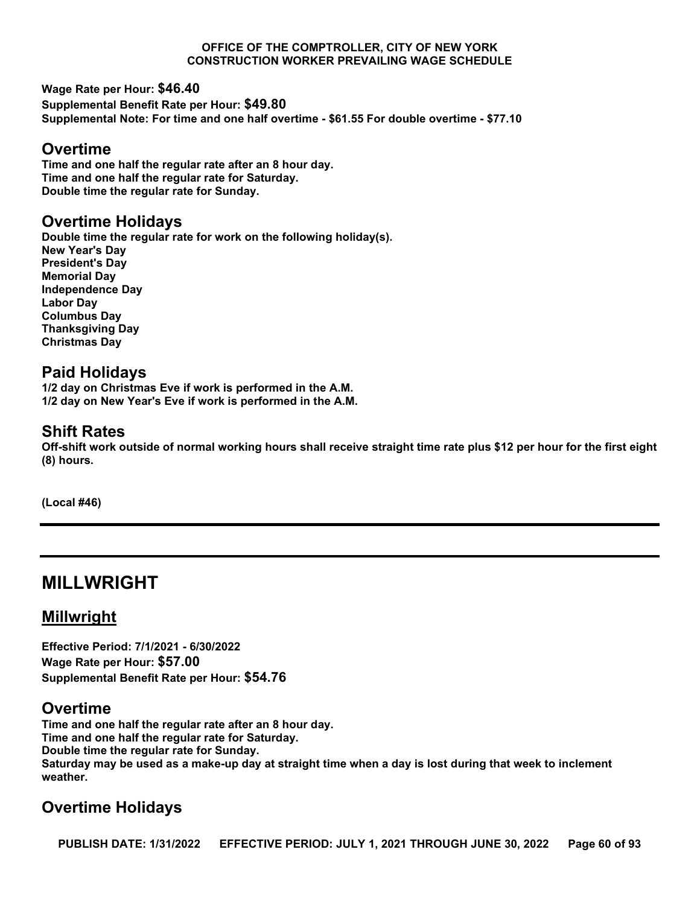**Wage Rate per Hour: $46.40**
**Supplemental Benefit Rate per Hour: $49.80**
**Supplemental Note: For time and one half overtime - $61.55 For double overtime - $77.10**

## Overtime

**Time and one half the regular rate after an 8 hour day.**
**Time and one half the regular rate for Saturday.**
**Double time the regular rate for Sunday.**

## Overtime Holidays

**Double time the regular rate for work on the following holiday(s).**
**New Year's Day**
**President's Day**
**Memorial Day**
**Independence Day**
**Labor Day**
**Columbus Day**
**Thanksgiving Day**
**Christmas Day**

## Paid Holidays

**1/2 day on Christmas Eve if work is performed in the A.M.**
**1/2 day on New Year's Eve if work is performed in the A.M.**

## Shift Rates

**Off-shift work outside of normal working hours shall receive straight time rate plus $12 per hour for the first eight (8) hours.**

**(Local #46)**

---

# MILLWRIGHT

## Millwright

**Effective Period: 7/1/2021 - 6/30/2022**
**Wage Rate per Hour: $57.00**
**Supplemental Benefit Rate per Hour: $54.76**

## Overtime

**Time and one half the regular rate after an 8 hour day.**
**Time and one half the regular rate for Saturday.**
**Double time the regular rate for Sunday.**
**Saturday may be used as a make-up day at straight time when a day is lost during that week to inclement weather.**

## Overtime Holidays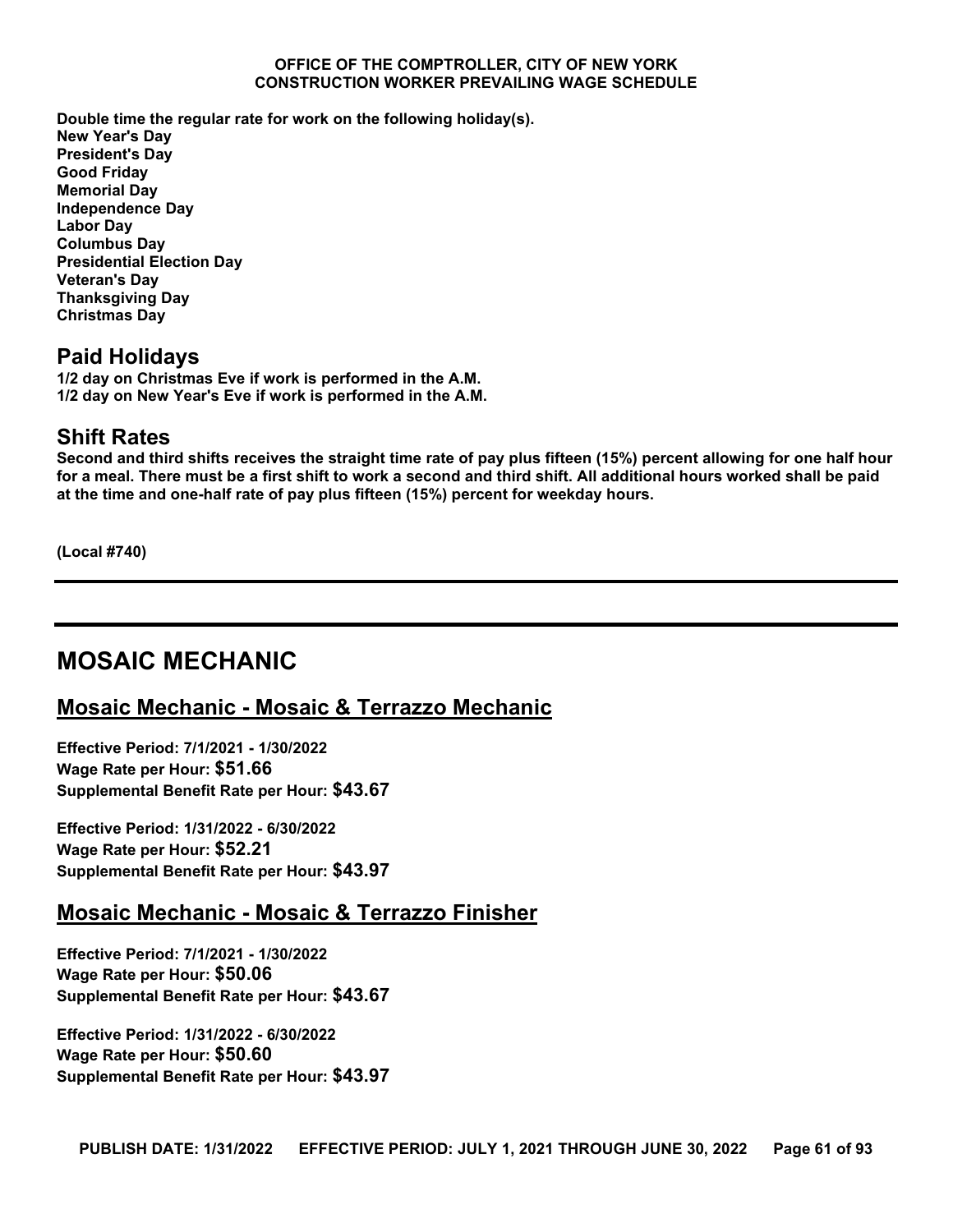**Double time the regular rate for work on the following holiday(s).**
**New Year's Day**
**President's Day**
**Good Friday**
**Memorial Day**
**Independence Day**
**Labor Day**
**Columbus Day**
**Presidential Election Day**
**Veteran's Day**
**Thanksgiving Day**
**Christmas Day**

## Paid Holidays

**1/2 day on Christmas Eve if work is performed in the A.M.**
**1/2 day on New Year's Eve if work is performed in the A.M.**

## Shift Rates

**Second and third shifts receives the straight time rate of pay plus fifteen (15%) percent allowing for one half hour for a meal. There must be a first shift to work a second and third shift. All additional hours worked shall be paid at the time and one-half rate of pay plus fifteen (15%) percent for weekday hours.**

**(Local #740)**

---

# MOSAIC MECHANIC

## Mosaic Mechanic - Mosaic & Terrazzo Mechanic

**Effective Period: 7/1/2021 - 1/30/2022**
**Wage Rate per Hour: $51.66**
**Supplemental Benefit Rate per Hour: $43.67**

**Effective Period: 1/31/2022 - 6/30/2022**
**Wage Rate per Hour: $52.21**
**Supplemental Benefit Rate per Hour: $43.97**

## Mosaic Mechanic - Mosaic & Terrazzo Finisher

**Effective Period: 7/1/2021 - 1/30/2022**
**Wage Rate per Hour: $50.06**
**Supplemental Benefit Rate per Hour: $43.67**

**Effective Period: 1/31/2022 - 6/30/2022**
**Wage Rate per Hour: $50.60**
**Supplemental Benefit Rate per Hour: $43.97**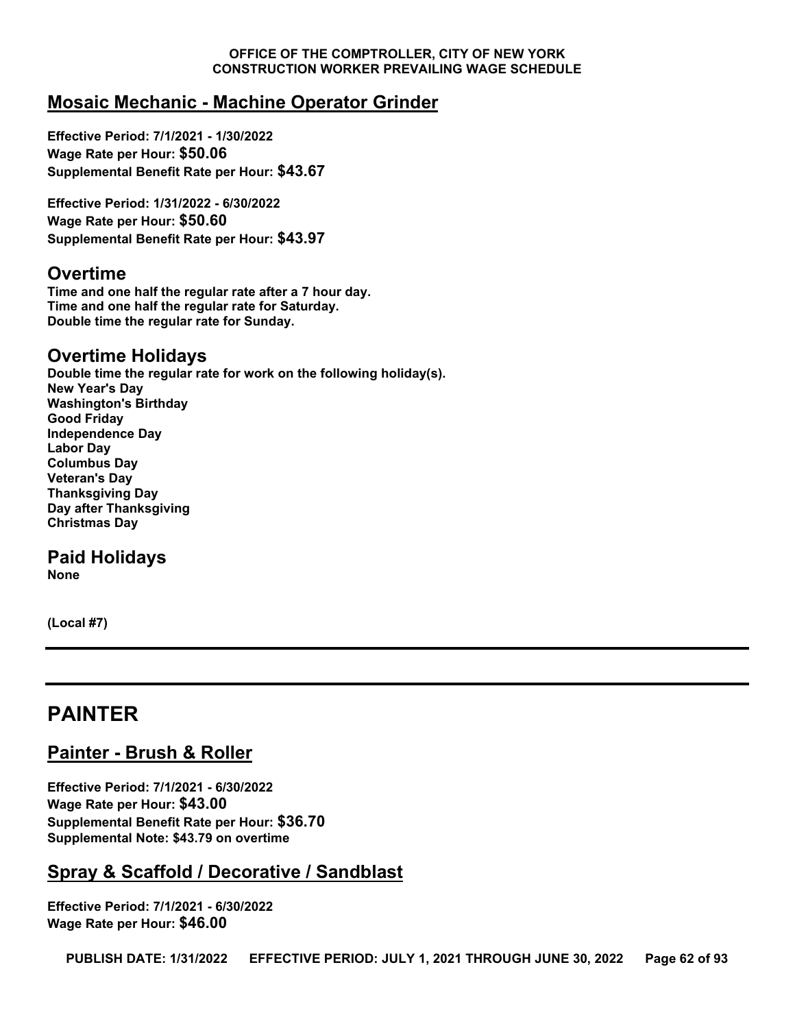## Mosaic Mechanic - Machine Operator Grinder

**Effective Period: 7/1/2021 - 1/30/2022**
**Wage Rate per Hour: $50.06**
**Supplemental Benefit Rate per Hour: $43.67**

**Effective Period: 1/31/2022 - 6/30/2022**
**Wage Rate per Hour: $50.60**
**Supplemental Benefit Rate per Hour: $43.97**

### Overtime

**Time and one half the regular rate after a 7 hour day.**
**Time and one half the regular rate for Saturday.**
**Double time the regular rate for Sunday.**

### Overtime Holidays

**Double time the regular rate for work on the following holiday(s).**
**New Year's Day**
**Washington's Birthday**
**Good Friday**
**Independence Day**
**Labor Day**
**Columbus Day**
**Veteran's Day**
**Thanksgiving Day**
**Day after Thanksgiving**
**Christmas Day**

### Paid Holidays

**None**

**(Local #7)**

---

# PAINTER

## Painter - Brush & Roller

**Effective Period: 7/1/2021 - 6/30/2022**
**Wage Rate per Hour: $43.00**
**Supplemental Benefit Rate per Hour: $36.70**
**Supplemental Note: $43.79 on overtime**

## Spray & Scaffold / Decorative / Sandblast

**Effective Period: 7/1/2021 - 6/30/2022**
**Wage Rate per Hour: $46.00**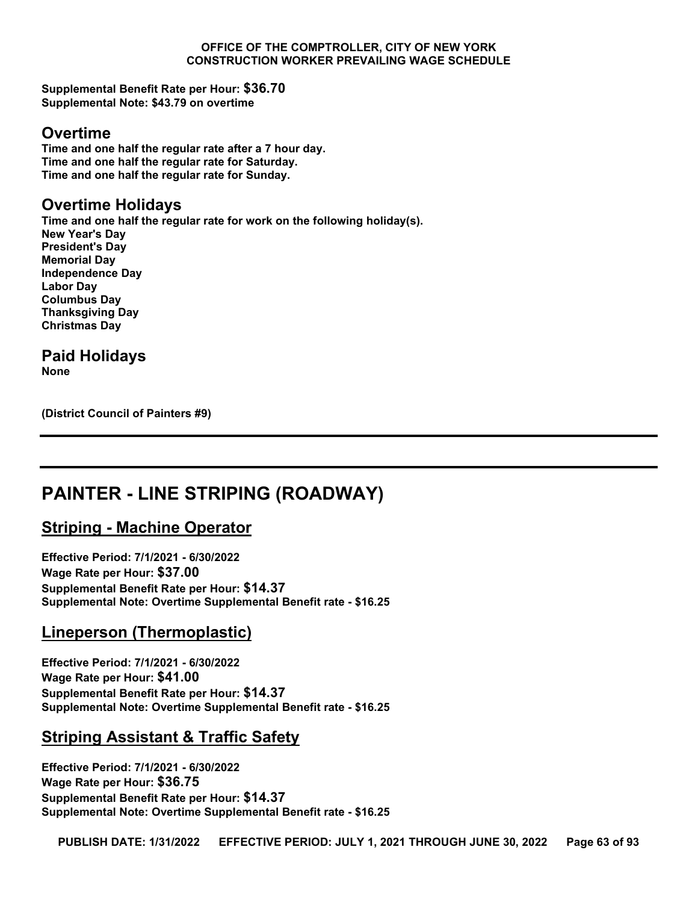**Supplemental Benefit Rate per Hour: $36.70**
**Supplemental Note: $43.79 on overtime**

## Overtime

**Time and one half the regular rate after a 7 hour day.**
**Time and one half the regular rate for Saturday.**
**Time and one half the regular rate for Sunday.**

## Overtime Holidays

**Time and one half the regular rate for work on the following holiday(s).**
**New Year's Day**
**President's Day**
**Memorial Day**
**Independence Day**
**Labor Day**
**Columbus Day**
**Thanksgiving Day**
**Christmas Day**

## Paid Holidays

**None**

**(District Council of Painters #9)**

---

# PAINTER - LINE STRIPING (ROADWAY)

## Striping - Machine Operator

**Effective Period: 7/1/2021 - 6/30/2022**
**Wage Rate per Hour: $37.00**
**Supplemental Benefit Rate per Hour: $14.37**
**Supplemental Note: Overtime Supplemental Benefit rate - $16.25**

## Lineperson (Thermoplastic)

**Effective Period: 7/1/2021 - 6/30/2022**
**Wage Rate per Hour: $41.00**
**Supplemental Benefit Rate per Hour: $14.37**
**Supplemental Note: Overtime Supplemental Benefit rate - $16.25**

## Striping Assistant & Traffic Safety

**Effective Period: 7/1/2021 - 6/30/2022**
**Wage Rate per Hour: $36.75**
**Supplemental Benefit Rate per Hour: $14.37**
**Supplemental Note: Overtime Supplemental Benefit rate - $16.25**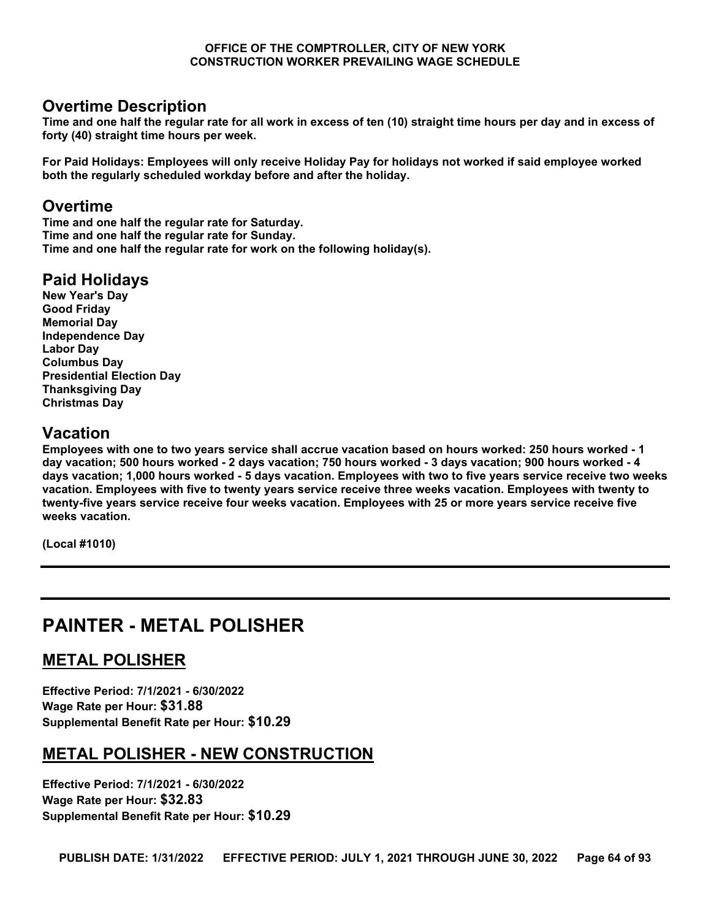## Overtime Description

**Time and one half the regular rate for all work in excess of ten (10) straight time hours per day and in excess of forty (40) straight time hours per week.**

**For Paid Holidays: Employees will only receive Holiday Pay for holidays not worked if said employee worked both the regularly scheduled workday before and after the holiday.**

## Overtime

**Time and one half the regular rate for Saturday.**
**Time and one half the regular rate for Sunday.**
**Time and one half the regular rate for work on the following holiday(s).**

## Paid Holidays

**New Year's Day**
**Good Friday**
**Memorial Day**
**Independence Day**
**Labor Day**
**Columbus Day**
**Presidential Election Day**
**Thanksgiving Day**
**Christmas Day**

## Vacation

**Employees with one to two years service shall accrue vacation based on hours worked: 250 hours worked - 1 day vacation; 500 hours worked - 2 days vacation; 750 hours worked - 3 days vacation; 900 hours worked - 4 days vacation; 1,000 hours worked - 5 days vacation. Employees with two to five years service receive two weeks vacation. Employees with five to twenty years service receive three weeks vacation. Employees with twenty to twenty-five years service receive four weeks vacation. Employees with 25 or more years service receive five weeks vacation.**

**(Local #1010)**

---

# PAINTER - METAL POLISHER

## METAL POLISHER

**Effective Period: 7/1/2021 - 6/30/2022**
**Wage Rate per Hour: $31.88**
**Supplemental Benefit Rate per Hour: $10.29**

## METAL POLISHER - NEW CONSTRUCTION

**Effective Period: 7/1/2021 - 6/30/2022**
**Wage Rate per Hour: $32.83**
**Supplemental Benefit Rate per Hour: $10.29**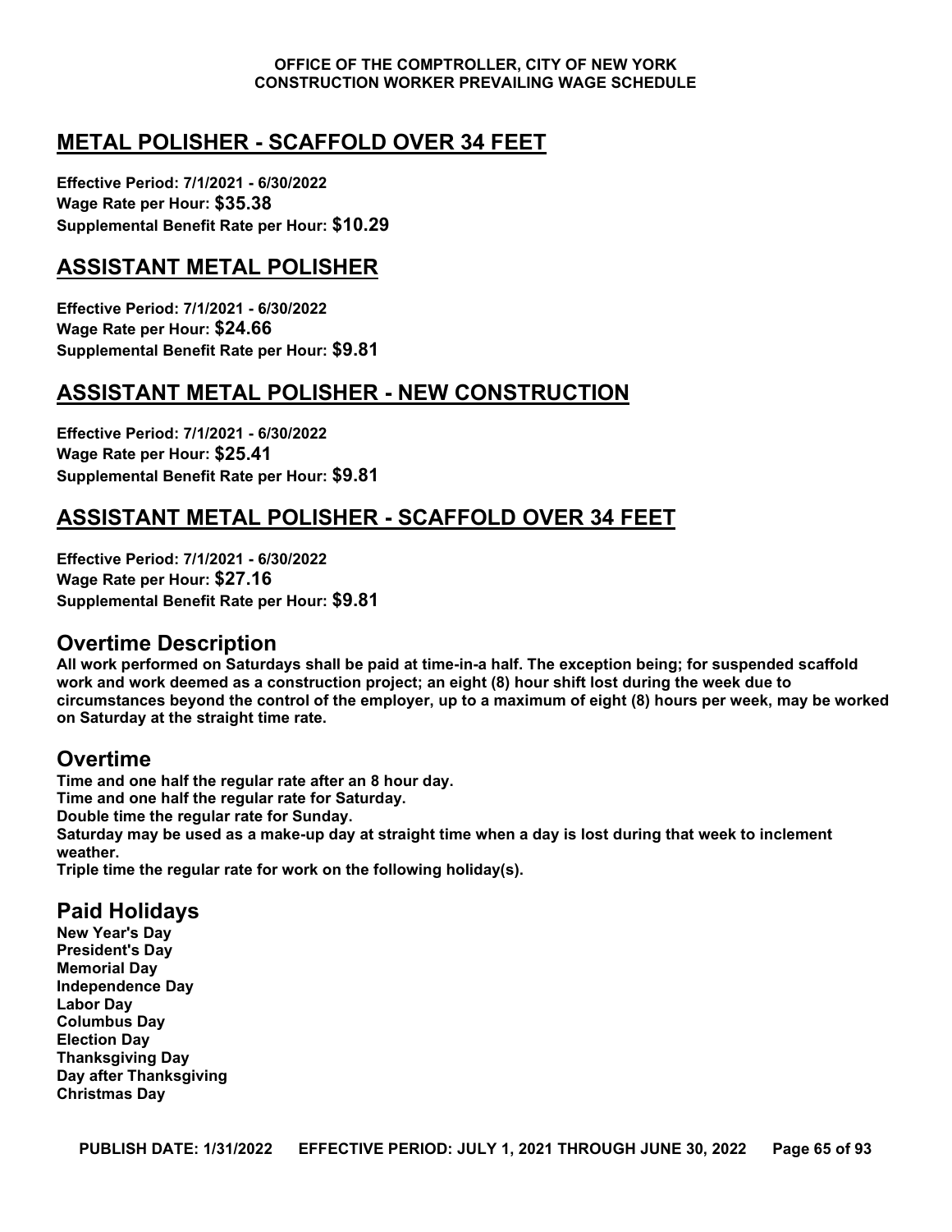## METAL POLISHER - SCAFFOLD OVER 34 FEET

**Effective Period: 7/1/2021 - 6/30/2022**
**Wage Rate per Hour: $35.38**
**Supplemental Benefit Rate per Hour: $10.29**

## ASSISTANT METAL POLISHER

**Effective Period: 7/1/2021 - 6/30/2022**
**Wage Rate per Hour: $24.66**
**Supplemental Benefit Rate per Hour: $9.81**

## ASSISTANT METAL POLISHER - NEW CONSTRUCTION

**Effective Period: 7/1/2021 - 6/30/2022**
**Wage Rate per Hour: $25.41**
**Supplemental Benefit Rate per Hour: $9.81**

## ASSISTANT METAL POLISHER - SCAFFOLD OVER 34 FEET

**Effective Period: 7/1/2021 - 6/30/2022**
**Wage Rate per Hour: $27.16**
**Supplemental Benefit Rate per Hour: $9.81**

### Overtime Description

**All work performed on Saturdays shall be paid at time-in-a half. The exception being; for suspended scaffold work and work deemed as a construction project; an eight (8) hour shift lost during the week due to circumstances beyond the control of the employer, up to a maximum of eight (8) hours per week, may be worked on Saturday at the straight time rate.**

### Overtime

**Time and one half the regular rate after an 8 hour day.**
**Time and one half the regular rate for Saturday.**
**Double time the regular rate for Sunday.**
**Saturday may be used as a make-up day at straight time when a day is lost during that week to inclement weather.**
**Triple time the regular rate for work on the following holiday(s).**

### Paid Holidays

**New Year's Day**
**President's Day**
**Memorial Day**
**Independence Day**
**Labor Day**
**Columbus Day**
**Election Day**
**Thanksgiving Day**
**Day after Thanksgiving**
**Christmas Day**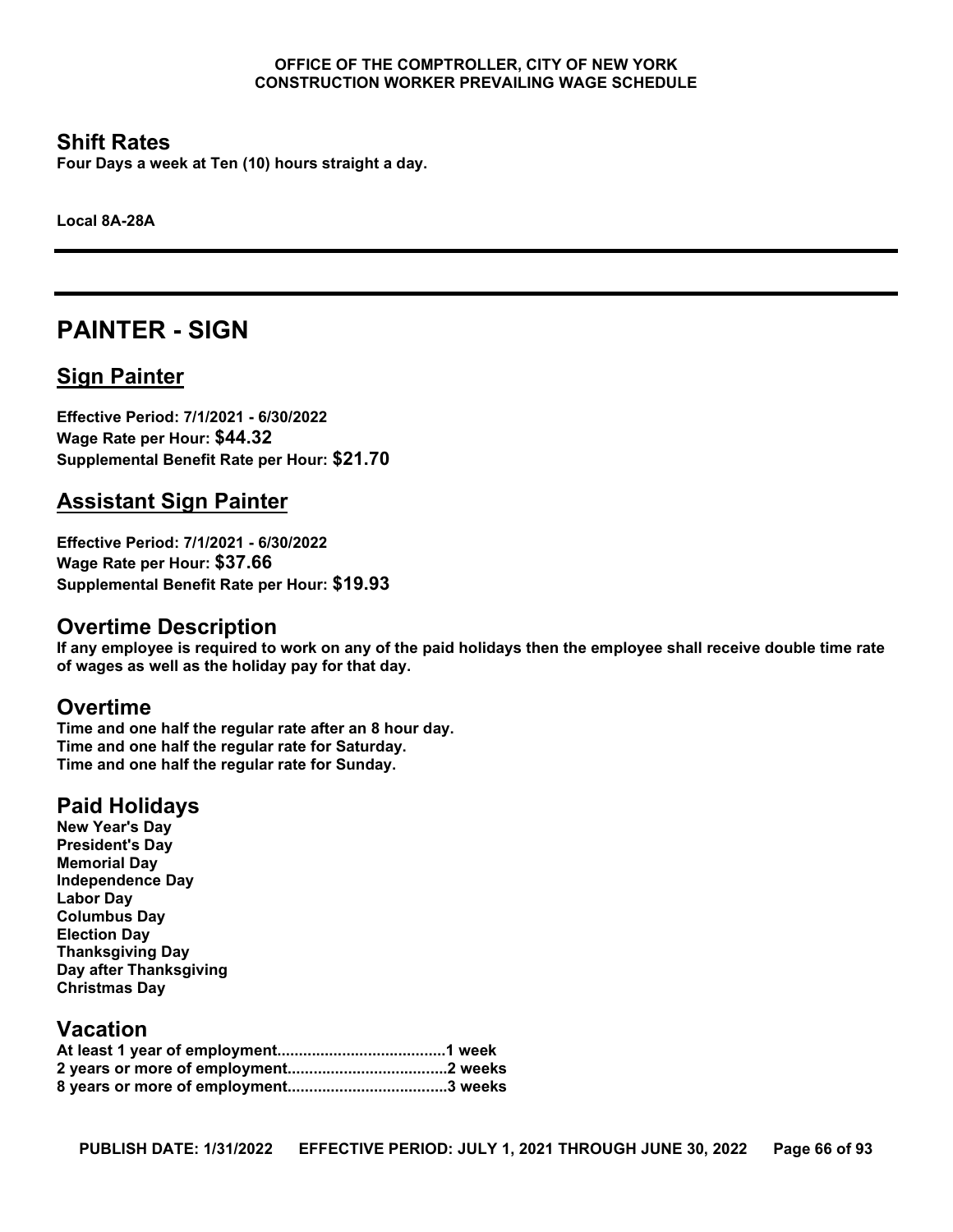## Shift Rates

**Four Days a week at Ten (10) hours straight a day.**

**Local 8A-28A**

---

# PAINTER - SIGN

## Sign Painter

**Effective Period: 7/1/2021 - 6/30/2022**
**Wage Rate per Hour: $44.32**
**Supplemental Benefit Rate per Hour: $21.70**

## Assistant Sign Painter

**Effective Period: 7/1/2021 - 6/30/2022**
**Wage Rate per Hour: $37.66**
**Supplemental Benefit Rate per Hour: $19.93**

## Overtime Description

**If any employee is required to work on any of the paid holidays then the employee shall receive double time rate of wages as well as the holiday pay for that day.**

## Overtime

**Time and one half the regular rate after an 8 hour day.**
**Time and one half the regular rate for Saturday.**
**Time and one half the regular rate for Sunday.**

## Paid Holidays

**New Year's Day**
**President's Day**
**Memorial Day**
**Independence Day**
**Labor Day**
**Columbus Day**
**Election Day**
**Thanksgiving Day**
**Day after Thanksgiving**
**Christmas Day**

## Vacation

**At least 1 year of employment.......................................1 week**
**2 years or more of employment.....................................2 weeks**
**8 years or more of employment.....................................3 weeks**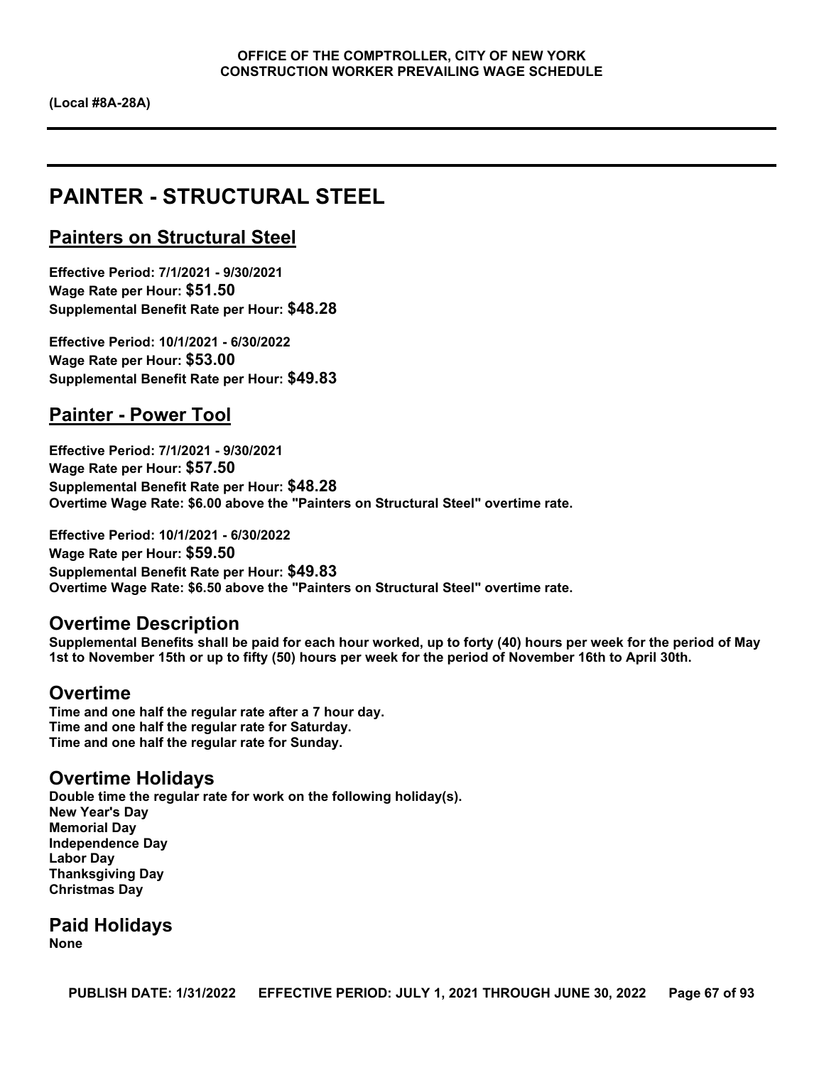**(Local #8A-28A)**

# PAINTER - STRUCTURAL STEEL

## Painters on Structural Steel

**Effective Period: 7/1/2021 - 9/30/2021**
**Wage Rate per Hour: $51.50**
**Supplemental Benefit Rate per Hour: $48.28**

**Effective Period: 10/1/2021 - 6/30/2022**
**Wage Rate per Hour: $53.00**
**Supplemental Benefit Rate per Hour: $49.83**

## Painter - Power Tool

**Effective Period: 7/1/2021 - 9/30/2021**
**Wage Rate per Hour: $57.50**
**Supplemental Benefit Rate per Hour: $48.28**
**Overtime Wage Rate: $6.00 above the "Painters on Structural Steel" overtime rate.**

**Effective Period: 10/1/2021 - 6/30/2022**
**Wage Rate per Hour: $59.50**
**Supplemental Benefit Rate per Hour: $49.83**
**Overtime Wage Rate: $6.50 above the "Painters on Structural Steel" overtime rate.**

## Overtime Description

**Supplemental Benefits shall be paid for each hour worked, up to forty (40) hours per week for the period of May 1st to November 15th or up to fifty (50) hours per week for the period of November 16th to April 30th.**

## Overtime

**Time and one half the regular rate after a 7 hour day.**
**Time and one half the regular rate for Saturday.**
**Time and one half the regular rate for Sunday.**

## Overtime Holidays

**Double time the regular rate for work on the following holiday(s).**
**New Year's Day**
**Memorial Day**
**Independence Day**
**Labor Day**
**Thanksgiving Day**
**Christmas Day**

## Paid Holidays

**None**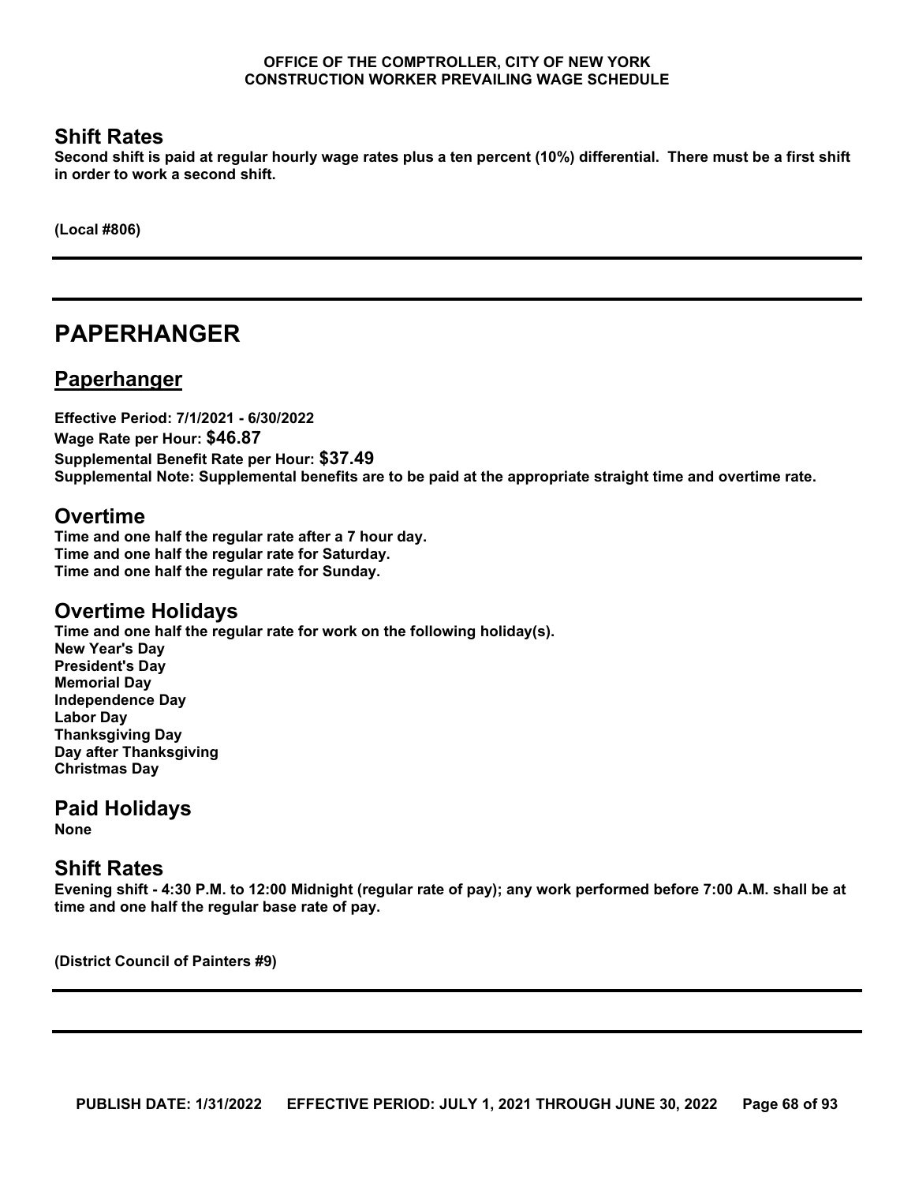## Shift Rates

**Second shift is paid at regular hourly wage rates plus a ten percent (10%) differential. There must be a first shift in order to work a second shift.**

**(Local #806)**

---

# PAPERHANGER

## Paperhanger

**Effective Period: 7/1/2021 - 6/30/2022**
**Wage Rate per Hour: $46.87**
**Supplemental Benefit Rate per Hour: $37.49**
**Supplemental Note: Supplemental benefits are to be paid at the appropriate straight time and overtime rate.**

## Overtime

**Time and one half the regular rate after a 7 hour day.**
**Time and one half the regular rate for Saturday.**
**Time and one half the regular rate for Sunday.**

## Overtime Holidays

**Time and one half the regular rate for work on the following holiday(s).**
**New Year's Day**
**President's Day**
**Memorial Day**
**Independence Day**
**Labor Day**
**Thanksgiving Day**
**Day after Thanksgiving**
**Christmas Day**

## Paid Holidays

**None**

## Shift Rates

**Evening shift - 4:30 P.M. to 12:00 Midnight (regular rate of pay); any work performed before 7:00 A.M. shall be at time and one half the regular base rate of pay.**

**(District Council of Painters #9)**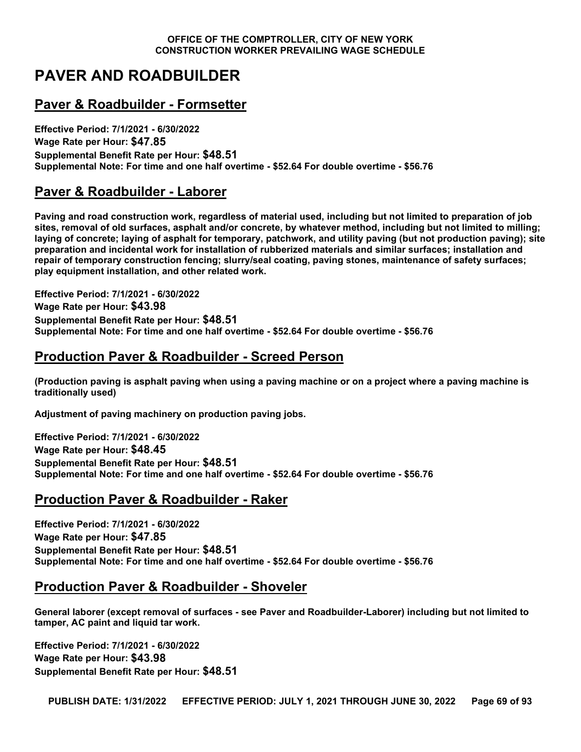# PAVER AND ROADBUILDER

## Paver & Roadbuilder - Formsetter

**Effective Period: 7/1/2021 - 6/30/2022**
**Wage Rate per Hour: $47.85**
**Supplemental Benefit Rate per Hour: $48.51**
**Supplemental Note: For time and one half overtime - $52.64 For double overtime - $56.76**

## Paver & Roadbuilder - Laborer

**Paving and road construction work, regardless of material used, including but not limited to preparation of job sites, removal of old surfaces, asphalt and/or concrete, by whatever method, including but not limited to milling; laying of concrete; laying of asphalt for temporary, patchwork, and utility paving (but not production paving); site preparation and incidental work for installation of rubberized materials and similar surfaces; installation and repair of temporary construction fencing; slurry/seal coating, paving stones, maintenance of safety surfaces; play equipment installation, and other related work.**

**Effective Period: 7/1/2021 - 6/30/2022**
**Wage Rate per Hour: $43.98**
**Supplemental Benefit Rate per Hour: $48.51**
**Supplemental Note: For time and one half overtime - $52.64 For double overtime - $56.76**

## Production Paver & Roadbuilder - Screed Person

**(Production paving is asphalt paving when using a paving machine or on a project where a paving machine is traditionally used)**

**Adjustment of paving machinery on production paving jobs.**

**Effective Period: 7/1/2021 - 6/30/2022**
**Wage Rate per Hour: $48.45**
**Supplemental Benefit Rate per Hour: $48.51**
**Supplemental Note: For time and one half overtime - $52.64 For double overtime - $56.76**

## Production Paver & Roadbuilder - Raker

**Effective Period: 7/1/2021 - 6/30/2022**
**Wage Rate per Hour: $47.85**
**Supplemental Benefit Rate per Hour: $48.51**
**Supplemental Note: For time and one half overtime - $52.64 For double overtime - $56.76**

## Production Paver & Roadbuilder - Shoveler

**General laborer (except removal of surfaces - see Paver and Roadbuilder-Laborer) including but not limited to tamper, AC paint and liquid tar work.**

**Effective Period: 7/1/2021 - 6/30/2022**
**Wage Rate per Hour: $43.98**
**Supplemental Benefit Rate per Hour: $48.51**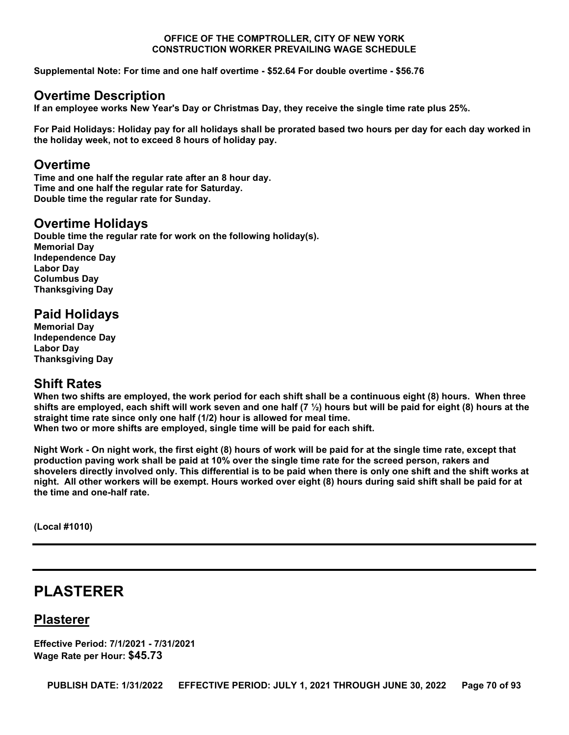**Supplemental Note: For time and one half overtime - $52.64 For double overtime - $56.76**

## Overtime Description

**If an employee works New Year's Day or Christmas Day, they receive the single time rate plus 25%.**

**For Paid Holidays: Holiday pay for all holidays shall be prorated based two hours per day for each day worked in the holiday week, not to exceed 8 hours of holiday pay.**

## Overtime

**Time and one half the regular rate after an 8 hour day.**
**Time and one half the regular rate for Saturday.**
**Double time the regular rate for Sunday.**

## Overtime Holidays

**Double time the regular rate for work on the following holiday(s).**
**Memorial Day**
**Independence Day**
**Labor Day**
**Columbus Day**
**Thanksgiving Day**

## Paid Holidays

**Memorial Day**
**Independence Day**
**Labor Day**
**Thanksgiving Day**

## Shift Rates

**When two shifts are employed, the work period for each shift shall be a continuous eight (8) hours. When three shifts are employed, each shift will work seven and one half (7 ½) hours but will be paid for eight (8) hours at the straight time rate since only one half (1/2) hour is allowed for meal time.**
**When two or more shifts are employed, single time will be paid for each shift.**

**Night Work - On night work, the first eight (8) hours of work will be paid for at the single time rate, except that production paving work shall be paid at 10% over the single time rate for the screed person, rakers and shovelers directly involved only. This differential is to be paid when there is only one shift and the shift works at night. All other workers will be exempt. Hours worked over eight (8) hours during said shift shall be paid for at the time and one-half rate.**

**(Local #1010)**

---

# PLASTERER

## Plasterer

**Effective Period: 7/1/2021 - 7/31/2021**
**Wage Rate per Hour: $45.73**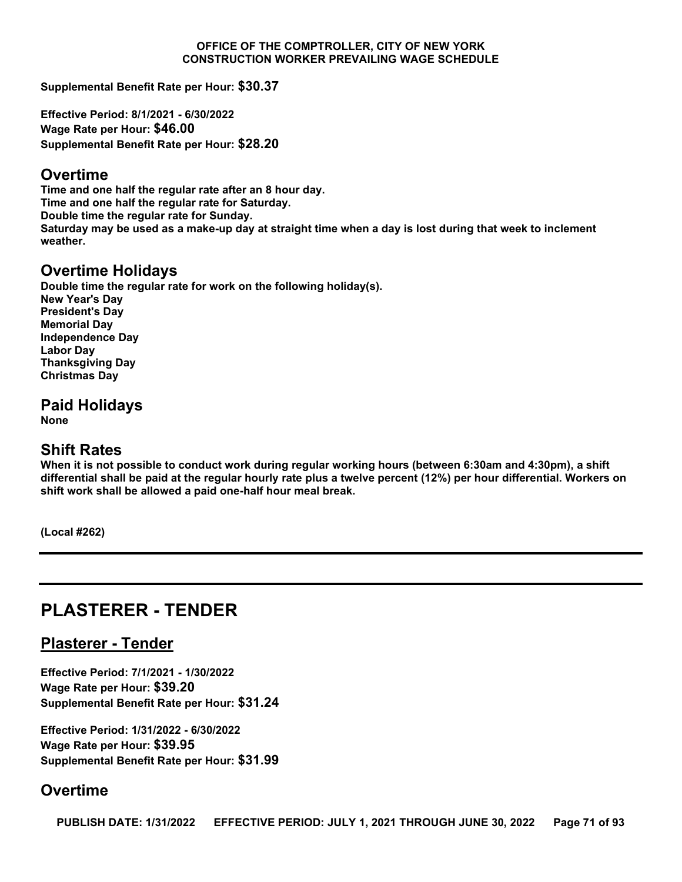**Supplemental Benefit Rate per Hour: $30.37**

**Effective Period: 8/1/2021 - 6/30/2022**
**Wage Rate per Hour: $46.00**
**Supplemental Benefit Rate per Hour: $28.20**

## Overtime

**Time and one half the regular rate after an 8 hour day.**
**Time and one half the regular rate for Saturday.**
**Double time the regular rate for Sunday.**
**Saturday may be used as a make-up day at straight time when a day is lost during that week to inclement weather.**

## Overtime Holidays

**Double time the regular rate for work on the following holiday(s).**
**New Year's Day**
**President's Day**
**Memorial Day**
**Independence Day**
**Labor Day**
**Thanksgiving Day**
**Christmas Day**

## Paid Holidays

**None**

## Shift Rates

**When it is not possible to conduct work during regular working hours (between 6:30am and 4:30pm), a shift differential shall be paid at the regular hourly rate plus a twelve percent (12%) per hour differential. Workers on shift work shall be allowed a paid one-half hour meal break.**

**(Local #262)**

---

# PLASTERER - TENDER

## Plasterer - Tender

**Effective Period: 7/1/2021 - 1/30/2022**
**Wage Rate per Hour: $39.20**
**Supplemental Benefit Rate per Hour: $31.24**

**Effective Period: 1/31/2022 - 6/30/2022**
**Wage Rate per Hour: $39.95**
**Supplemental Benefit Rate per Hour: $31.99**

## Overtime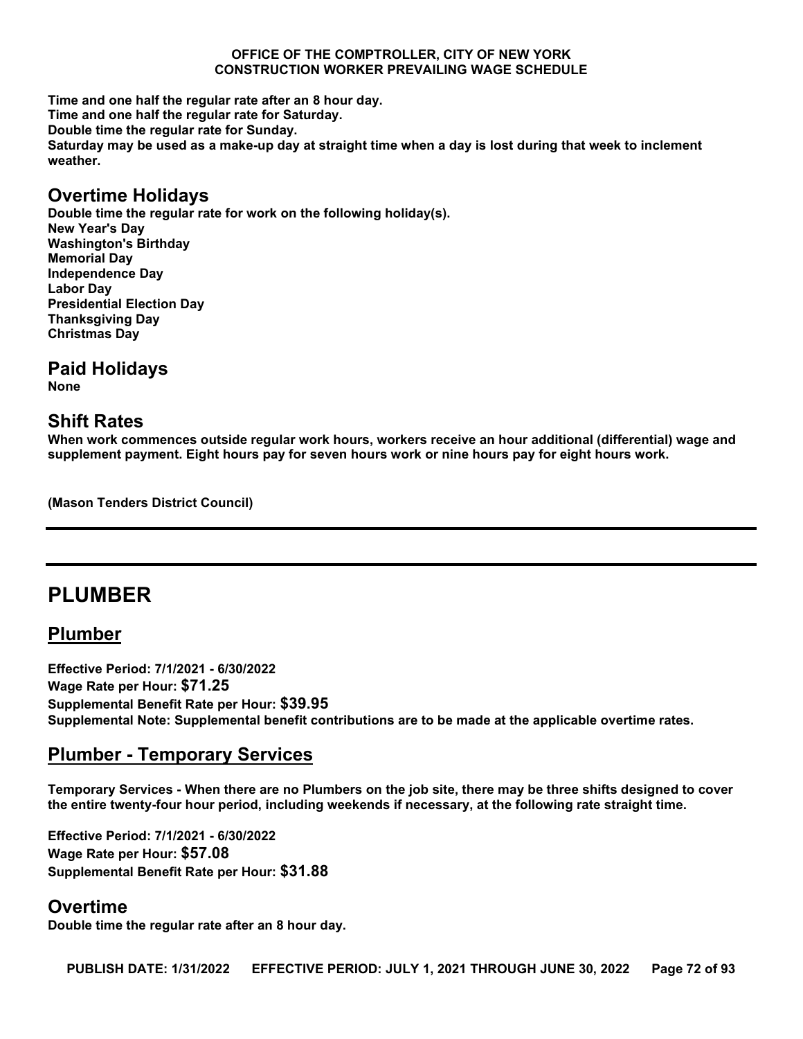**Time and one half the regular rate after an 8 hour day.**
**Time and one half the regular rate for Saturday.**
**Double time the regular rate for Sunday.**
**Saturday may be used as a make-up day at straight time when a day is lost during that week to inclement weather.**

## Overtime Holidays

**Double time the regular rate for work on the following holiday(s).**
**New Year's Day**
**Washington's Birthday**
**Memorial Day**
**Independence Day**
**Labor Day**
**Presidential Election Day**
**Thanksgiving Day**
**Christmas Day**

## Paid Holidays

**None**

## Shift Rates

**When work commences outside regular work hours, workers receive an hour additional (differential) wage and supplement payment. Eight hours pay for seven hours work or nine hours pay for eight hours work.**

**(Mason Tenders District Council)**

---

# PLUMBER

## Plumber

**Effective Period: 7/1/2021 - 6/30/2022**
**Wage Rate per Hour: $71.25**
**Supplemental Benefit Rate per Hour: $39.95**
**Supplemental Note: Supplemental benefit contributions are to be made at the applicable overtime rates.**

## Plumber - Temporary Services

**Temporary Services - When there are no Plumbers on the job site, there may be three shifts designed to cover the entire twenty-four hour period, including weekends if necessary, at the following rate straight time.**

**Effective Period: 7/1/2021 - 6/30/2022**
**Wage Rate per Hour: $57.08**
**Supplemental Benefit Rate per Hour: $31.88**

## Overtime

**Double time the regular rate after an 8 hour day.**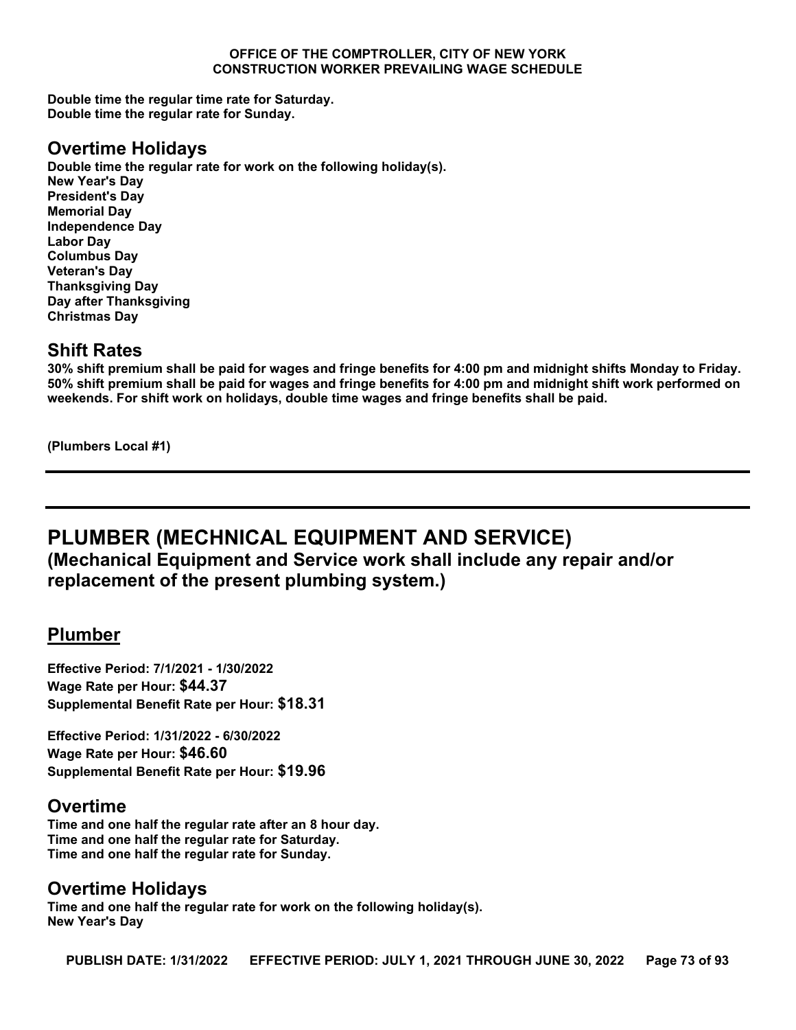**Double time the regular time rate for Saturday.**
**Double time the regular rate for Sunday.**

## Overtime Holidays

**Double time the regular rate for work on the following holiday(s).**
**New Year's Day**
**President's Day**
**Memorial Day**
**Independence Day**
**Labor Day**
**Columbus Day**
**Veteran's Day**
**Thanksgiving Day**
**Day after Thanksgiving**
**Christmas Day**

## Shift Rates

**30% shift premium shall be paid for wages and fringe benefits for 4:00 pm and midnight shifts Monday to Friday. 50% shift premium shall be paid for wages and fringe benefits for 4:00 pm and midnight shift work performed on weekends. For shift work on holidays, double time wages and fringe benefits shall be paid.**

**(Plumbers Local #1)**

---

---

# PLUMBER (MECHNICAL EQUIPMENT AND SERVICE)

## (Mechanical Equipment and Service work shall include any repair and/or replacement of the present plumbing system.)

## Plumber

**Effective Period: 7/1/2021 - 1/30/2022**
**Wage Rate per Hour: $44.37**
**Supplemental Benefit Rate per Hour: $18.31**

**Effective Period: 1/31/2022 - 6/30/2022**
**Wage Rate per Hour: $46.60**
**Supplemental Benefit Rate per Hour: $19.96**

## Overtime

**Time and one half the regular rate after an 8 hour day.**
**Time and one half the regular rate for Saturday.**
**Time and one half the regular rate for Sunday.**

## Overtime Holidays

**Time and one half the regular rate for work on the following holiday(s).**
**New Year's Day**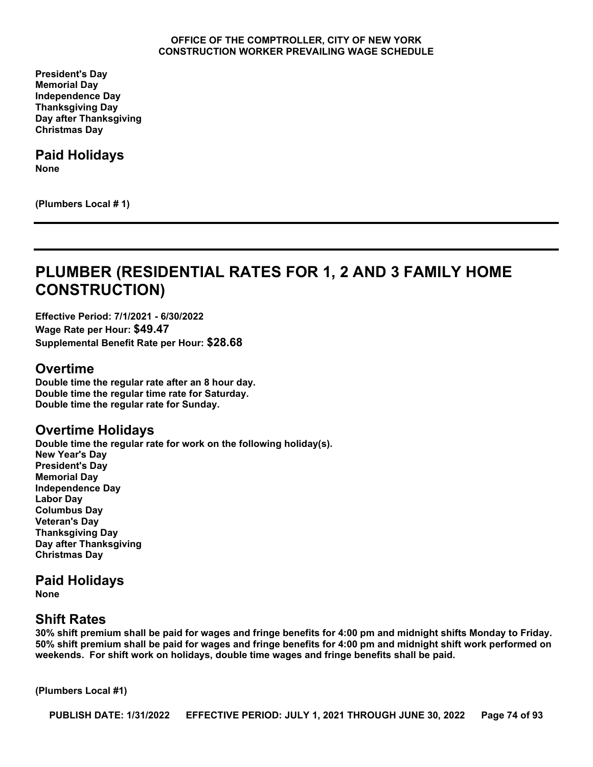**President's Day**
**Memorial Day**
**Independence Day**
**Thanksgiving Day**
**Day after Thanksgiving**
**Christmas Day**

## Paid Holidays

**None**

**(Plumbers Local # 1)**

---

---

# PLUMBER (RESIDENTIAL RATES FOR 1, 2 AND 3 FAMILY HOME CONSTRUCTION)

**Effective Period: 7/1/2021 - 6/30/2022**
**Wage Rate per Hour: $49.47**
**Supplemental Benefit Rate per Hour: $28.68**

## Overtime

**Double time the regular rate after an 8 hour day.**
**Double time the regular time rate for Saturday.**
**Double time the regular rate for Sunday.**

## Overtime Holidays

**Double time the regular rate for work on the following holiday(s).**
**New Year's Day**
**President's Day**
**Memorial Day**
**Independence Day**
**Labor Day**
**Columbus Day**
**Veteran's Day**
**Thanksgiving Day**
**Day after Thanksgiving**
**Christmas Day**

## Paid Holidays

**None**

## Shift Rates

**30% shift premium shall be paid for wages and fringe benefits for 4:00 pm and midnight shifts Monday to Friday. 50% shift premium shall be paid for wages and fringe benefits for 4:00 pm and midnight shift work performed on weekends. For shift work on holidays, double time wages and fringe benefits shall be paid.**

**(Plumbers Local #1)**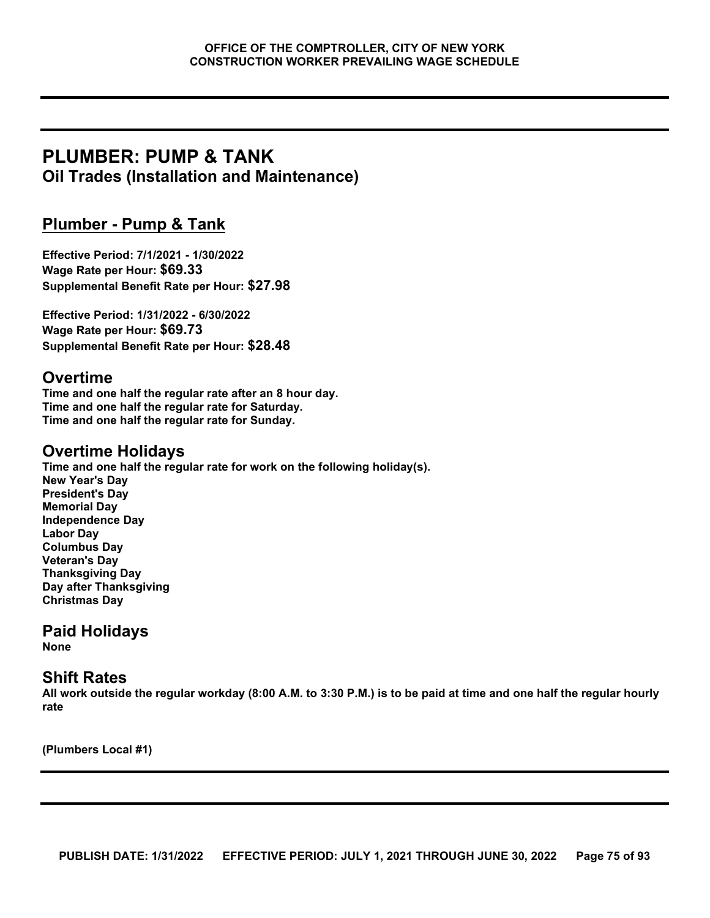# PLUMBER: PUMP & TANK

## Oil Trades (Installation and Maintenance)

### Plumber - Pump & Tank

**Effective Period: 7/1/2021 - 1/30/2022**
**Wage Rate per Hour: $69.33**
**Supplemental Benefit Rate per Hour: $27.98**

**Effective Period: 1/31/2022 - 6/30/2022**
**Wage Rate per Hour: $69.73**
**Supplemental Benefit Rate per Hour: $28.48**

## Overtime

**Time and one half the regular rate after an 8 hour day.**
**Time and one half the regular rate for Saturday.**
**Time and one half the regular rate for Sunday.**

## Overtime Holidays

**Time and one half the regular rate for work on the following holiday(s).**
**New Year's Day**
**President's Day**
**Memorial Day**
**Independence Day**
**Labor Day**
**Columbus Day**
**Veteran's Day**
**Thanksgiving Day**
**Day after Thanksgiving**
**Christmas Day**

## Paid Holidays

**None**

## Shift Rates

**All work outside the regular workday (8:00 A.M. to 3:30 P.M.) is to be paid at time and one half the regular hourly rate**

**(Plumbers Local #1)**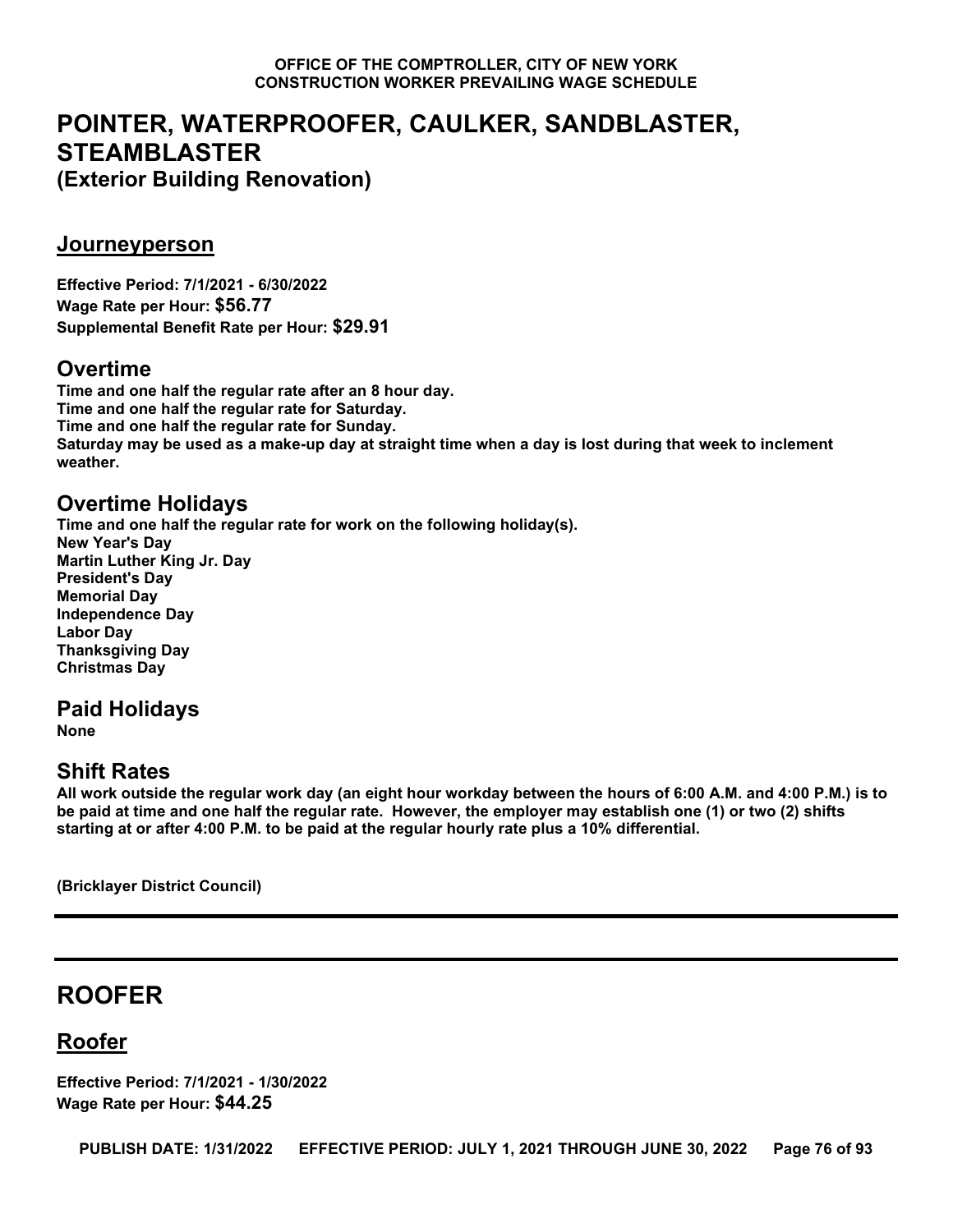# POINTER, WATERPROOFER, CAULKER, SANDBLASTER, STEAMBLASTER
## (Exterior Building Renovation)

### Journeyperson

**Effective Period: 7/1/2021 - 6/30/2022**
**Wage Rate per Hour: $56.77**
**Supplemental Benefit Rate per Hour: $29.91**

## Overtime

**Time and one half the regular rate after an 8 hour day.**
**Time and one half the regular rate for Saturday.**
**Time and one half the regular rate for Sunday.**
**Saturday may be used as a make-up day at straight time when a day is lost during that week to inclement weather.**

## Overtime Holidays

**Time and one half the regular rate for work on the following holiday(s).**
**New Year's Day**
**Martin Luther King Jr. Day**
**President's Day**
**Memorial Day**
**Independence Day**
**Labor Day**
**Thanksgiving Day**
**Christmas Day**

## Paid Holidays

**None**

## Shift Rates

**All work outside the regular work day (an eight hour workday between the hours of 6:00 A.M. and 4:00 P.M.) is to be paid at time and one half the regular rate. However, the employer may establish one (1) or two (2) shifts starting at or after 4:00 P.M. to be paid at the regular hourly rate plus a 10% differential.**

**(Bricklayer District Council)**

---

# ROOFER

### Roofer

**Effective Period: 7/1/2021 - 1/30/2022**
**Wage Rate per Hour: $44.25**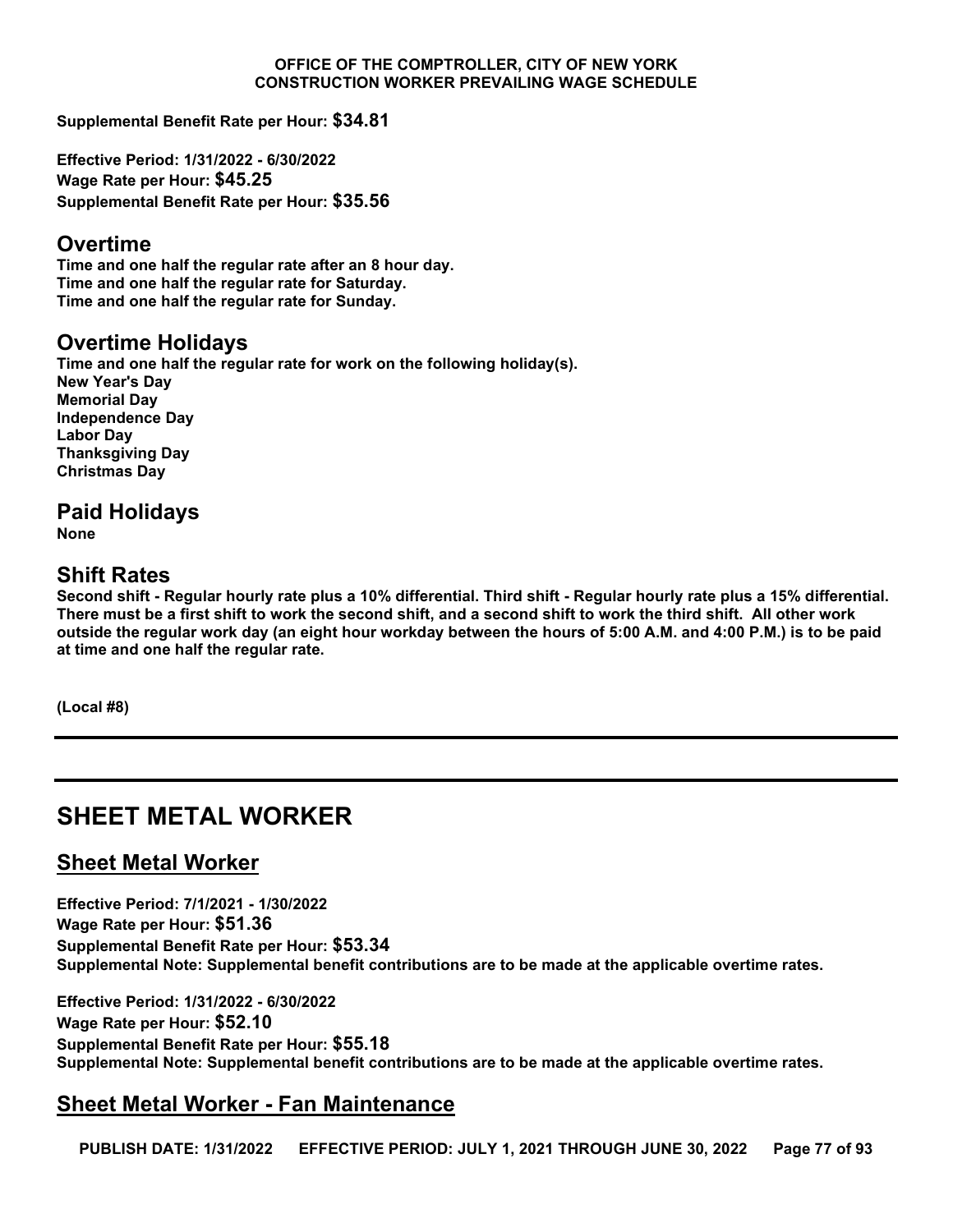**Supplemental Benefit Rate per Hour: $34.81**

**Effective Period: 1/31/2022 - 6/30/2022**
**Wage Rate per Hour: $45.25**
**Supplemental Benefit Rate per Hour: $35.56**

## Overtime

**Time and one half the regular rate after an 8 hour day.**
**Time and one half the regular rate for Saturday.**
**Time and one half the regular rate for Sunday.**

## Overtime Holidays

**Time and one half the regular rate for work on the following holiday(s).**
**New Year's Day**
**Memorial Day**
**Independence Day**
**Labor Day**
**Thanksgiving Day**
**Christmas Day**

## Paid Holidays

**None**

## Shift Rates

**Second shift - Regular hourly rate plus a 10% differential. Third shift - Regular hourly rate plus a 15% differential. There must be a first shift to work the second shift, and a second shift to work the third shift. All other work outside the regular work day (an eight hour workday between the hours of 5:00 A.M. and 4:00 P.M.) is to be paid at time and one half the regular rate.**

**(Local #8)**

---

# SHEET METAL WORKER

## Sheet Metal Worker

**Effective Period: 7/1/2021 - 1/30/2022**
**Wage Rate per Hour: $51.36**
**Supplemental Benefit Rate per Hour: $53.34**
**Supplemental Note: Supplemental benefit contributions are to be made at the applicable overtime rates.**

**Effective Period: 1/31/2022 - 6/30/2022**
**Wage Rate per Hour: $52.10**
**Supplemental Benefit Rate per Hour: $55.18**
**Supplemental Note: Supplemental benefit contributions are to be made at the applicable overtime rates.**

## Sheet Metal Worker - Fan Maintenance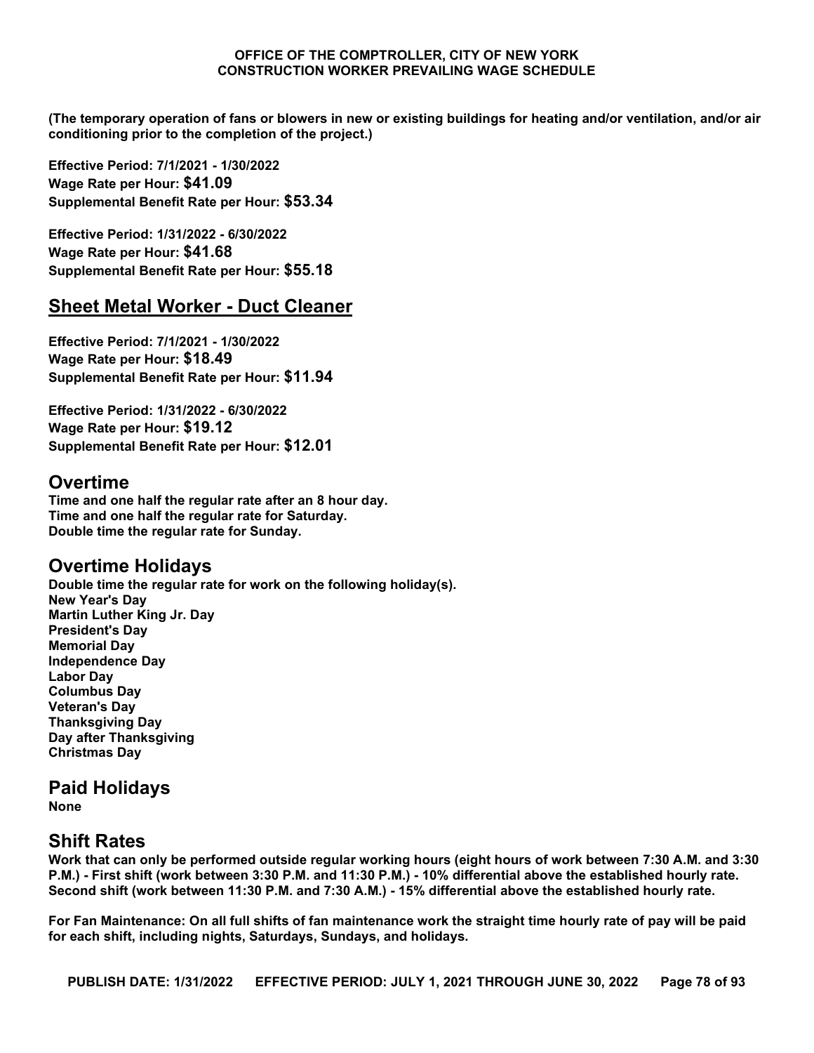**(The temporary operation of fans or blowers in new or existing buildings for heating and/or ventilation, and/or air conditioning prior to the completion of the project.)**

**Effective Period: 7/1/2021 - 1/30/2022**
**Wage Rate per Hour: $41.09**
**Supplemental Benefit Rate per Hour: $53.34**

**Effective Period: 1/31/2022 - 6/30/2022**
**Wage Rate per Hour: $41.68**
**Supplemental Benefit Rate per Hour: $55.18**

## Sheet Metal Worker - Duct Cleaner

**Effective Period: 7/1/2021 - 1/30/2022**
**Wage Rate per Hour: $18.49**
**Supplemental Benefit Rate per Hour: $11.94**

**Effective Period: 1/31/2022 - 6/30/2022**
**Wage Rate per Hour: $19.12**
**Supplemental Benefit Rate per Hour: $12.01**

## Overtime

**Time and one half the regular rate after an 8 hour day.**
**Time and one half the regular rate for Saturday.**
**Double time the regular rate for Sunday.**

## Overtime Holidays

**Double time the regular rate for work on the following holiday(s).**
**New Year's Day**
**Martin Luther King Jr. Day**
**President's Day**
**Memorial Day**
**Independence Day**
**Labor Day**
**Columbus Day**
**Veteran's Day**
**Thanksgiving Day**
**Day after Thanksgiving**
**Christmas Day**

## Paid Holidays

**None**

## Shift Rates

**Work that can only be performed outside regular working hours (eight hours of work between 7:30 A.M. and 3:30 P.M.) - First shift (work between 3:30 P.M. and 11:30 P.M.) - 10% differential above the established hourly rate. Second shift (work between 11:30 P.M. and 7:30 A.M.) - 15% differential above the established hourly rate.**

**For Fan Maintenance: On all full shifts of fan maintenance work the straight time hourly rate of pay will be paid for each shift, including nights, Saturdays, Sundays, and holidays.**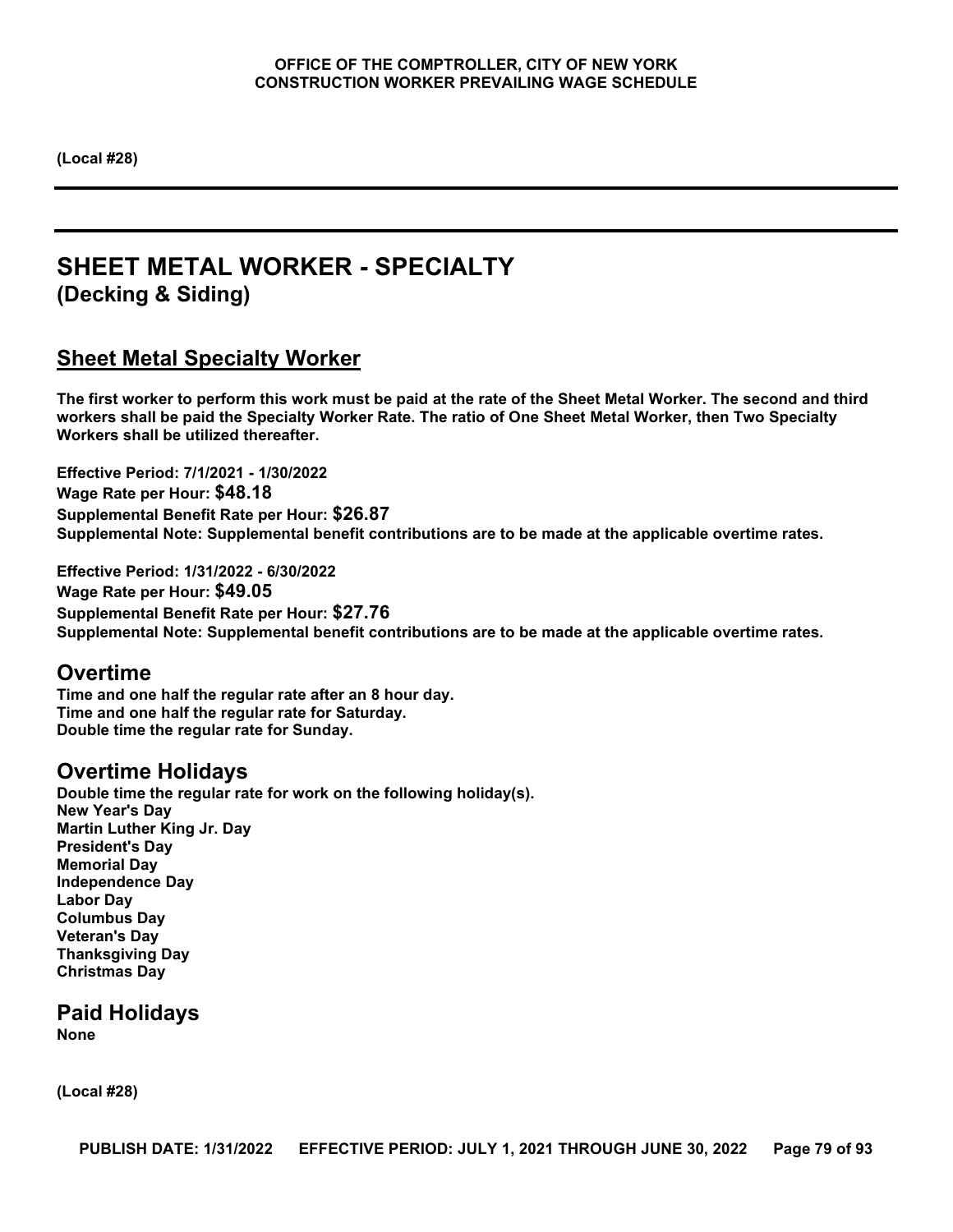(Local #28)

# SHEET METAL WORKER - SPECIALTY
## (Decking & Siding)

### Sheet Metal Specialty Worker

**The first worker to perform this work must be paid at the rate of the Sheet Metal Worker. The second and third workers shall be paid the Specialty Worker Rate. The ratio of One Sheet Metal Worker, then Two Specialty Workers shall be utilized thereafter.**

**Effective Period: 7/1/2021 - 1/30/2022**
**Wage Rate per Hour: $48.18**
**Supplemental Benefit Rate per Hour: $26.87**
**Supplemental Note: Supplemental benefit contributions are to be made at the applicable overtime rates.**

**Effective Period: 1/31/2022 - 6/30/2022**
**Wage Rate per Hour: $49.05**
**Supplemental Benefit Rate per Hour: $27.76**
**Supplemental Note: Supplemental benefit contributions are to be made at the applicable overtime rates.**

## Overtime

Time and one half the regular rate after an 8 hour day.
Time and one half the regular rate for Saturday.
Double time the regular rate for Sunday.

## Overtime Holidays

Double time the regular rate for work on the following holiday(s).
New Year's Day
Martin Luther King Jr. Day
President's Day
Memorial Day
Independence Day
Labor Day
Columbus Day
Veteran's Day
Thanksgiving Day
Christmas Day

## Paid Holidays

None

(Local #28)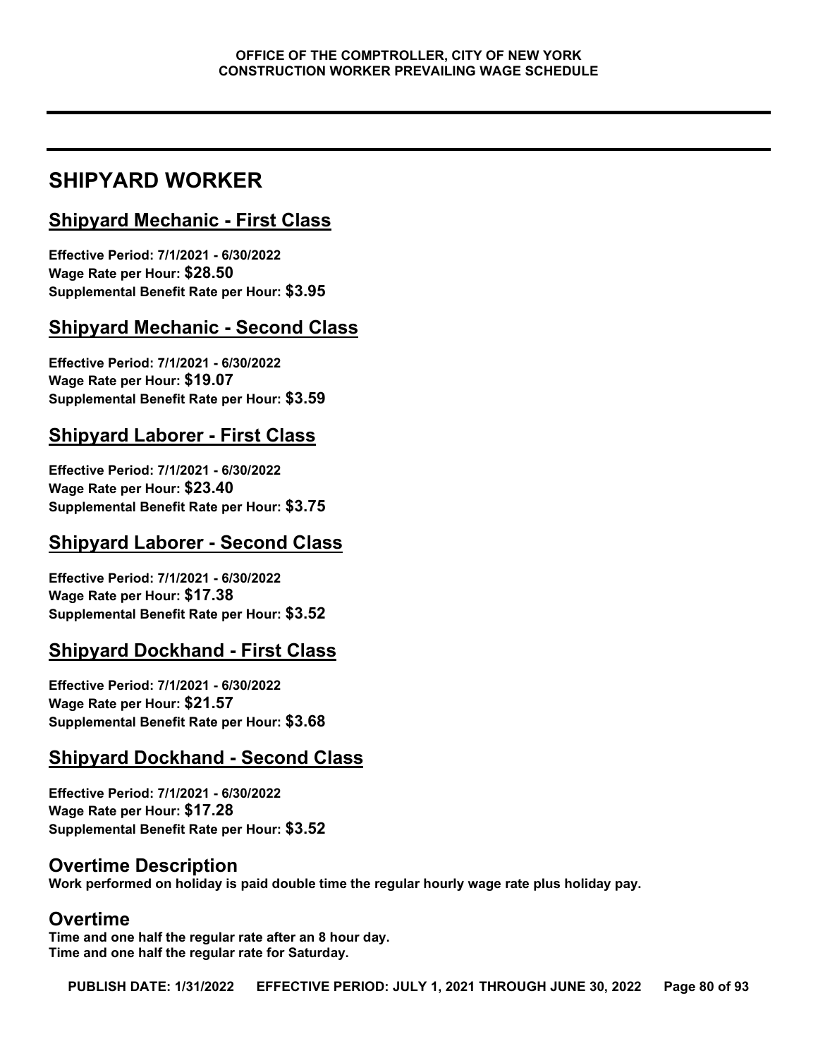# SHIPYARD WORKER

## Shipyard Mechanic - First Class

**Effective Period: 7/1/2021 - 6/30/2022**
**Wage Rate per Hour: $28.50**
**Supplemental Benefit Rate per Hour: $3.95**

## Shipyard Mechanic - Second Class

**Effective Period: 7/1/2021 - 6/30/2022**
**Wage Rate per Hour: $19.07**
**Supplemental Benefit Rate per Hour: $3.59**

## Shipyard Laborer - First Class

**Effective Period: 7/1/2021 - 6/30/2022**
**Wage Rate per Hour: $23.40**
**Supplemental Benefit Rate per Hour: $3.75**

## Shipyard Laborer - Second Class

**Effective Period: 7/1/2021 - 6/30/2022**
**Wage Rate per Hour: $17.38**
**Supplemental Benefit Rate per Hour: $3.52**

## Shipyard Dockhand - First Class

**Effective Period: 7/1/2021 - 6/30/2022**
**Wage Rate per Hour: $21.57**
**Supplemental Benefit Rate per Hour: $3.68**

## Shipyard Dockhand - Second Class

**Effective Period: 7/1/2021 - 6/30/2022**
**Wage Rate per Hour: $17.28**
**Supplemental Benefit Rate per Hour: $3.52**

## Overtime Description

**Work performed on holiday is paid double time the regular hourly wage rate plus holiday pay.**

## Overtime

**Time and one half the regular rate after an 8 hour day.**
**Time and one half the regular rate for Saturday.**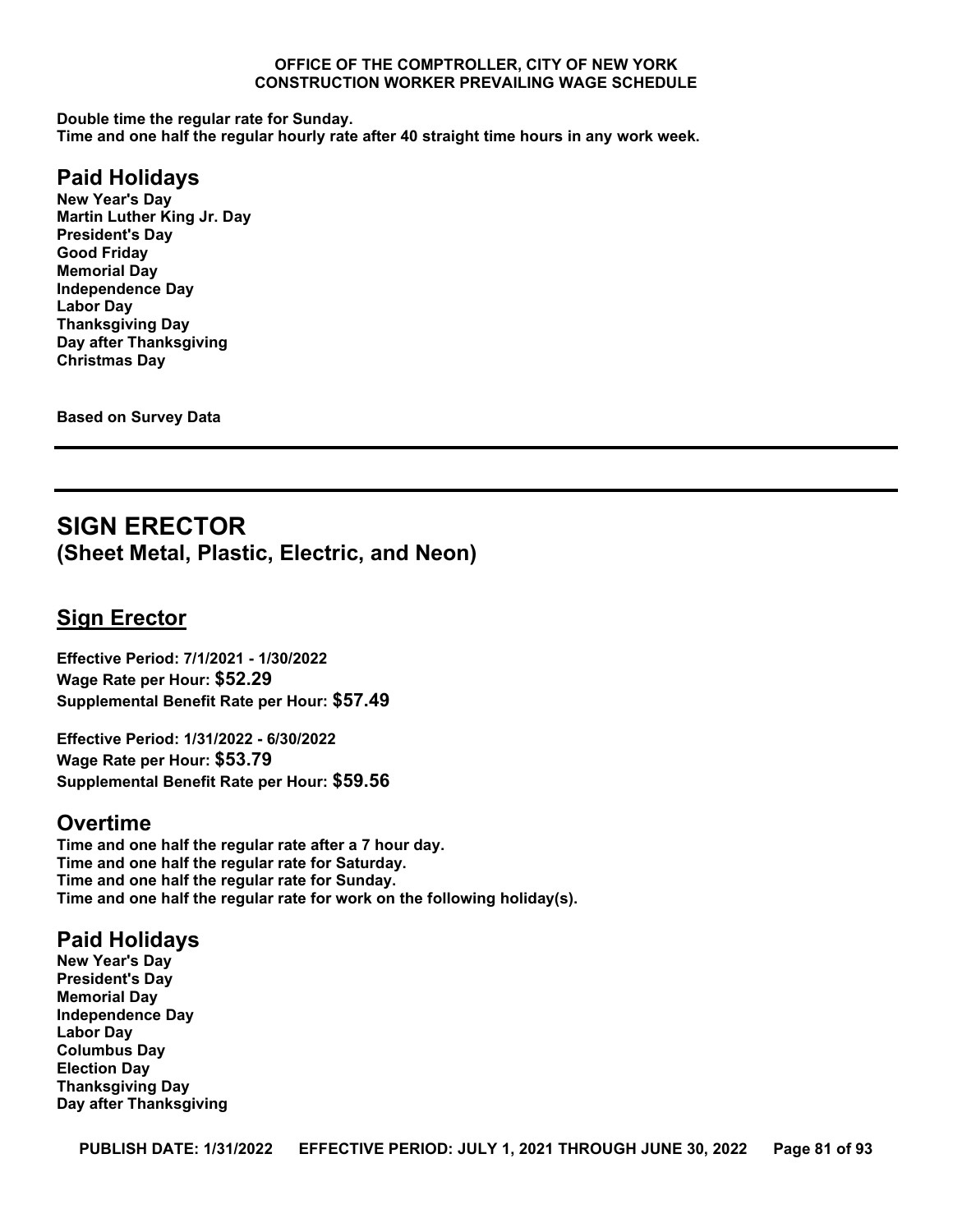**Double time the regular rate for Sunday.**
**Time and one half the regular hourly rate after 40 straight time hours in any work week.**

## Paid Holidays

**New Year's Day**
**Martin Luther King Jr. Day**
**President's Day**
**Good Friday**
**Memorial Day**
**Independence Day**
**Labor Day**
**Thanksgiving Day**
**Day after Thanksgiving**
**Christmas Day**

**Based on Survey Data**

---

---

# SIGN ERECTOR
## (Sheet Metal, Plastic, Electric, and Neon)

## Sign Erector

**Effective Period: 7/1/2021 - 1/30/2022**
**Wage Rate per Hour: $52.29**
**Supplemental Benefit Rate per Hour: $57.49**

**Effective Period: 1/31/2022 - 6/30/2022**
**Wage Rate per Hour: $53.79**
**Supplemental Benefit Rate per Hour: $59.56**

## Overtime

**Time and one half the regular rate after a 7 hour day.**
**Time and one half the regular rate for Saturday.**
**Time and one half the regular rate for Sunday.**
**Time and one half the regular rate for work on the following holiday(s).**

## Paid Holidays

**New Year's Day**
**President's Day**
**Memorial Day**
**Independence Day**
**Labor Day**
**Columbus Day**
**Election Day**
**Thanksgiving Day**
**Day after Thanksgiving**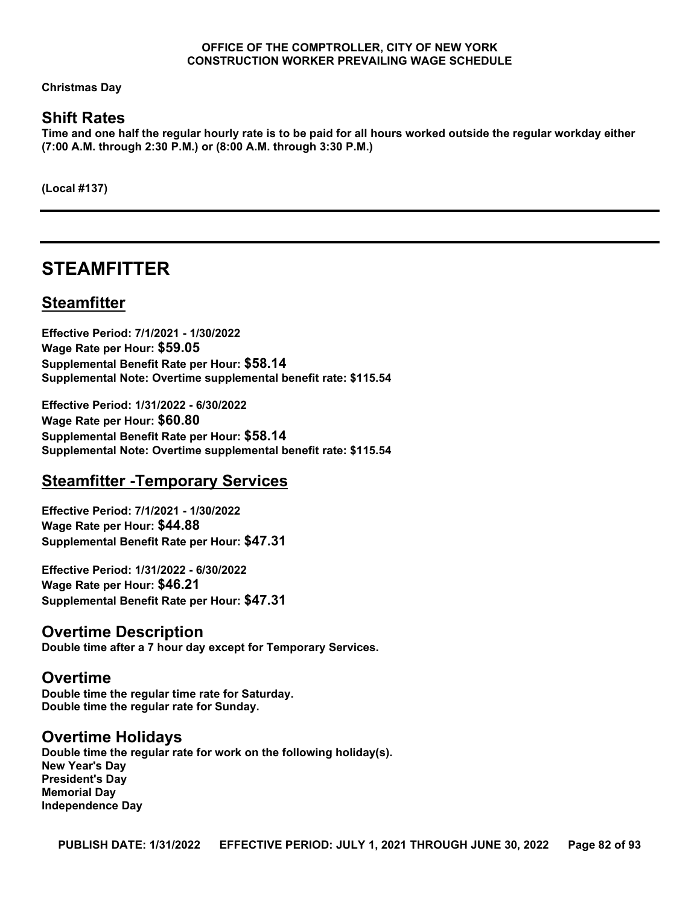**Christmas Day**

## Shift Rates

**Time and one half the regular hourly rate is to be paid for all hours worked outside the regular workday either (7:00 A.M. through 2:30 P.M.) or (8:00 A.M. through 3:30 P.M.)**

**(Local #137)**

---

---

# STEAMFITTER

## Steamfitter

**Effective Period: 7/1/2021 - 1/30/2022**
**Wage Rate per Hour: $59.05**
**Supplemental Benefit Rate per Hour: $58.14**
**Supplemental Note: Overtime supplemental benefit rate: $115.54**

**Effective Period: 1/31/2022 - 6/30/2022**
**Wage Rate per Hour: $60.80**
**Supplemental Benefit Rate per Hour: $58.14**
**Supplemental Note: Overtime supplemental benefit rate: $115.54**

## Steamfitter -Temporary Services

**Effective Period: 7/1/2021 - 1/30/2022**
**Wage Rate per Hour: $44.88**
**Supplemental Benefit Rate per Hour: $47.31**

**Effective Period: 1/31/2022 - 6/30/2022**
**Wage Rate per Hour: $46.21**
**Supplemental Benefit Rate per Hour: $47.31**

## Overtime Description

**Double time after a 7 hour day except for Temporary Services.**

## Overtime

**Double time the regular time rate for Saturday.**
**Double time the regular rate for Sunday.**

## Overtime Holidays

**Double time the regular rate for work on the following holiday(s).**
**New Year's Day**
**President's Day**
**Memorial Day**
**Independence Day**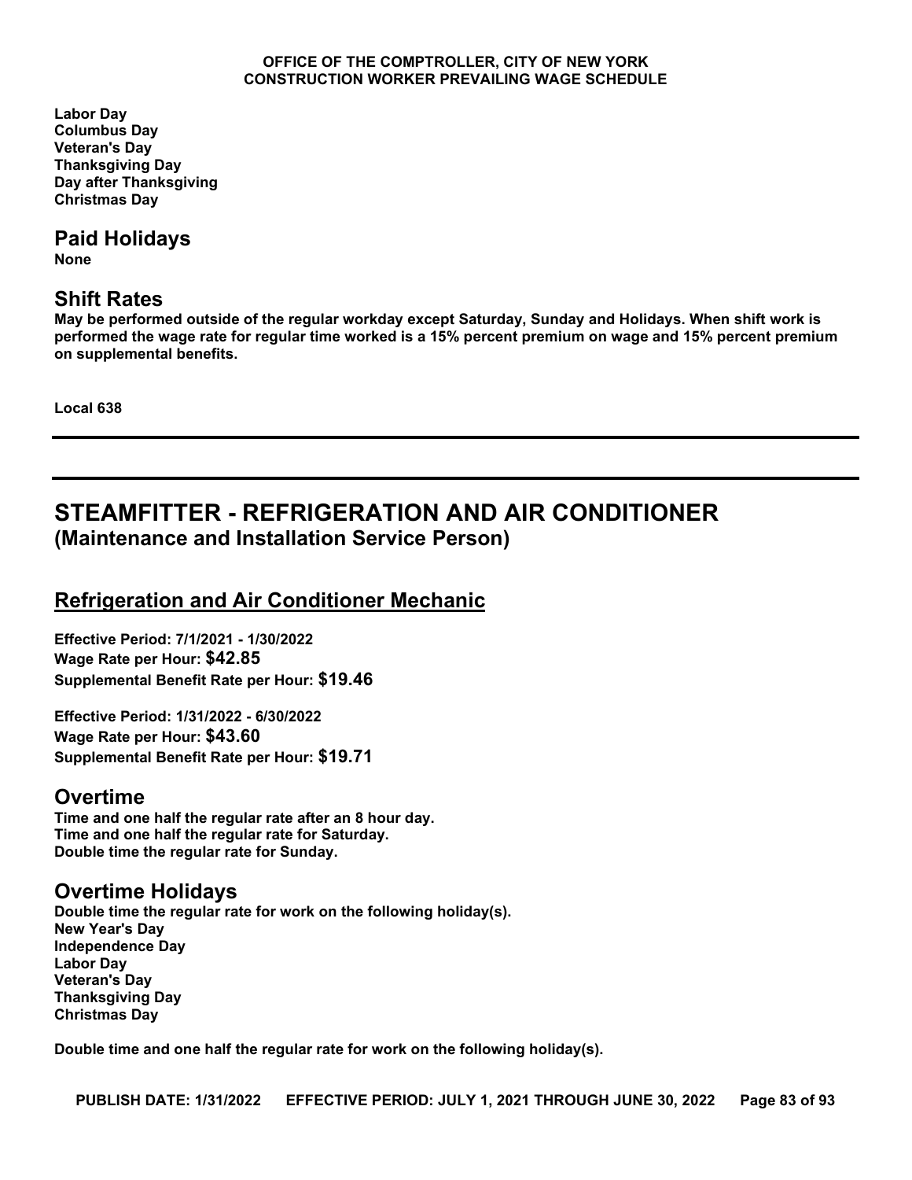**Labor Day**
**Columbus Day**
**Veteran's Day**
**Thanksgiving Day**
**Day after Thanksgiving**
**Christmas Day**

## Paid Holidays

**None**

## Shift Rates

**May be performed outside of the regular workday except Saturday, Sunday and Holidays. When shift work is performed the wage rate for regular time worked is a 15% percent premium on wage and 15% percent premium on supplemental benefits.**

**Local 638**

---

# STEAMFITTER - REFRIGERATION AND AIR CONDITIONER
### (Maintenance and Installation Service Person)

## Refrigeration and Air Conditioner Mechanic

**Effective Period: 7/1/2021 - 1/30/2022**
**Wage Rate per Hour: $42.85**
**Supplemental Benefit Rate per Hour: $19.46**

**Effective Period: 1/31/2022 - 6/30/2022**
**Wage Rate per Hour: $43.60**
**Supplemental Benefit Rate per Hour: $19.71**

## Overtime

**Time and one half the regular rate after an 8 hour day.**
**Time and one half the regular rate for Saturday.**
**Double time the regular rate for Sunday.**

## Overtime Holidays

**Double time the regular rate for work on the following holiday(s).**
**New Year's Day**
**Independence Day**
**Labor Day**
**Veteran's Day**
**Thanksgiving Day**
**Christmas Day**

**Double time and one half the regular rate for work on the following holiday(s).**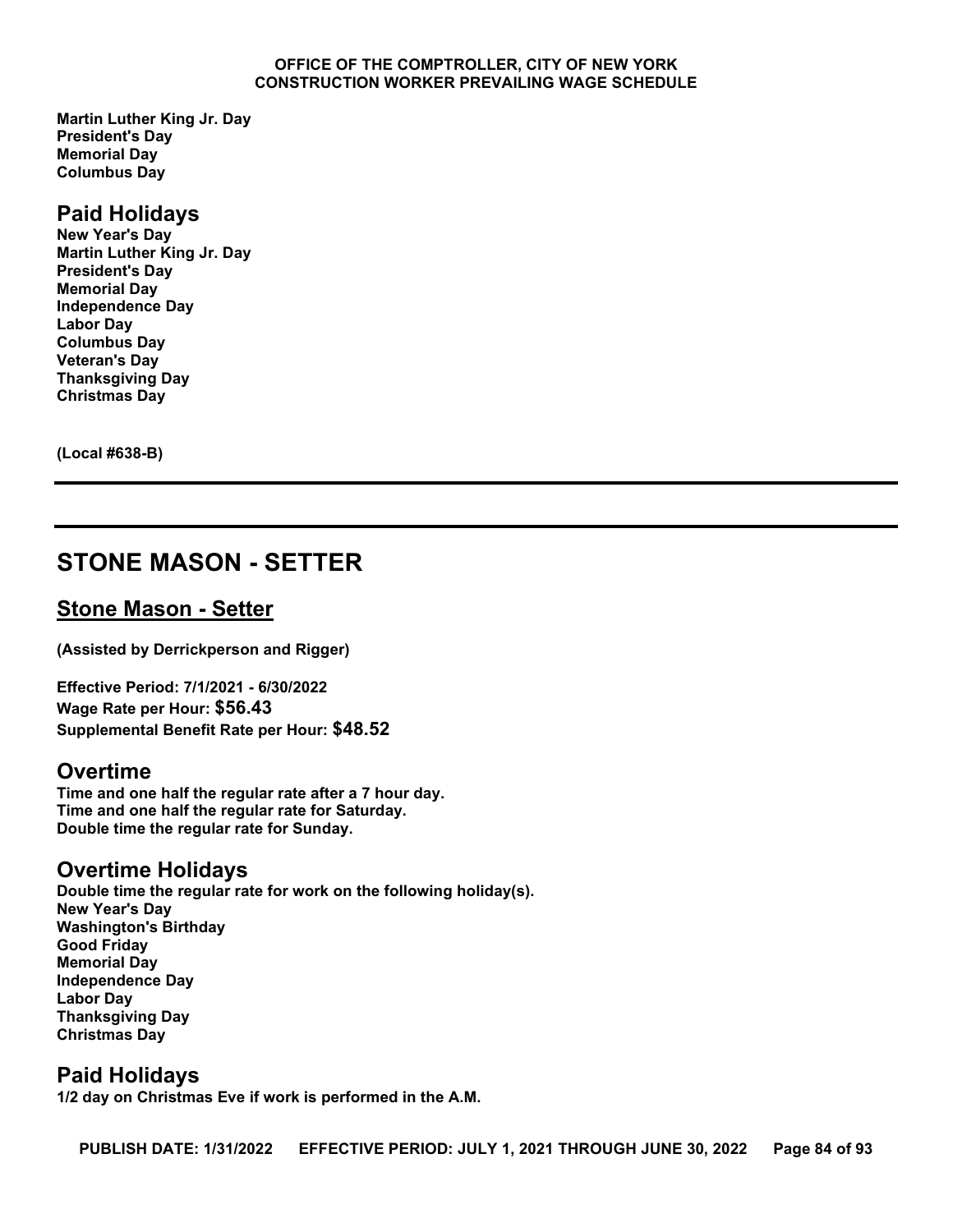**Martin Luther King Jr. Day**
**President's Day**
**Memorial Day**
**Columbus Day**

## Paid Holidays

**New Year's Day**
**Martin Luther King Jr. Day**
**President's Day**
**Memorial Day**
**Independence Day**
**Labor Day**
**Columbus Day**
**Veteran's Day**
**Thanksgiving Day**
**Christmas Day**

**(Local #638-B)**

---

---

# STONE MASON - SETTER

## Stone Mason - Setter

**(Assisted by Derrickperson and Rigger)**

**Effective Period: 7/1/2021 - 6/30/2022**
**Wage Rate per Hour: $56.43**
**Supplemental Benefit Rate per Hour: $48.52**

## Overtime

**Time and one half the regular rate after a 7 hour day.**
**Time and one half the regular rate for Saturday.**
**Double time the regular rate for Sunday.**

## Overtime Holidays

**Double time the regular rate for work on the following holiday(s).**
**New Year's Day**
**Washington's Birthday**
**Good Friday**
**Memorial Day**
**Independence Day**
**Labor Day**
**Thanksgiving Day**
**Christmas Day**

## Paid Holidays

**1/2 day on Christmas Eve if work is performed in the A.M.**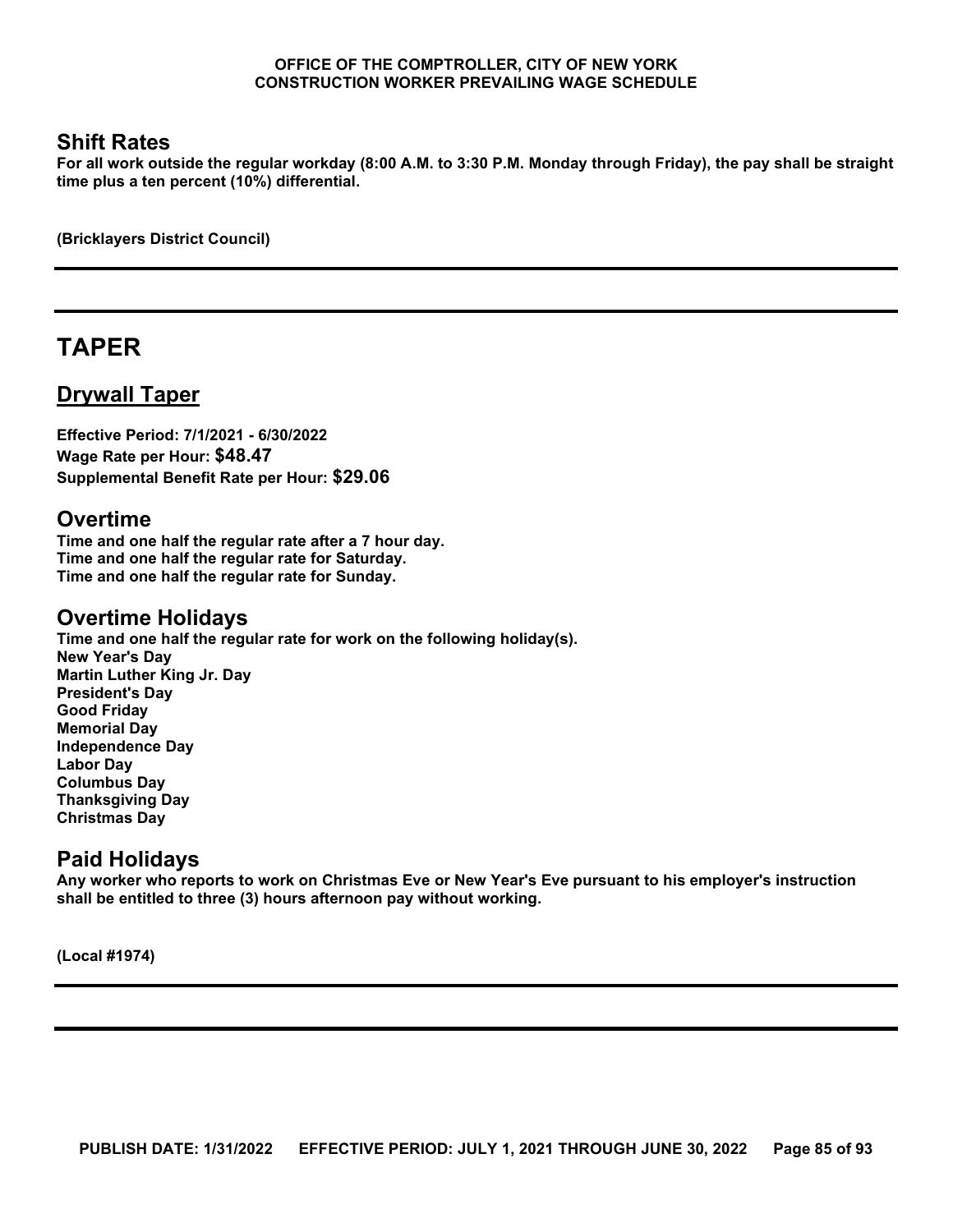## Shift Rates

**For all work outside the regular workday (8:00 A.M. to 3:30 P.M. Monday through Friday), the pay shall be straight time plus a ten percent (10%) differential.**

**(Bricklayers District Council)**

---

---

# TAPER

## Drywall Taper

**Effective Period: 7/1/2021 - 6/30/2022**
**Wage Rate per Hour: $48.47**
**Supplemental Benefit Rate per Hour: $29.06**

## Overtime

**Time and one half the regular rate after a 7 hour day.**
**Time and one half the regular rate for Saturday.**
**Time and one half the regular rate for Sunday.**

## Overtime Holidays

**Time and one half the regular rate for work on the following holiday(s).**
**New Year's Day**
**Martin Luther King Jr. Day**
**President's Day**
**Good Friday**
**Memorial Day**
**Independence Day**
**Labor Day**
**Columbus Day**
**Thanksgiving Day**
**Christmas Day**

## Paid Holidays

**Any worker who reports to work on Christmas Eve or New Year's Eve pursuant to his employer's instruction shall be entitled to three (3) hours afternoon pay without working.**

**(Local #1974)**

---

---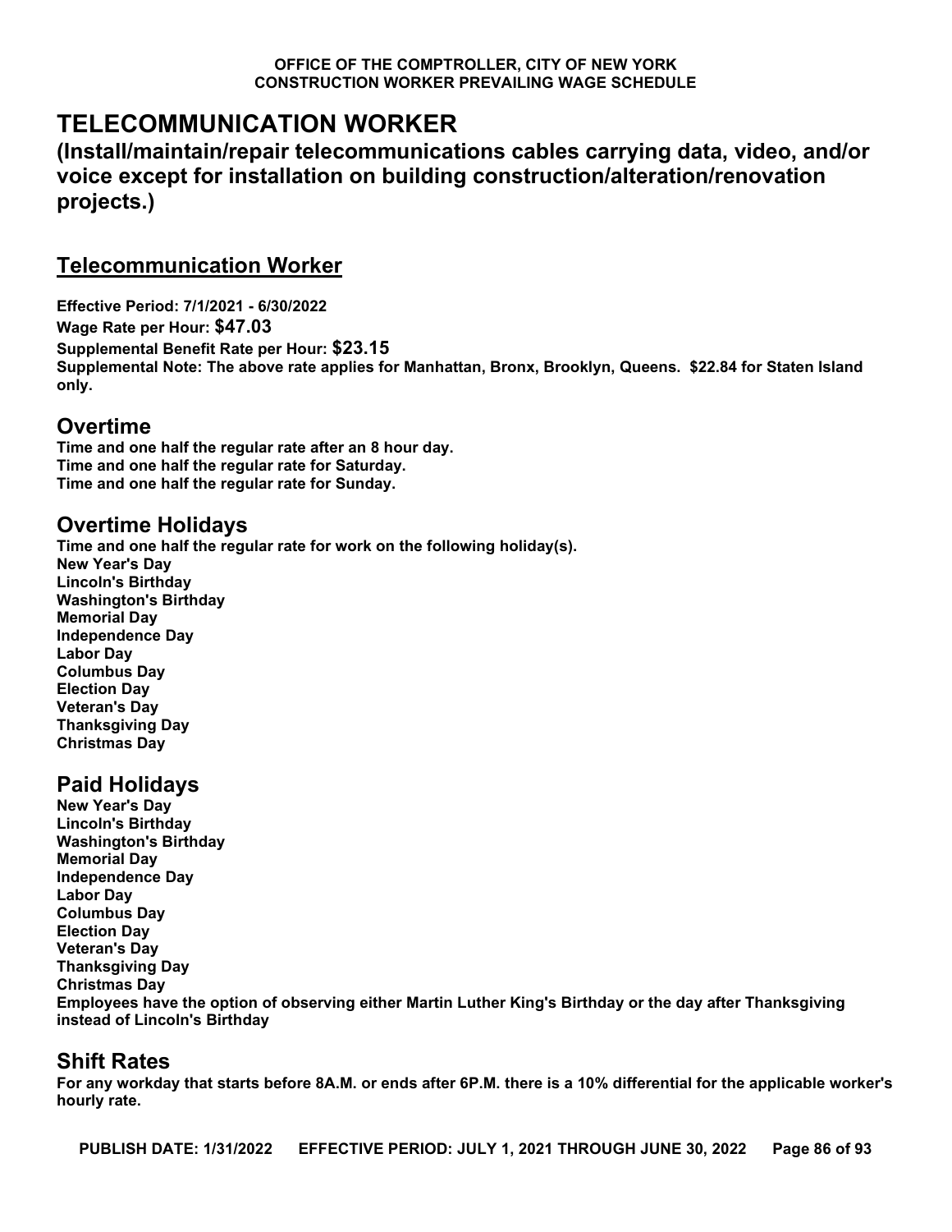# TELECOMMUNICATION WORKER

## (Install/maintain/repair telecommunications cables carrying data, video, and/or voice except for installation on building construction/alteration/renovation projects.)

## Telecommunication Worker

**Effective Period: 7/1/2021 - 6/30/2022**

**Wage Rate per Hour: $47.03**

**Supplemental Benefit Rate per Hour: $23.15**

**Supplemental Note: The above rate applies for Manhattan, Bronx, Brooklyn, Queens. $22.84 for Staten Island only.**

## Overtime

**Time and one half the regular rate after an 8 hour day.**
**Time and one half the regular rate for Saturday.**
**Time and one half the regular rate for Sunday.**

## Overtime Holidays

**Time and one half the regular rate for work on the following holiday(s).**
**New Year's Day**
**Lincoln's Birthday**
**Washington's Birthday**
**Memorial Day**
**Independence Day**
**Labor Day**
**Columbus Day**
**Election Day**
**Veteran's Day**
**Thanksgiving Day**
**Christmas Day**

## Paid Holidays

**New Year's Day**
**Lincoln's Birthday**
**Washington's Birthday**
**Memorial Day**
**Independence Day**
**Labor Day**
**Columbus Day**
**Election Day**
**Veteran's Day**
**Thanksgiving Day**
**Christmas Day**
**Employees have the option of observing either Martin Luther King's Birthday or the day after Thanksgiving instead of Lincoln's Birthday**

## Shift Rates

**For any workday that starts before 8A.M. or ends after 6P.M. there is a 10% differential for the applicable worker's hourly rate.**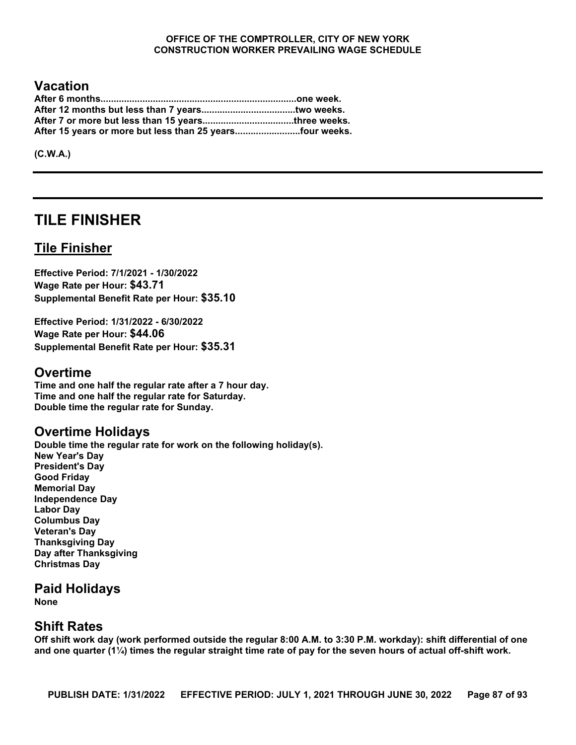## Vacation

**After 6 months..........................................................................one week.**
**After 12 months but less than 7 years...................................two weeks.**
**After 7 or more but less than 15 years..................................three weeks.**
**After 15 years or more but less than 25 years........................four weeks.**

**(C.W.A.)**

---

# TILE FINISHER

## Tile Finisher

**Effective Period: 7/1/2021 - 1/30/2022**
**Wage Rate per Hour: $43.71**
**Supplemental Benefit Rate per Hour: $35.10**

**Effective Period: 1/31/2022 - 6/30/2022**
**Wage Rate per Hour: $44.06**
**Supplemental Benefit Rate per Hour: $35.31**

## Overtime

**Time and one half the regular rate after a 7 hour day.**
**Time and one half the regular rate for Saturday.**
**Double time the regular rate for Sunday.**

## Overtime Holidays

**Double time the regular rate for work on the following holiday(s).**
**New Year's Day**
**President's Day**
**Good Friday**
**Memorial Day**
**Independence Day**
**Labor Day**
**Columbus Day**
**Veteran's Day**
**Thanksgiving Day**
**Day after Thanksgiving**
**Christmas Day**

## Paid Holidays

**None**

## Shift Rates

**Off shift work day (work performed outside the regular 8:00 A.M. to 3:30 P.M. workday): shift differential of one and one quarter (1¼) times the regular straight time rate of pay for the seven hours of actual off-shift work.**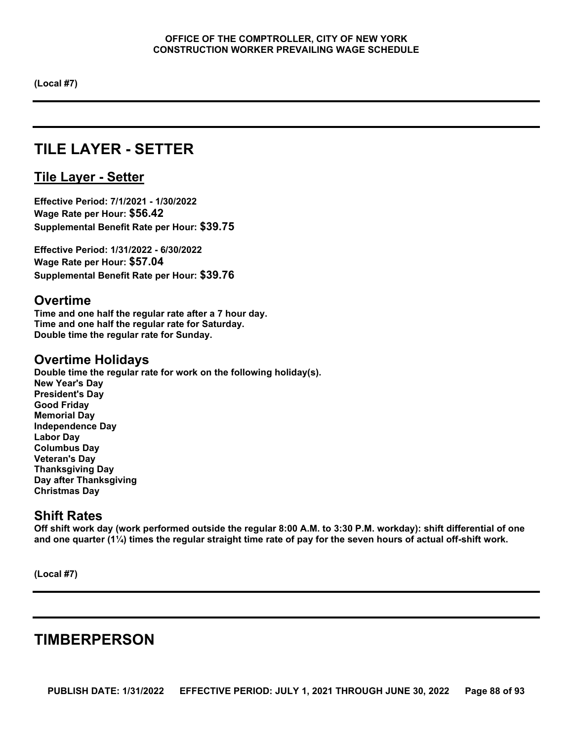(Local #7)

# TILE LAYER - SETTER

## Tile Layer - Setter

**Effective Period: 7/1/2021 - 1/30/2022**
**Wage Rate per Hour: $56.42**
**Supplemental Benefit Rate per Hour: $39.75**

**Effective Period: 1/31/2022 - 6/30/2022**
**Wage Rate per Hour: $57.04**
**Supplemental Benefit Rate per Hour: $39.76**

### Overtime

Time and one half the regular rate after a 7 hour day.
Time and one half the regular rate for Saturday.
Double time the regular rate for Sunday.

### Overtime Holidays

Double time the regular rate for work on the following holiday(s).
New Year's Day
President's Day
Good Friday
Memorial Day
Independence Day
Labor Day
Columbus Day
Veteran's Day
Thanksgiving Day
Day after Thanksgiving
Christmas Day

### Shift Rates

Off shift work day (work performed outside the regular 8:00 A.M. to 3:30 P.M. workday): shift differential of one and one quarter (1¼) times the regular straight time rate of pay for the seven hours of actual off-shift work.

(Local #7)

# TIMBERPERSON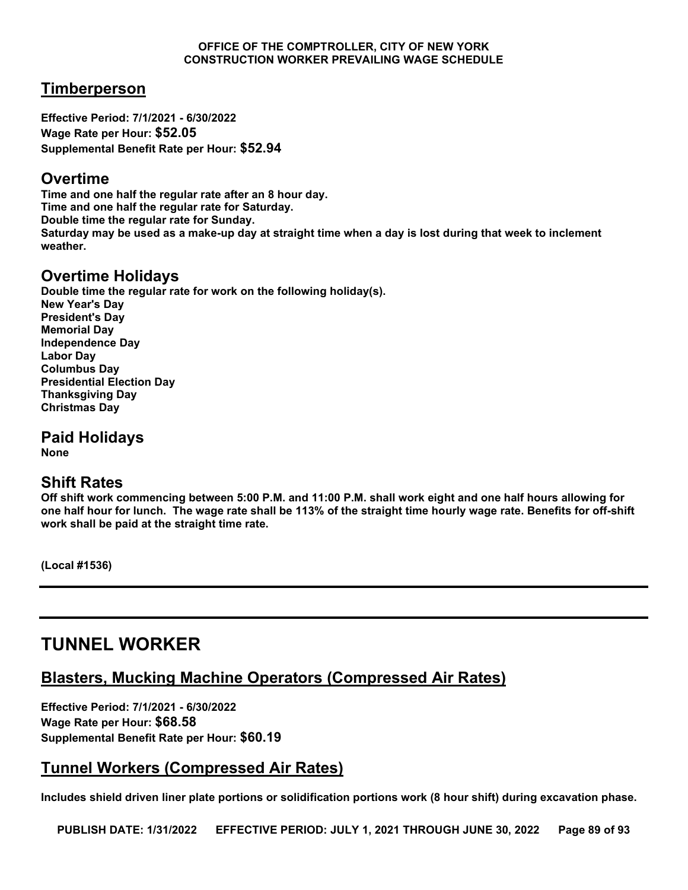## Timberperson

**Effective Period: 7/1/2021 - 6/30/2022**
**Wage Rate per Hour: $52.05**
**Supplemental Benefit Rate per Hour: $52.94**

### Overtime

**Time and one half the regular rate after an 8 hour day.**
**Time and one half the regular rate for Saturday.**
**Double time the regular rate for Sunday.**
**Saturday may be used as a make-up day at straight time when a day is lost during that week to inclement weather.**

### Overtime Holidays

**Double time the regular rate for work on the following holiday(s).**
**New Year's Day**
**President's Day**
**Memorial Day**
**Independence Day**
**Labor Day**
**Columbus Day**
**Presidential Election Day**
**Thanksgiving Day**
**Christmas Day**

### Paid Holidays

**None**

### Shift Rates

**Off shift work commencing between 5:00 P.M. and 11:00 P.M. shall work eight and one half hours allowing for one half hour for lunch. The wage rate shall be 113% of the straight time hourly wage rate. Benefits for off-shift work shall be paid at the straight time rate.**

**(Local #1536)**

---

# TUNNEL WORKER

## Blasters, Mucking Machine Operators (Compressed Air Rates)

**Effective Period: 7/1/2021 - 6/30/2022**
**Wage Rate per Hour: $68.58**
**Supplemental Benefit Rate per Hour: $60.19**

## Tunnel Workers (Compressed Air Rates)

**Includes shield driven liner plate portions or solidification portions work (8 hour shift) during excavation phase.**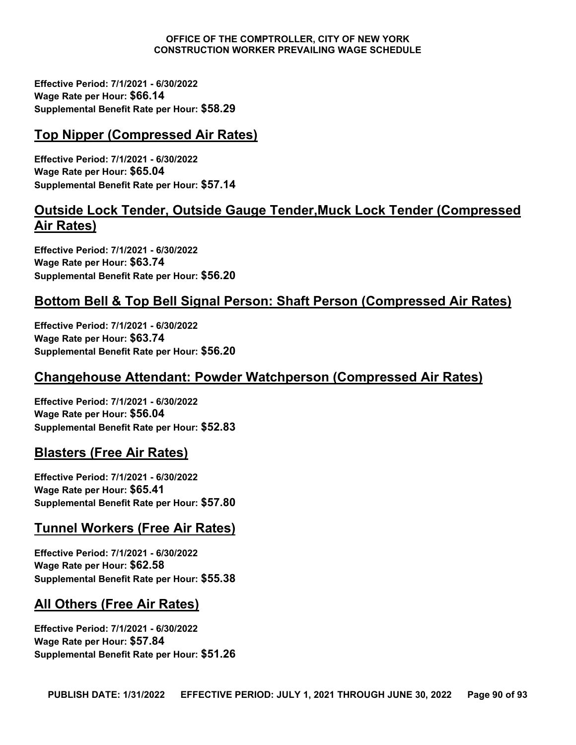**Effective Period: 7/1/2021 - 6/30/2022**
**Wage Rate per Hour: $66.14**
**Supplemental Benefit Rate per Hour: $58.29**

## Top Nipper (Compressed Air Rates)

**Effective Period: 7/1/2021 - 6/30/2022**
**Wage Rate per Hour: $65.04**
**Supplemental Benefit Rate per Hour: $57.14**

## Outside Lock Tender, Outside Gauge Tender,Muck Lock Tender (Compressed Air Rates)

**Effective Period: 7/1/2021 - 6/30/2022**
**Wage Rate per Hour: $63.74**
**Supplemental Benefit Rate per Hour: $56.20**

## Bottom Bell & Top Bell Signal Person: Shaft Person (Compressed Air Rates)

**Effective Period: 7/1/2021 - 6/30/2022**
**Wage Rate per Hour: $63.74**
**Supplemental Benefit Rate per Hour: $56.20**

## Changehouse Attendant: Powder Watchperson (Compressed Air Rates)

**Effective Period: 7/1/2021 - 6/30/2022**
**Wage Rate per Hour: $56.04**
**Supplemental Benefit Rate per Hour: $52.83**

## Blasters (Free Air Rates)

**Effective Period: 7/1/2021 - 6/30/2022**
**Wage Rate per Hour: $65.41**
**Supplemental Benefit Rate per Hour: $57.80**

## Tunnel Workers (Free Air Rates)

**Effective Period: 7/1/2021 - 6/30/2022**
**Wage Rate per Hour: $62.58**
**Supplemental Benefit Rate per Hour: $55.38**

## All Others (Free Air Rates)

**Effective Period: 7/1/2021 - 6/30/2022**
**Wage Rate per Hour: $57.84**
**Supplemental Benefit Rate per Hour: $51.26**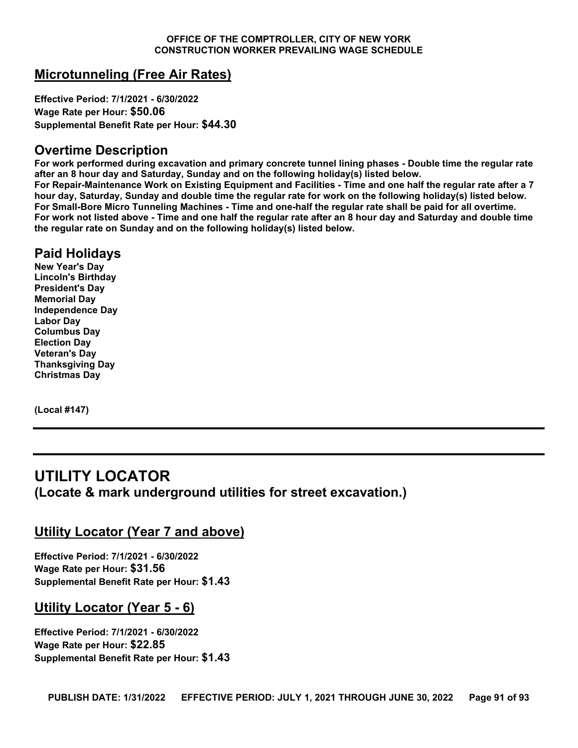## Microtunneling (Free Air Rates)

**Effective Period: 7/1/2021 - 6/30/2022**
**Wage Rate per Hour: $50.06**
**Supplemental Benefit Rate per Hour: $44.30**

## Overtime Description

**For work performed during excavation and primary concrete tunnel lining phases - Double time the regular rate after an 8 hour day and Saturday, Sunday and on the following holiday(s) listed below.**
**For Repair-Maintenance Work on Existing Equipment and Facilities - Time and one half the regular rate after a 7 hour day, Saturday, Sunday and double time the regular rate for work on the following holiday(s) listed below.**
**For Small-Bore Micro Tunneling Machines - Time and one-half the regular rate shall be paid for all overtime.**
**For work not listed above - Time and one half the regular rate after an 8 hour day and Saturday and double time the regular rate on Sunday and on the following holiday(s) listed below.**

## Paid Holidays

**New Year's Day**
**Lincoln's Birthday**
**President's Day**
**Memorial Day**
**Independence Day**
**Labor Day**
**Columbus Day**
**Election Day**
**Veteran's Day**
**Thanksgiving Day**
**Christmas Day**

**(Local #147)**

---

# UTILITY LOCATOR

## (Locate & mark underground utilities for street excavation.)

## Utility Locator (Year 7 and above)

**Effective Period: 7/1/2021 - 6/30/2022**
**Wage Rate per Hour: $31.56**
**Supplemental Benefit Rate per Hour: $1.43**

## Utility Locator (Year 5 - 6)

**Effective Period: 7/1/2021 - 6/30/2022**
**Wage Rate per Hour: $22.85**
**Supplemental Benefit Rate per Hour: $1.43**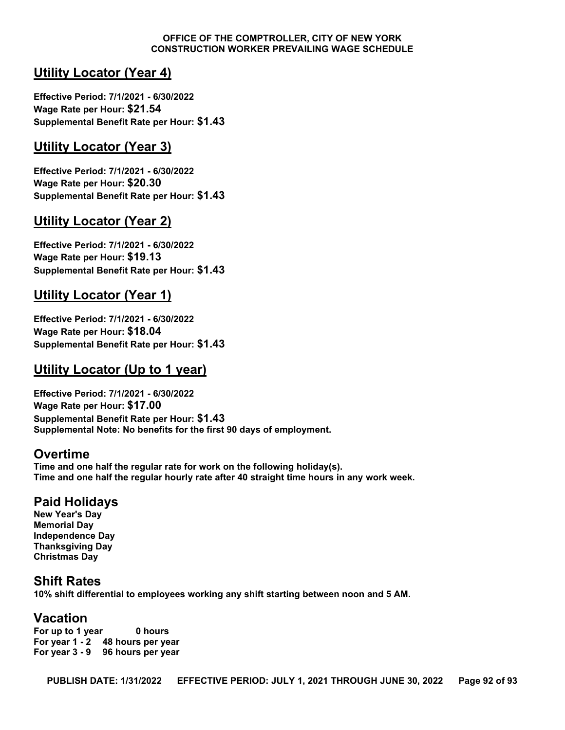## Utility Locator (Year 4)

**Effective Period: 7/1/2021 - 6/30/2022**
**Wage Rate per Hour: $21.54**
**Supplemental Benefit Rate per Hour: $1.43**

## Utility Locator (Year 3)

**Effective Period: 7/1/2021 - 6/30/2022**
**Wage Rate per Hour: $20.30**
**Supplemental Benefit Rate per Hour: $1.43**

## Utility Locator (Year 2)

**Effective Period: 7/1/2021 - 6/30/2022**
**Wage Rate per Hour: $19.13**
**Supplemental Benefit Rate per Hour: $1.43**

## Utility Locator (Year 1)

**Effective Period: 7/1/2021 - 6/30/2022**
**Wage Rate per Hour: $18.04**
**Supplemental Benefit Rate per Hour: $1.43**

## Utility Locator (Up to 1 year)

**Effective Period: 7/1/2021 - 6/30/2022**
**Wage Rate per Hour: $17.00**
**Supplemental Benefit Rate per Hour: $1.43**
**Supplemental Note: No benefits for the first 90 days of employment.**

## Overtime

**Time and one half the regular rate for work on the following holiday(s).**
**Time and one half the regular hourly rate after 40 straight time hours in any work week.**

## Paid Holidays

**New Year's Day**
**Memorial Day**
**Independence Day**
**Thanksgiving Day**
**Christmas Day**

## Shift Rates

**10% shift differential to employees working any shift starting between noon and 5 AM.**

## Vacation

**For up to 1 year 0 hours**
**For year 1 - 2 48 hours per year**
**For year 3 - 9 96 hours per year**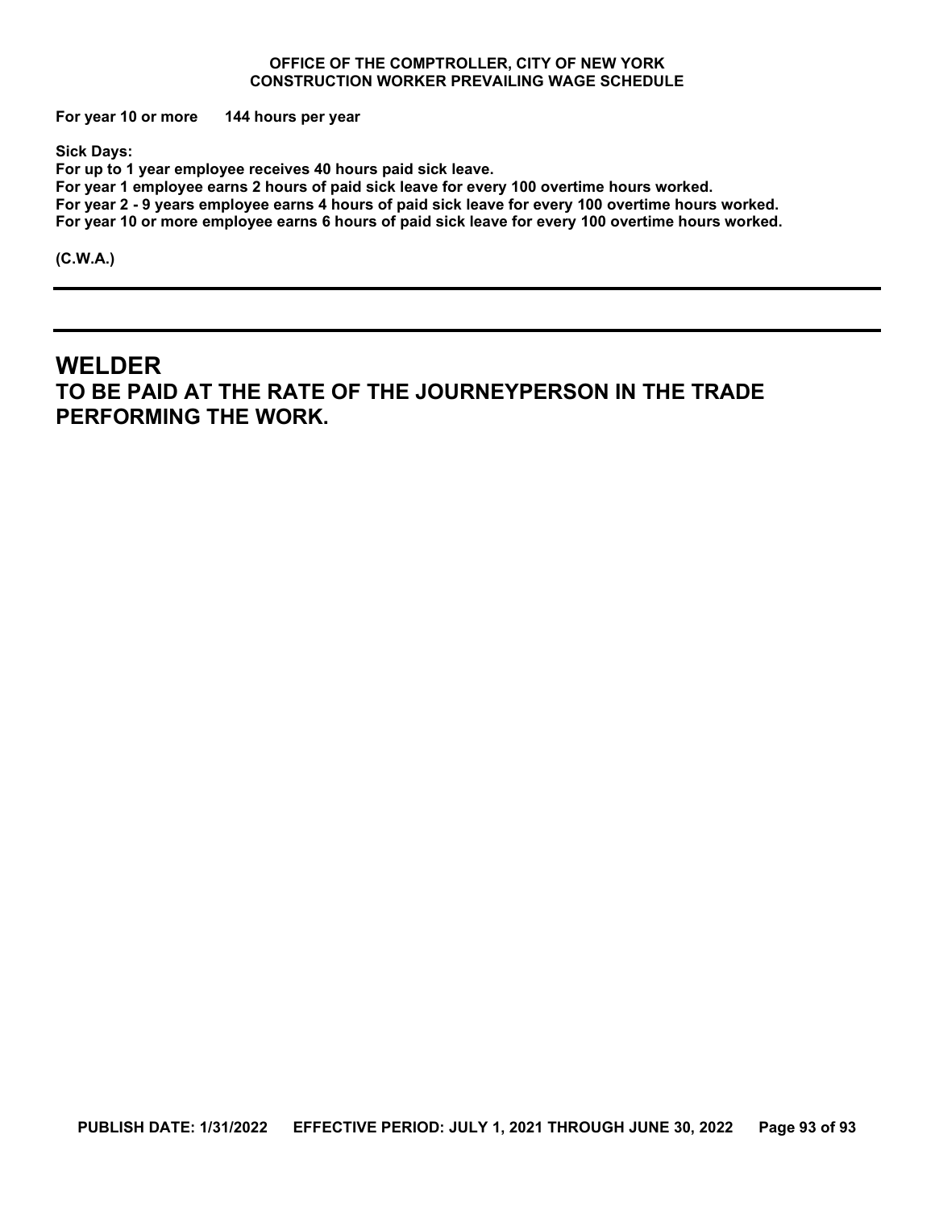**For year 10 or more 144 hours per year**

**Sick Days:**

**For up to 1 year employee receives 40 hours paid sick leave.**
**For year 1 employee earns 2 hours of paid sick leave for every 100 overtime hours worked.**
**For year 2 - 9 years employee earns 4 hours of paid sick leave for every 100 overtime hours worked.**
**For year 10 or more employee earns 6 hours of paid sick leave for every 100 overtime hours worked.**

**(C.W.A.)**

---

# WELDER

## TO BE PAID AT THE RATE OF THE JOURNEYPERSON IN THE TRADE PERFORMING THE WORK.